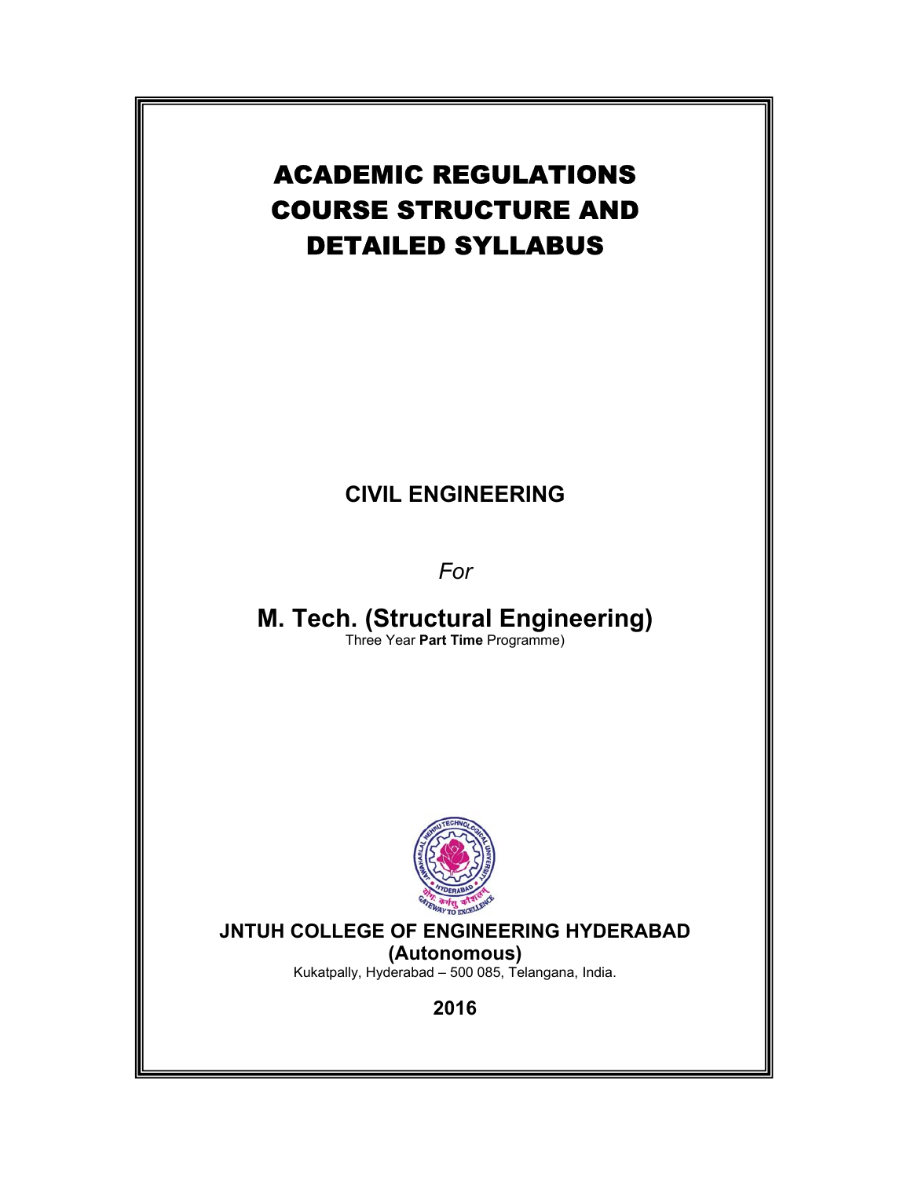# ACADEMIC REGULATIONS
# COURSE STRUCTURE AND
# DETAILED SYLLABUS

## CIVIL ENGINEERING

*For*

## M. Tech. (Structural Engineering)

Three Year **Part Time** Programme)

**JNTUH COLLEGE OF ENGINEERING HYDERABAD**
**(Autonomous)**

Kukatpally, Hyderabad – 500 085, Telangana, India.

**2016**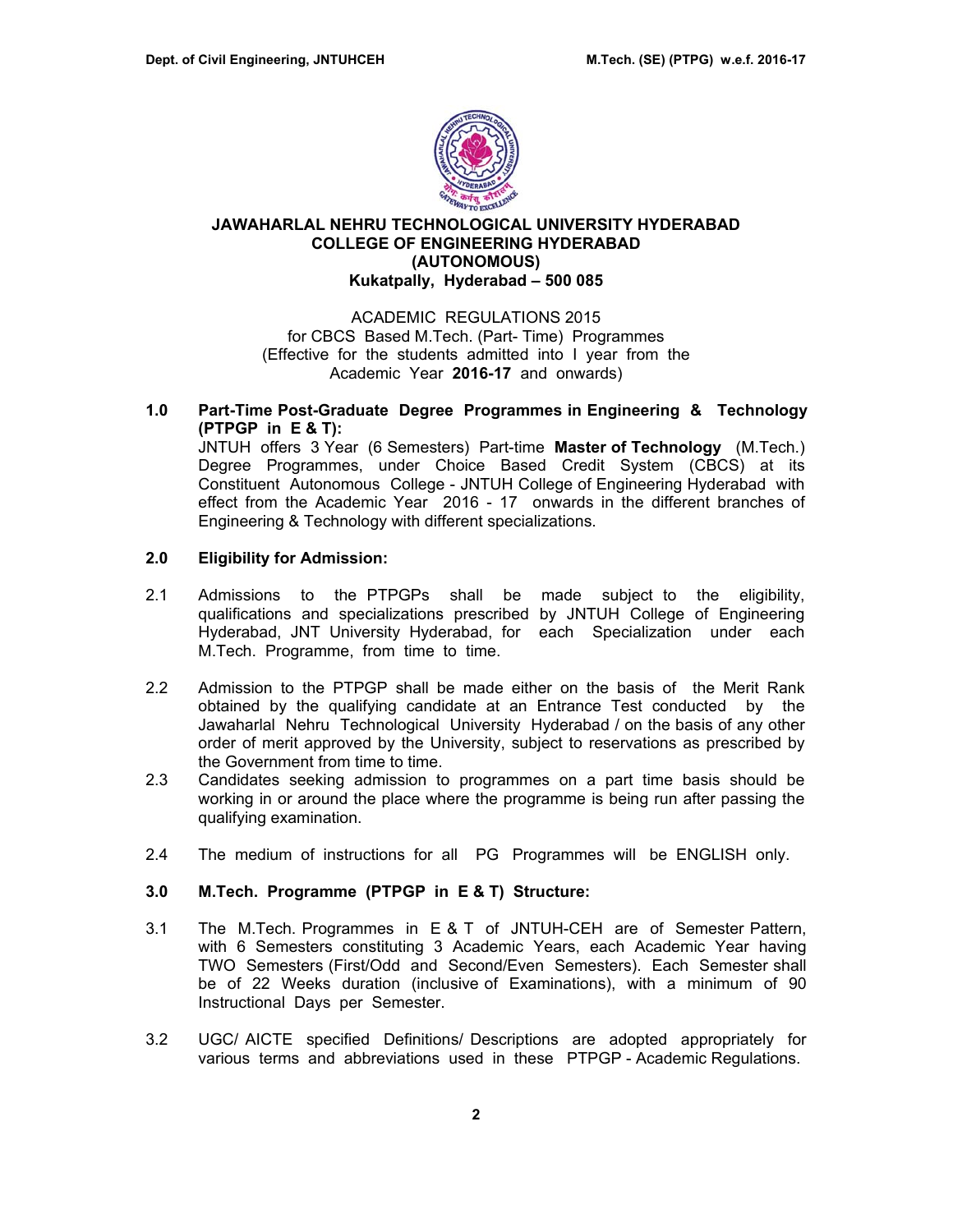**JAWAHARLAL NEHRU TECHNOLOGICAL UNIVERSITY HYDERABAD**
**COLLEGE OF ENGINEERING HYDERABAD**
**(AUTONOMOUS)**
**Kukatpally, Hyderabad – 500 085**

ACADEMIC REGULATIONS 2015
for CBCS Based M.Tech. (Part- Time) Programmes
(Effective for the students admitted into I year from the Academic Year **2016-17** and onwards)

**1.0 Part-Time Post-Graduate Degree Programmes in Engineering & Technology (PTPGP in E & T):**

JNTUH offers 3 Year (6 Semesters) Part-time **Master of Technology** (M.Tech.) Degree Programmes, under Choice Based Credit System (CBCS) at its Constituent Autonomous College - JNTUH College of Engineering Hyderabad with effect from the Academic Year 2016 - 17 onwards in the different branches of Engineering & Technology with different specializations.

**2.0 Eligibility for Admission:**

2.1 Admissions to the PTPGPs shall be made subject to the eligibility, qualifications and specializations prescribed by JNTUH College of Engineering Hyderabad, JNT University Hyderabad, for each Specialization under each M.Tech. Programme, from time to time.

2.2 Admission to the PTPGP shall be made either on the basis of the Merit Rank obtained by the qualifying candidate at an Entrance Test conducted by the Jawaharlal Nehru Technological University Hyderabad / on the basis of any other order of merit approved by the University, subject to reservations as prescribed by the Government from time to time.

2.3 Candidates seeking admission to programmes on a part time basis should be working in or around the place where the programme is being run after passing the qualifying examination.

2.4 The medium of instructions for all PG Programmes will be ENGLISH only.

**3.0 M.Tech. Programme (PTPGP in E & T) Structure:**

3.1 The M.Tech. Programmes in E & T of JNTUH-CEH are of Semester Pattern, with 6 Semesters constituting 3 Academic Years, each Academic Year having TWO Semesters (First/Odd and Second/Even Semesters). Each Semester shall be of 22 Weeks duration (inclusive of Examinations), with a minimum of 90 Instructional Days per Semester.

3.2 UGC/ AICTE specified Definitions/ Descriptions are adopted appropriately for various terms and abbreviations used in these PTPGP - Academic Regulations.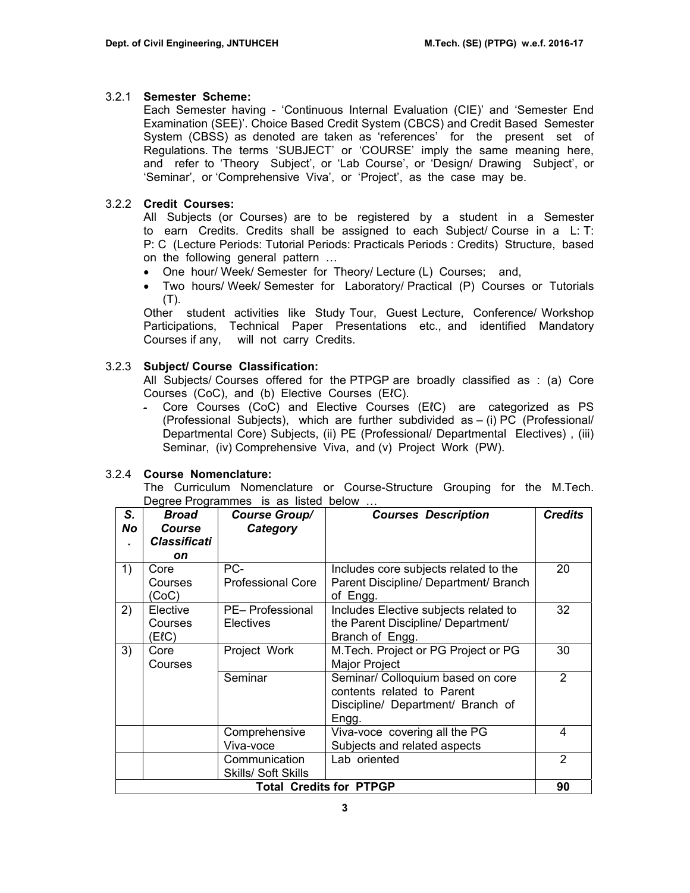### 3.2.1 **Semester Scheme:**

Each Semester having - 'Continuous Internal Evaluation (CIE)' and 'Semester End Examination (SEE)'. Choice Based Credit System (CBCS) and Credit Based Semester System (CBSS) as denoted are taken as 'references' for the present set of Regulations. The terms 'SUBJECT' or 'COURSE' imply the same meaning here, and refer to 'Theory Subject', or 'Lab Course', or 'Design/ Drawing Subject', or 'Seminar', or 'Comprehensive Viva', or 'Project', as the case may be.

### 3.2.2 **Credit Courses:**

All Subjects (or Courses) are to be registered by a student in a Semester to earn Credits. Credits shall be assigned to each Subject/ Course in a L: T: P: C (Lecture Periods: Tutorial Periods: Practicals Periods : Credits) Structure, based on the following general pattern …

- One hour/ Week/ Semester for Theory/ Lecture (L) Courses; and,
- Two hours/ Week/ Semester for Laboratory/ Practical (P) Courses or Tutorials (T).

Other student activities like Study Tour, Guest Lecture, Conference/ Workshop Participations, Technical Paper Presentations etc., and identified Mandatory Courses if any, will not carry Credits.

### 3.2.3 **Subject/ Course Classification:**

All Subjects/ Courses offered for the PTPGP are broadly classified as : (a) Core Courses (CoC), and (b) Elective Courses (EℓC).

- Core Courses (CoC) and Elective Courses (EℓC) are categorized as PS (Professional Subjects), which are further subdivided as – (i) PC (Professional/ Departmental Core) Subjects, (ii) PE (Professional/ Departmental Electives) , (iii) Seminar, (iv) Comprehensive Viva, and (v) Project Work (PW).

### 3.2.4 **Course Nomenclature:**

The Curriculum Nomenclature or Course-Structure Grouping for the M.Tech. Degree Programmes is as listed below …

| ***S. No.*** | ***Broad Course Classification*** | ***Course Group/ Category*** | ***Courses Description*** | ***Credits*** |
|---|---|---|---|---|
| 1) | Core Courses (CoC) | PC- Professional Core | Includes core subjects related to the Parent Discipline/ Department/ Branch of Engg. | 20 |
| 2) | Elective Courses (EℓC) | PE– Professional Electives | Includes Elective subjects related to the Parent Discipline/ Department/ Branch of Engg. | 32 |
| 3) | Core Courses | Project Work | M.Tech. Project or PG Project or PG Major Project | 30 |
| | | Seminar | Seminar/ Colloquium based on core contents related to Parent Discipline/ Department/ Branch of Engg. | 2 |
| | | Comprehensive Viva-voce | Viva-voce covering all the PG Subjects and related aspects | 4 |
| | | Communication Skills/ Soft Skills | Lab oriented | 2 |
| **Total Credits for PTPGP** | | | | **90** |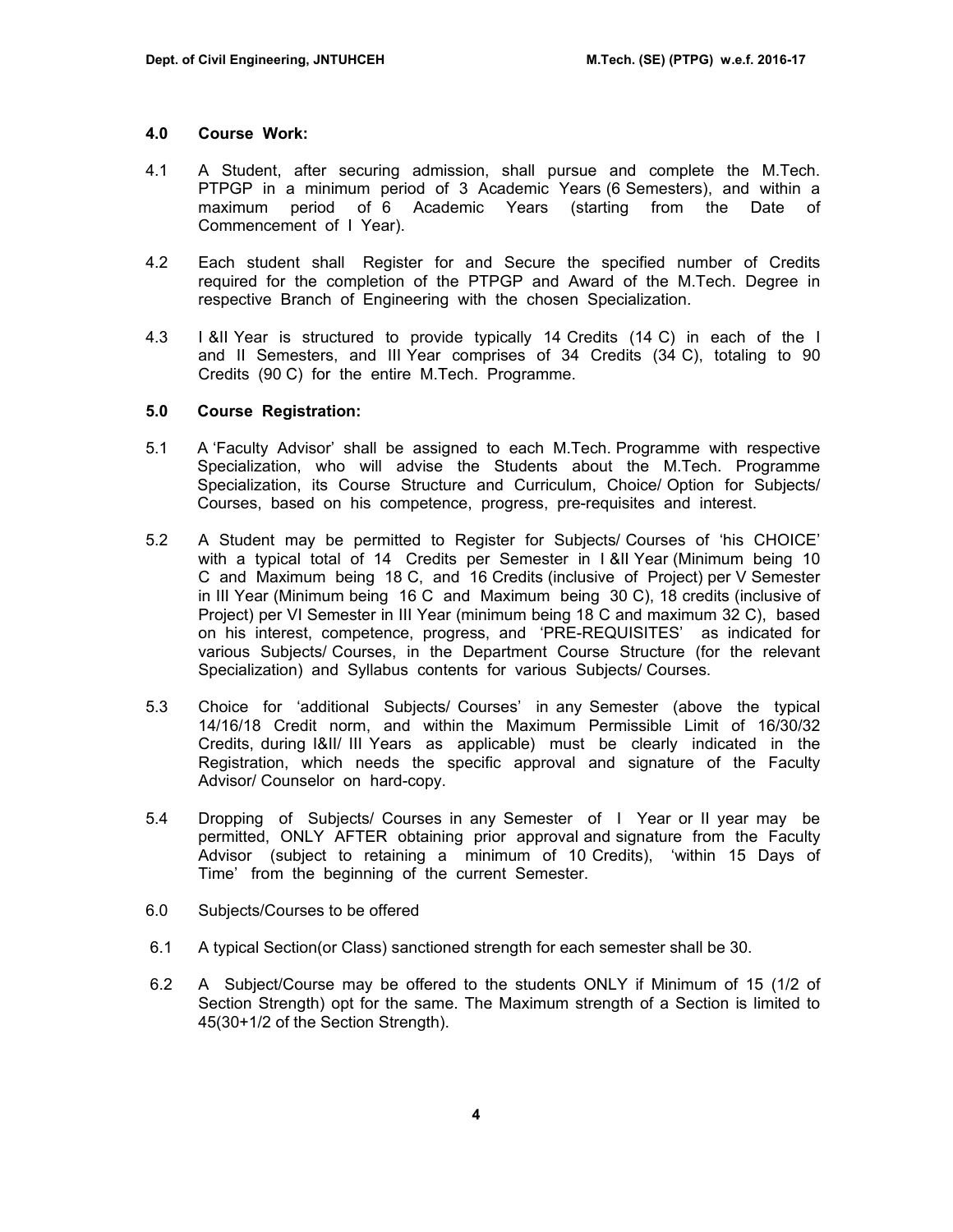### 4.0 Course Work:

4.1 A Student, after securing admission, shall pursue and complete the M.Tech. PTPGP in a minimum period of 3 Academic Years (6 Semesters), and within a maximum period of 6 Academic Years (starting from the Date of Commencement of I Year).

4.2 Each student shall Register for and Secure the specified number of Credits required for the completion of the PTPGP and Award of the M.Tech. Degree in respective Branch of Engineering with the chosen Specialization.

4.3 I &II Year is structured to provide typically 14 Credits (14 C) in each of the I and II Semesters, and III Year comprises of 34 Credits (34 C), totaling to 90 Credits (90 C) for the entire M.Tech. Programme.

### 5.0 Course Registration:

5.1 A 'Faculty Advisor' shall be assigned to each M.Tech. Programme with respective Specialization, who will advise the Students about the M.Tech. Programme Specialization, its Course Structure and Curriculum, Choice/ Option for Subjects/ Courses, based on his competence, progress, pre-requisites and interest.

5.2 A Student may be permitted to Register for Subjects/ Courses of 'his CHOICE' with a typical total of 14 Credits per Semester in I &II Year (Minimum being 10 C and Maximum being 18 C, and 16 Credits (inclusive of Project) per V Semester in III Year (Minimum being 16 C and Maximum being 30 C), 18 credits (inclusive of Project) per VI Semester in III Year (minimum being 18 C and maximum 32 C), based on his interest, competence, progress, and 'PRE-REQUISITES' as indicated for various Subjects/ Courses, in the Department Course Structure (for the relevant Specialization) and Syllabus contents for various Subjects/ Courses.

5.3 Choice for 'additional Subjects/ Courses' in any Semester (above the typical 14/16/18 Credit norm, and within the Maximum Permissible Limit of 16/30/32 Credits, during I&II/ III Years as applicable) must be clearly indicated in the Registration, which needs the specific approval and signature of the Faculty Advisor/ Counselor on hard-copy.

5.4 Dropping of Subjects/ Courses in any Semester of I Year or II year may be permitted, ONLY AFTER obtaining prior approval and signature from the Faculty Advisor (subject to retaining a minimum of 10 Credits), 'within 15 Days of Time' from the beginning of the current Semester.

6.0 Subjects/Courses to be offered

6.1 A typical Section(or Class) sanctioned strength for each semester shall be 30.

6.2 A Subject/Course may be offered to the students ONLY if Minimum of 15 (1/2 of Section Strength) opt for the same. The Maximum strength of a Section is limited to 45(30+1/2 of the Section Strength).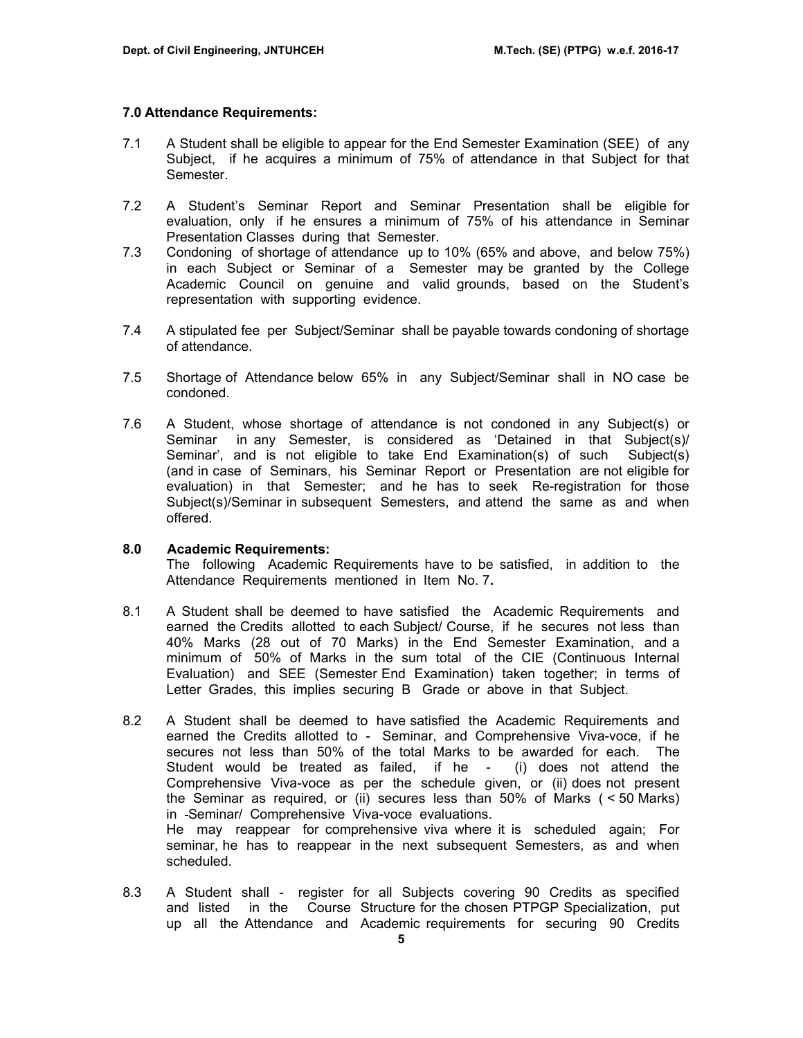### 7.0 Attendance Requirements:

7.1 A Student shall be eligible to appear for the End Semester Examination (SEE) of any Subject, if he acquires a minimum of 75% of attendance in that Subject for that Semester.

7.2 A Student's Seminar Report and Seminar Presentation shall be eligible for evaluation, only if he ensures a minimum of 75% of his attendance in Seminar Presentation Classes during that Semester.

7.3 Condoning of shortage of attendance up to 10% (65% and above, and below 75%) in each Subject or Seminar of a Semester may be granted by the College Academic Council on genuine and valid grounds, based on the Student's representation with supporting evidence.

7.4 A stipulated fee per Subject/Seminar shall be payable towards condoning of shortage of attendance.

7.5 Shortage of Attendance below 65% in any Subject/Seminar shall in NO case be condoned.

7.6 A Student, whose shortage of attendance is not condoned in any Subject(s) or Seminar in any Semester, is considered as 'Detained in that Subject(s)/ Seminar', and is not eligible to take End Examination(s) of such Subject(s) (and in case of Seminars, his Seminar Report or Presentation are not eligible for evaluation) in that Semester; and he has to seek Re-registration for those Subject(s)/Seminar in subsequent Semesters, and attend the same as and when offered.

### 8.0 Academic Requirements:

The following Academic Requirements have to be satisfied, in addition to the Attendance Requirements mentioned in Item No. 7**.**

8.1 A Student shall be deemed to have satisfied the Academic Requirements and earned the Credits allotted to each Subject/ Course, if he secures not less than 40% Marks (28 out of 70 Marks) in the End Semester Examination, and a minimum of 50% of Marks in the sum total of the CIE (Continuous Internal Evaluation) and SEE (Semester End Examination) taken together; in terms of Letter Grades, this implies securing B Grade or above in that Subject.

8.2 A Student shall be deemed to have satisfied the Academic Requirements and earned the Credits allotted to - Seminar, and Comprehensive Viva-voce, if he secures not less than 50% of the total Marks to be awarded for each. The Student would be treated as failed, if he - (i) does not attend the Comprehensive Viva-voce as per the schedule given, or (ii) does not present the Seminar as required, or (ii) secures less than 50% of Marks ( < 50 Marks) in -Seminar/ Comprehensive Viva-voce evaluations.
He may reappear for comprehensive viva where it is scheduled again; For seminar, he has to reappear in the next subsequent Semesters, as and when scheduled.

8.3 A Student shall - register for all Subjects covering 90 Credits as specified and listed in the Course Structure for the chosen PTPGP Specialization, put up all the Attendance and Academic requirements for securing 90 Credits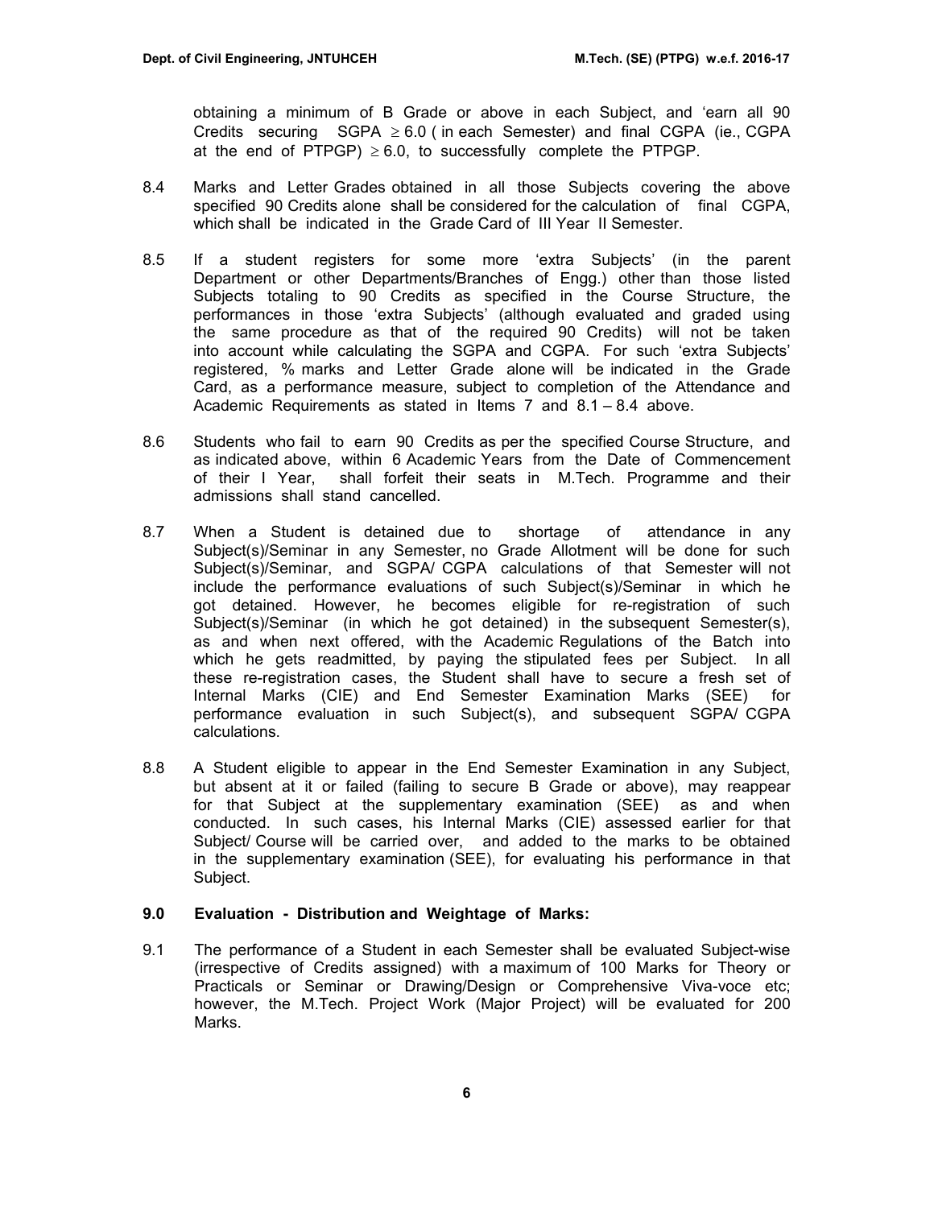obtaining a minimum of B Grade or above in each Subject, and 'earn all 90 Credits securing SGPA $\geq$ 6.0 ( in each Semester) and final CGPA (ie., CGPA at the end of PTPGP) $\geq$ 6.0, to successfully complete the PTPGP.

8.4 Marks and Letter Grades obtained in all those Subjects covering the above specified 90 Credits alone shall be considered for the calculation of final CGPA, which shall be indicated in the Grade Card of III Year II Semester.

8.5 If a student registers for some more 'extra Subjects' (in the parent Department or other Departments/Branches of Engg.) other than those listed Subjects totaling to 90 Credits as specified in the Course Structure, the performances in those 'extra Subjects' (although evaluated and graded using the same procedure as that of the required 90 Credits) will not be taken into account while calculating the SGPA and CGPA. For such 'extra Subjects' registered, % marks and Letter Grade alone will be indicated in the Grade Card, as a performance measure, subject to completion of the Attendance and Academic Requirements as stated in Items 7 and 8.1 – 8.4 above.

8.6 Students who fail to earn 90 Credits as per the specified Course Structure, and as indicated above, within 6 Academic Years from the Date of Commencement of their I Year, shall forfeit their seats in M.Tech. Programme and their admissions shall stand cancelled.

8.7 When a Student is detained due to shortage of attendance in any Subject(s)/Seminar in any Semester, no Grade Allotment will be done for such Subject(s)/Seminar, and SGPA/ CGPA calculations of that Semester will not include the performance evaluations of such Subject(s)/Seminar in which he got detained. However, he becomes eligible for re-registration of such Subject(s)/Seminar (in which he got detained) in the subsequent Semester(s), as and when next offered, with the Academic Regulations of the Batch into which he gets readmitted, by paying the stipulated fees per Subject. In all these re-registration cases, the Student shall have to secure a fresh set of Internal Marks (CIE) and End Semester Examination Marks (SEE) for performance evaluation in such Subject(s), and subsequent SGPA/ CGPA calculations.

8.8 A Student eligible to appear in the End Semester Examination in any Subject, but absent at it or failed (failing to secure B Grade or above), may reappear for that Subject at the supplementary examination (SEE) as and when conducted. In such cases, his Internal Marks (CIE) assessed earlier for that Subject/ Course will be carried over, and added to the marks to be obtained in the supplementary examination (SEE), for evaluating his performance in that Subject.

### 9.0 Evaluation - Distribution and Weightage of Marks:

9.1 The performance of a Student in each Semester shall be evaluated Subject-wise (irrespective of Credits assigned) with a maximum of 100 Marks for Theory or Practicals or Seminar or Drawing/Design or Comprehensive Viva-voce etc; however, the M.Tech. Project Work (Major Project) will be evaluated for 200 Marks.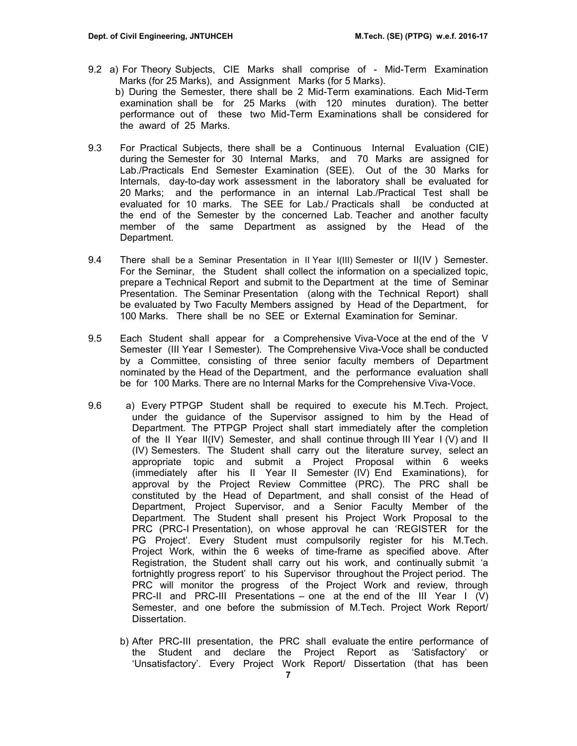9.2 a) For Theory Subjects, CIE Marks shall comprise of - Mid-Term Examination Marks (for 25 Marks), and Assignment Marks (for 5 Marks).

b) During the Semester, there shall be 2 Mid-Term examinations. Each Mid-Term examination shall be for 25 Marks (with 120 minutes duration). The better performance out of these two Mid-Term Examinations shall be considered for the award of 25 Marks.

9.3 For Practical Subjects, there shall be a Continuous Internal Evaluation (CIE) during the Semester for 30 Internal Marks, and 70 Marks are assigned for Lab./Practicals End Semester Examination (SEE). Out of the 30 Marks for Internals, day-to-day work assessment in the laboratory shall be evaluated for 20 Marks; and the performance in an internal Lab./Practical Test shall be evaluated for 10 marks. The SEE for Lab./ Practicals shall be conducted at the end of the Semester by the concerned Lab. Teacher and another faculty member of the same Department as assigned by the Head of the Department.

9.4 There shall be a Seminar Presentation in II Year I(III) Semester or II(IV ) Semester. For the Seminar, the Student shall collect the information on a specialized topic, prepare a Technical Report and submit to the Department at the time of Seminar Presentation. The Seminar Presentation (along with the Technical Report) shall be evaluated by Two Faculty Members assigned by Head of the Department, for 100 Marks. There shall be no SEE or External Examination for Seminar.

9.5 Each Student shall appear for a Comprehensive Viva-Voce at the end of the V Semester (III Year I Semester). The Comprehensive Viva-Voce shall be conducted by a Committee, consisting of three senior faculty members of Department nominated by the Head of the Department, and the performance evaluation shall be for 100 Marks. There are no Internal Marks for the Comprehensive Viva-Voce.

9.6 a) Every PTPGP Student shall be required to execute his M.Tech. Project, under the guidance of the Supervisor assigned to him by the Head of Department. The PTPGP Project shall start immediately after the completion of the II Year II(IV) Semester, and shall continue through III Year I (V) and II (IV) Semesters. The Student shall carry out the literature survey, select an appropriate topic and submit a Project Proposal within 6 weeks (immediately after his II Year II Semester (IV) End Examinations), for approval by the Project Review Committee (PRC). The PRC shall be constituted by the Head of Department, and shall consist of the Head of Department, Project Supervisor, and a Senior Faculty Member of the Department. The Student shall present his Project Work Proposal to the PRC (PRC-I Presentation), on whose approval he can 'REGISTER for the PG Project'. Every Student must compulsorily register for his M.Tech. Project Work, within the 6 weeks of time-frame as specified above. After Registration, the Student shall carry out his work, and continually submit 'a fortnightly progress report' to his Supervisor throughout the Project period. The PRC will monitor the progress of the Project Work and review, through PRC-II and PRC-III Presentations – one at the end of the III Year I (V) Semester, and one before the submission of M.Tech. Project Work Report/ Dissertation.

b) After PRC-III presentation, the PRC shall evaluate the entire performance of the Student and declare the Project Report as 'Satisfactory' or 'Unsatisfactory'. Every Project Work Report/ Dissertation (that has been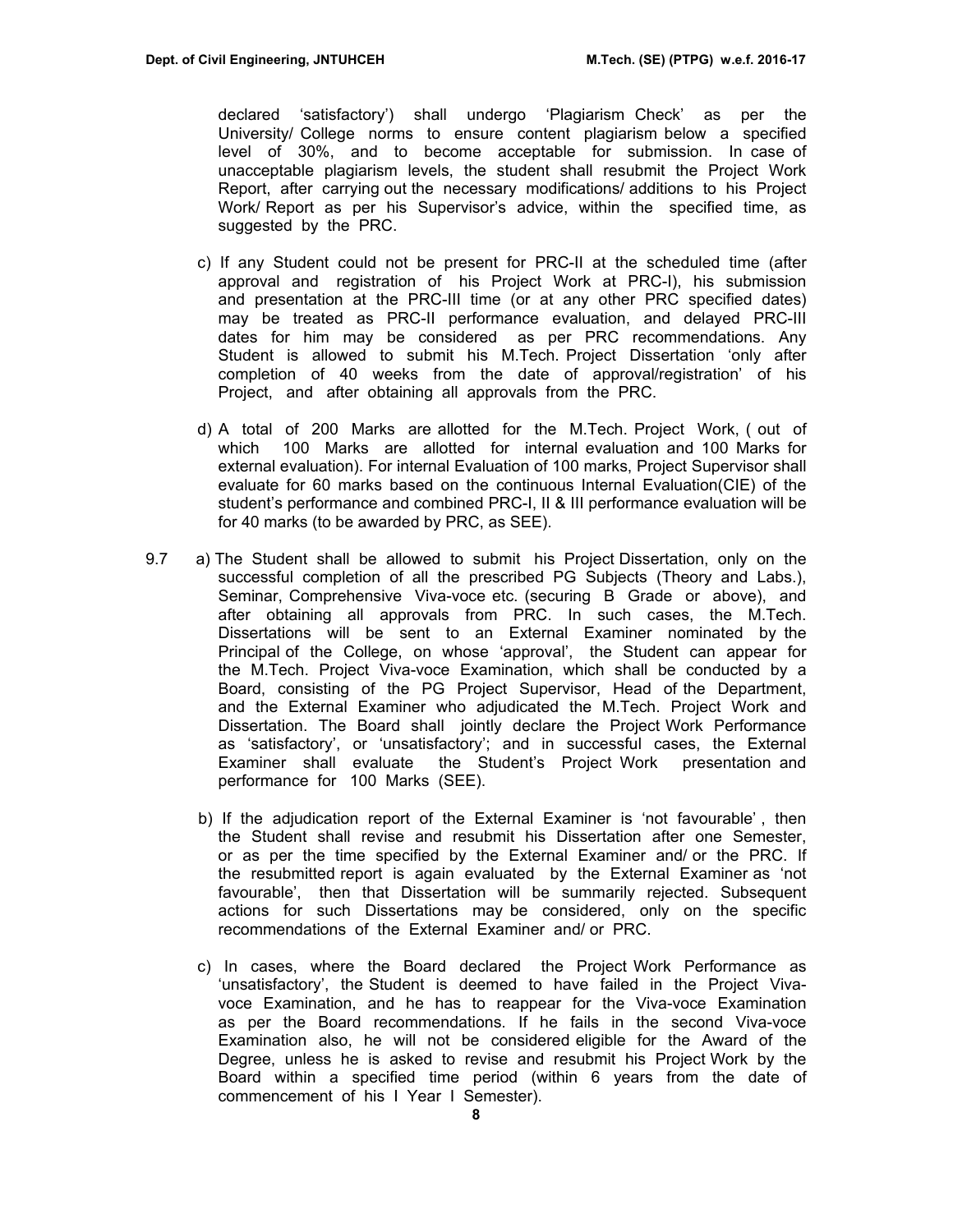declared 'satisfactory') shall undergo 'Plagiarism Check' as per the University/ College norms to ensure content plagiarism below a specified level of 30%, and to become acceptable for submission. In case of unacceptable plagiarism levels, the student shall resubmit the Project Work Report, after carrying out the necessary modifications/ additions to his Project Work/ Report as per his Supervisor's advice, within the specified time, as suggested by the PRC.

c) If any Student could not be present for PRC-II at the scheduled time (after approval and registration of his Project Work at PRC-I), his submission and presentation at the PRC-III time (or at any other PRC specified dates) may be treated as PRC-II performance evaluation, and delayed PRC-III dates for him may be considered as per PRC recommendations. Any Student is allowed to submit his M.Tech. Project Dissertation 'only after completion of 40 weeks from the date of approval/registration' of his Project, and after obtaining all approvals from the PRC.

d) A total of 200 Marks are allotted for the M.Tech. Project Work, ( out of which 100 Marks are allotted for internal evaluation and 100 Marks for external evaluation). For internal Evaluation of 100 marks, Project Supervisor shall evaluate for 60 marks based on the continuous Internal Evaluation(CIE) of the student's performance and combined PRC-I, II & III performance evaluation will be for 40 marks (to be awarded by PRC, as SEE).

9.7 a) The Student shall be allowed to submit his Project Dissertation, only on the successful completion of all the prescribed PG Subjects (Theory and Labs.), Seminar, Comprehensive Viva-voce etc. (securing B Grade or above), and after obtaining all approvals from PRC. In such cases, the M.Tech. Dissertations will be sent to an External Examiner nominated by the Principal of the College, on whose 'approval', the Student can appear for the M.Tech. Project Viva-voce Examination, which shall be conducted by a Board, consisting of the PG Project Supervisor, Head of the Department, and the External Examiner who adjudicated the M.Tech. Project Work and Dissertation. The Board shall jointly declare the Project Work Performance as 'satisfactory', or 'unsatisfactory'; and in successful cases, the External Examiner shall evaluate the Student's Project Work presentation and performance for 100 Marks (SEE).

b) If the adjudication report of the External Examiner is 'not favourable' , then the Student shall revise and resubmit his Dissertation after one Semester, or as per the time specified by the External Examiner and/ or the PRC. If the resubmitted report is again evaluated by the External Examiner as 'not favourable', then that Dissertation will be summarily rejected. Subsequent actions for such Dissertations may be considered, only on the specific recommendations of the External Examiner and/ or PRC.

c) In cases, where the Board declared the Project Work Performance as 'unsatisfactory', the Student is deemed to have failed in the Project Viva-voce Examination, and he has to reappear for the Viva-voce Examination as per the Board recommendations. If he fails in the second Viva-voce Examination also, he will not be considered eligible for the Award of the Degree, unless he is asked to revise and resubmit his Project Work by the Board within a specified time period (within 6 years from the date of commencement of his I Year I Semester).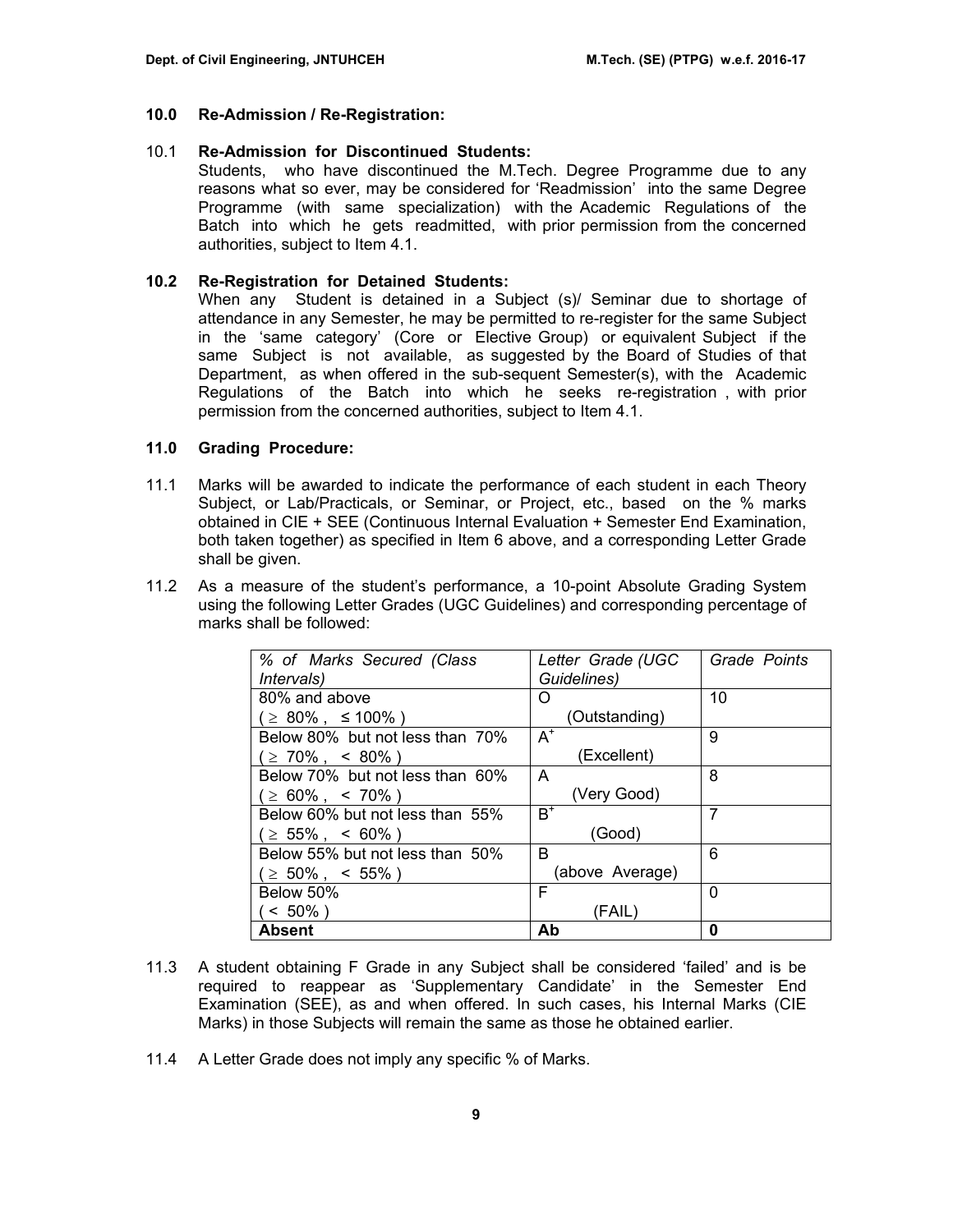## 10.0 Re-Admission / Re-Registration:

### 10.1 Re-Admission for Discontinued Students:

Students, who have discontinued the M.Tech. Degree Programme due to any reasons what so ever, may be considered for 'Readmission' into the same Degree Programme (with same specialization) with the Academic Regulations of the Batch into which he gets readmitted, with prior permission from the concerned authorities, subject to Item 4.1.

### 10.2 Re-Registration for Detained Students:

When any Student is detained in a Subject (s)/ Seminar due to shortage of attendance in any Semester, he may be permitted to re-register for the same Subject in the 'same category' (Core or Elective Group) or equivalent Subject if the same Subject is not available, as suggested by the Board of Studies of that Department, as when offered in the sub-sequent Semester(s), with the Academic Regulations of the Batch into which he seeks re-registration , with prior permission from the concerned authorities, subject to Item 4.1.

## 11.0 Grading Procedure:

11.1 Marks will be awarded to indicate the performance of each student in each Theory Subject, or Lab/Practicals, or Seminar, or Project, etc., based on the % marks obtained in CIE + SEE (Continuous Internal Evaluation + Semester End Examination, both taken together) as specified in Item 6 above, and a corresponding Letter Grade shall be given.

11.2 As a measure of the student's performance, a 10-point Absolute Grading System using the following Letter Grades (UGC Guidelines) and corresponding percentage of marks shall be followed:

| *% of Marks Secured (Class Intervals)* | *Letter Grade (UGC Guidelines)* | *Grade Points* |
|---|---|---|
| 80% and above ( ≥ 80% , ≤ 100% ) | O (Outstanding) | 10 |
| Below 80% but not less than 70% ( ≥ 70% , < 80% ) | $A^+$ (Excellent) | 9 |
| Below 70% but not less than 60% ( ≥ 60% , < 70% ) | A (Very Good) | 8 |
| Below 60% but not less than 55% ( ≥ 55% , < 60% ) | $B^+$ (Good) | 7 |
| Below 55% but not less than 50% ( ≥ 50% , < 55% ) | B (above Average) | 6 |
| Below 50% ( < 50% ) | F (FAIL) | 0 |
| **Absent** | **Ab** | **0** |

11.3 A student obtaining F Grade in any Subject shall be considered 'failed' and is be required to reappear as 'Supplementary Candidate' in the Semester End Examination (SEE), as and when offered. In such cases, his Internal Marks (CIE Marks) in those Subjects will remain the same as those he obtained earlier.

11.4 A Letter Grade does not imply any specific % of Marks.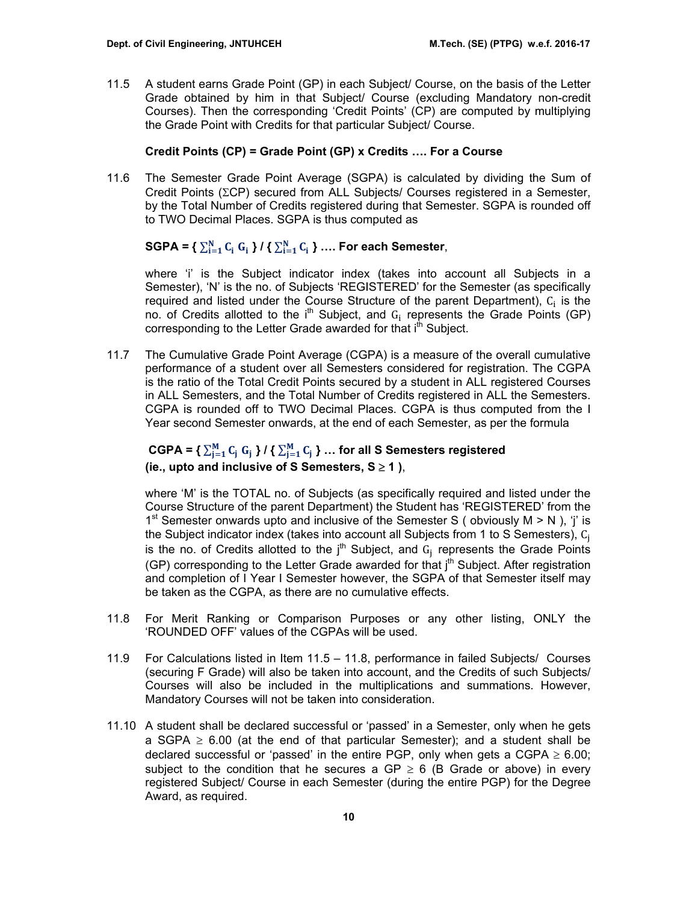11.5 A student earns Grade Point (GP) in each Subject/ Course, on the basis of the Letter Grade obtained by him in that Subject/ Course (excluding Mandatory non-credit Courses). Then the corresponding 'Credit Points' (CP) are computed by multiplying the Grade Point with Credits for that particular Subject/ Course.

**Credit Points (CP) = Grade Point (GP) x Credits …. For a Course**

11.6 The Semester Grade Point Average (SGPA) is calculated by dividing the Sum of Credit Points ($\Sigma$CP) secured from ALL Subjects/ Courses registered in a Semester, by the Total Number of Credits registered during that Semester. SGPA is rounded off to TWO Decimal Places. SGPA is thus computed as

**SGPA = $\{ \sum_{i=1}^{N} C_i \; G_i \} / \{ \sum_{i=1}^{N} C_i \}$ …. For each Semester**,

where 'i' is the Subject indicator index (takes into account all Subjects in a Semester), 'N' is the no. of Subjects 'REGISTERED' for the Semester (as specifically required and listed under the Course Structure of the parent Department), $C_i$ is the no. of Credits allotted to the $i^{th}$ Subject, and $G_i$ represents the Grade Points (GP) corresponding to the Letter Grade awarded for that $i^{th}$ Subject.

11.7 The Cumulative Grade Point Average (CGPA) is a measure of the overall cumulative performance of a student over all Semesters considered for registration. The CGPA is the ratio of the Total Credit Points secured by a student in ALL registered Courses in ALL Semesters, and the Total Number of Credits registered in ALL the Semesters. CGPA is rounded off to TWO Decimal Places. CGPA is thus computed from the I Year second Semester onwards, at the end of each Semester, as per the formula

**CGPA = $\{ \sum_{j=1}^{M} C_j \; G_j \} / \{ \sum_{j=1}^{M} C_j \}$ … for all S Semesters registered (ie., upto and inclusive of S Semesters, S $\geq$ 1 )**,

where 'M' is the TOTAL no. of Subjects (as specifically required and listed under the Course Structure of the parent Department) the Student has 'REGISTERED' from the 1st Semester onwards upto and inclusive of the Semester S ( obviously M > N ), 'j' is the Subject indicator index (takes into account all Subjects from 1 to S Semesters), $C_j$ is the no. of Credits allotted to the $j^{th}$ Subject, and $G_j$ represents the Grade Points (GP) corresponding to the Letter Grade awarded for that $j^{th}$ Subject. After registration and completion of I Year I Semester however, the SGPA of that Semester itself may be taken as the CGPA, as there are no cumulative effects.

11.8 For Merit Ranking or Comparison Purposes or any other listing, ONLY the 'ROUNDED OFF' values of the CGPAs will be used.

11.9 For Calculations listed in Item 11.5 – 11.8, performance in failed Subjects/ Courses (securing F Grade) will also be taken into account, and the Credits of such Subjects/ Courses will also be included in the multiplications and summations. However, Mandatory Courses will not be taken into consideration.

11.10 A student shall be declared successful or 'passed' in a Semester, only when he gets a SGPA $\geq$ 6.00 (at the end of that particular Semester); and a student shall be declared successful or 'passed' in the entire PGP, only when gets a CGPA $\geq$ 6.00; subject to the condition that he secures a GP $\geq$ 6 (B Grade or above) in every registered Subject/ Course in each Semester (during the entire PGP) for the Degree Award, as required.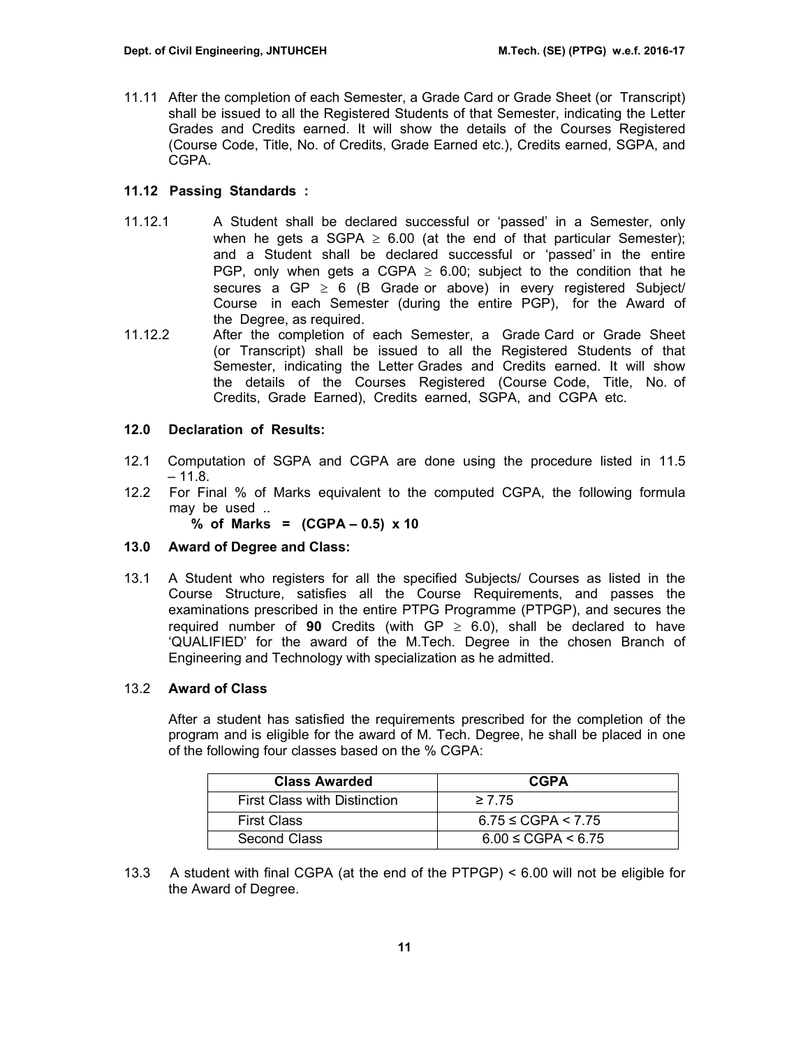11.11 After the completion of each Semester, a Grade Card or Grade Sheet (or Transcript) shall be issued to all the Registered Students of that Semester, indicating the Letter Grades and Credits earned. It will show the details of the Courses Registered (Course Code, Title, No. of Credits, Grade Earned etc.), Credits earned, SGPA, and CGPA.

**11.12 Passing Standards :**

11.12.1 A Student shall be declared successful or 'passed' in a Semester, only when he gets a SGPA $\geq$ 6.00 (at the end of that particular Semester); and a Student shall be declared successful or 'passed' in the entire PGP, only when gets a CGPA $\geq$ 6.00; subject to the condition that he secures a GP $\geq$ 6 (B Grade or above) in every registered Subject/ Course in each Semester (during the entire PGP), for the Award of the Degree, as required.

11.12.2 After the completion of each Semester, a Grade Card or Grade Sheet (or Transcript) shall be issued to all the Registered Students of that Semester, indicating the Letter Grades and Credits earned. It will show the details of the Courses Registered (Course Code, Title, No. of Credits, Grade Earned), Credits earned, SGPA, and CGPA etc.

**12.0 Declaration of Results:**

12.1 Computation of SGPA and CGPA are done using the procedure listed in 11.5 – 11.8.

12.2 For Final % of Marks equivalent to the computed CGPA, the following formula may be used ..

**% of Marks = (CGPA – 0.5) x 10**

**13.0 Award of Degree and Class:**

13.1 A Student who registers for all the specified Subjects/ Courses as listed in the Course Structure, satisfies all the Course Requirements, and passes the examinations prescribed in the entire PTPG Programme (PTPGP), and secures the required number of **90** Credits (with GP $\geq$ 6.0), shall be declared to have 'QUALIFIED' for the award of the M.Tech. Degree in the chosen Branch of Engineering and Technology with specialization as he admitted.

13.2 **Award of Class**

After a student has satisfied the requirements prescribed for the completion of the program and is eligible for the award of M. Tech. Degree, he shall be placed in one of the following four classes based on the % CGPA:

| Class Awarded | CGPA |
| --- | --- |
| First Class with Distinction | ≥ 7.75 |
| First Class | 6.75 ≤ CGPA < 7.75 |
| Second Class | 6.00 ≤ CGPA < 6.75 |

13.3 A student with final CGPA (at the end of the PTPGP) < 6.00 will not be eligible for the Award of Degree.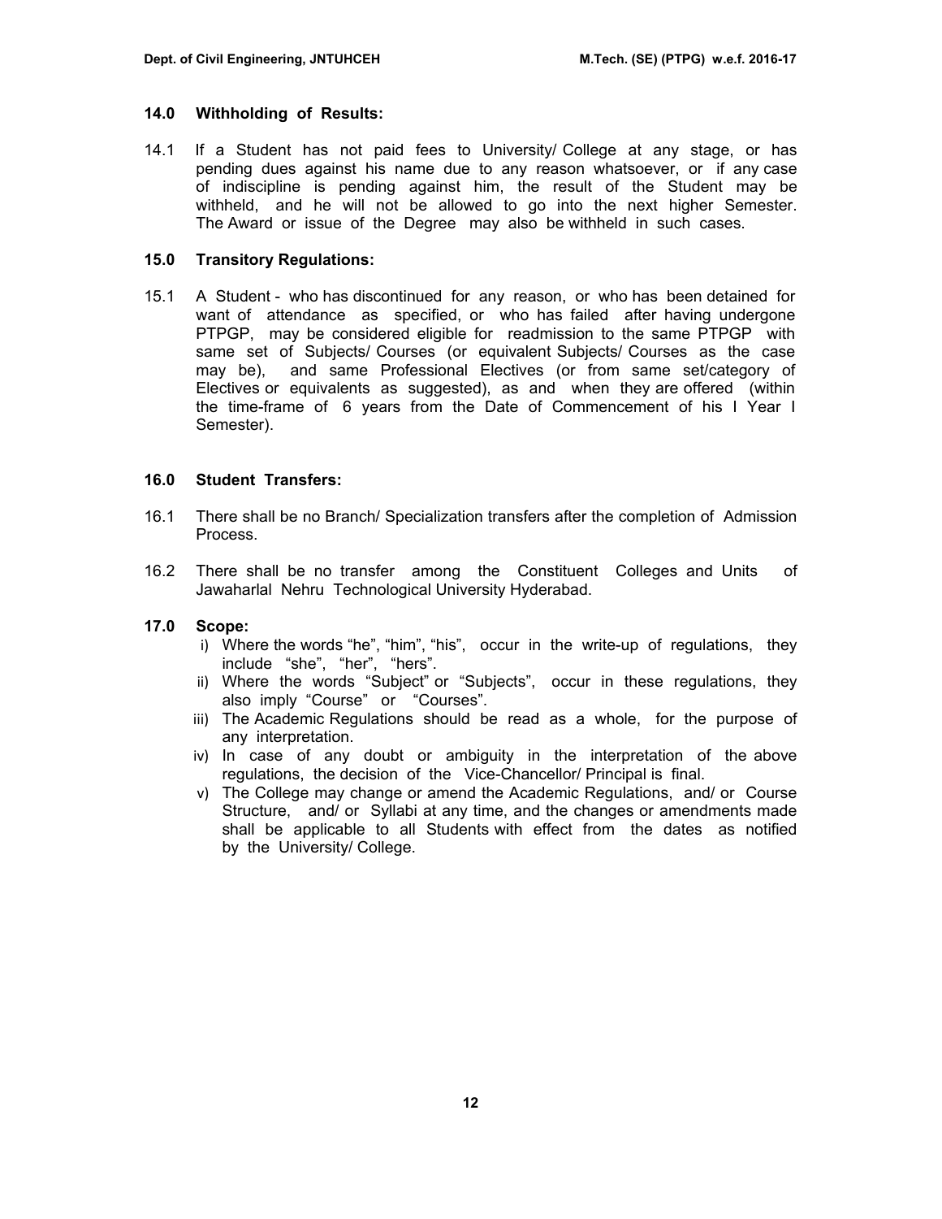### 14.0 Withholding of Results:

14.1 If a Student has not paid fees to University/ College at any stage, or has pending dues against his name due to any reason whatsoever, or if any case of indiscipline is pending against him, the result of the Student may be withheld, and he will not be allowed to go into the next higher Semester. The Award or issue of the Degree may also be withheld in such cases.

### 15.0 Transitory Regulations:

15.1 A Student - who has discontinued for any reason, or who has been detained for want of attendance as specified, or who has failed after having undergone PTPGP, may be considered eligible for readmission to the same PTPGP with same set of Subjects/ Courses (or equivalent Subjects/ Courses as the case may be), and same Professional Electives (or from same set/category of Electives or equivalents as suggested), as and when they are offered (within the time-frame of 6 years from the Date of Commencement of his I Year I Semester).

### 16.0 Student Transfers:

16.1 There shall be no Branch/ Specialization transfers after the completion of Admission Process.

16.2 There shall be no transfer among the Constituent Colleges and Units of Jawaharlal Nehru Technological University Hyderabad.

### 17.0 Scope:

i) Where the words "he", "him", "his", occur in the write-up of regulations, they include "she", "her", "hers".
ii) Where the words "Subject" or "Subjects", occur in these regulations, they also imply "Course" or "Courses".
iii) The Academic Regulations should be read as a whole, for the purpose of any interpretation.
iv) In case of any doubt or ambiguity in the interpretation of the above regulations, the decision of the Vice-Chancellor/ Principal is final.
v) The College may change or amend the Academic Regulations, and/ or Course Structure, and/ or Syllabi at any time, and the changes or amendments made shall be applicable to all Students with effect from the dates as notified by the University/ College.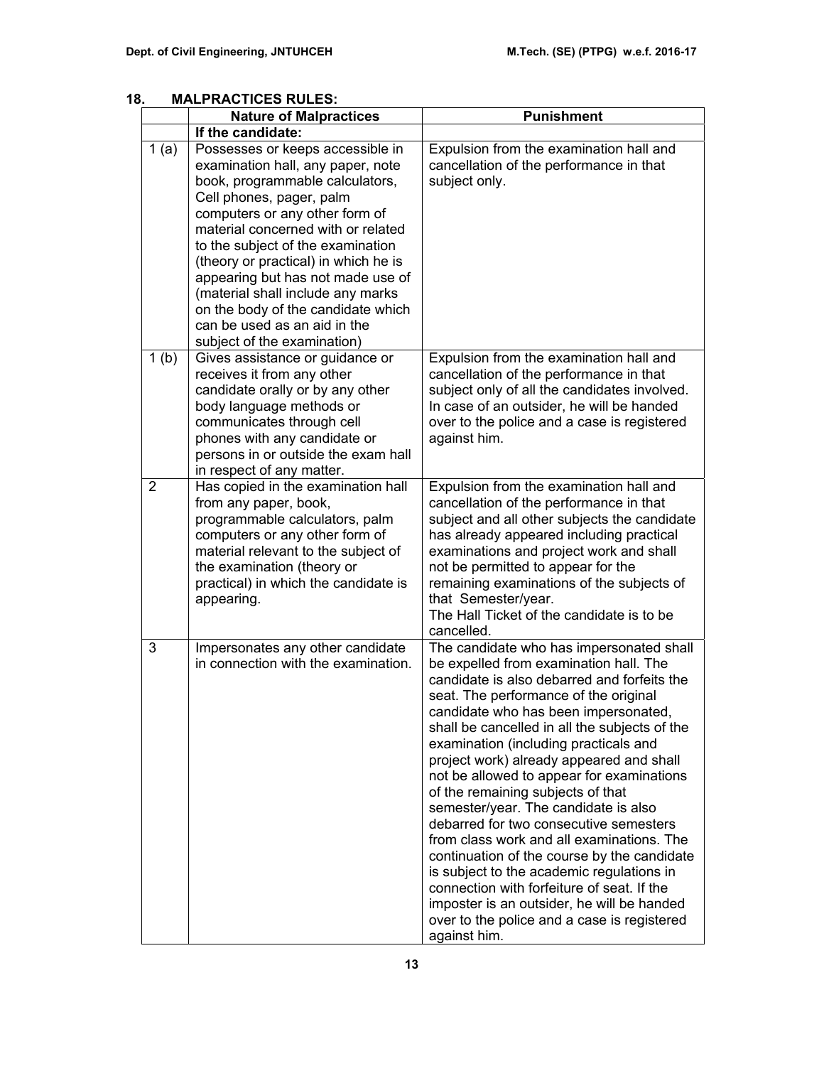## 18. MALPRACTICES RULES:

| | Nature of Malpractices | Punishment |
|---|---|---|
| | **If the candidate:** | |
| 1 (a) | Possesses or keeps accessible in examination hall, any paper, note book, programmable calculators, Cell phones, pager, palm computers or any other form of material concerned with or related to the subject of the examination (theory or practical) in which he is appearing but has not made use of (material shall include any marks on the body of the candidate which can be used as an aid in the subject of the examination) | Expulsion from the examination hall and cancellation of the performance in that subject only. |
| 1 (b) | Gives assistance or guidance or receives it from any other candidate orally or by any other body language methods or communicates through cell phones with any candidate or persons in or outside the exam hall in respect of any matter. | Expulsion from the examination hall and cancellation of the performance in that subject only of all the candidates involved. In case of an outsider, he will be handed over to the police and a case is registered against him. |
| 2 | Has copied in the examination hall from any paper, book, programmable calculators, palm computers or any other form of material relevant to the subject of the examination (theory or practical) in which the candidate is appearing. | Expulsion from the examination hall and cancellation of the performance in that subject and all other subjects the candidate has already appeared including practical examinations and project work and shall not be permitted to appear for the remaining examinations of the subjects of that Semester/year. The Hall Ticket of the candidate is to be cancelled. |
| 3 | Impersonates any other candidate in connection with the examination. | The candidate who has impersonated shall be expelled from examination hall. The candidate is also debarred and forfeits the seat. The performance of the original candidate who has been impersonated, shall be cancelled in all the subjects of the examination (including practicals and project work) already appeared and shall not be allowed to appear for examinations of the remaining subjects of that semester/year. The candidate is also debarred for two consecutive semesters from class work and all examinations. The continuation of the course by the candidate is subject to the academic regulations in connection with forfeiture of seat. If the imposter is an outsider, he will be handed over to the police and a case is registered against him. |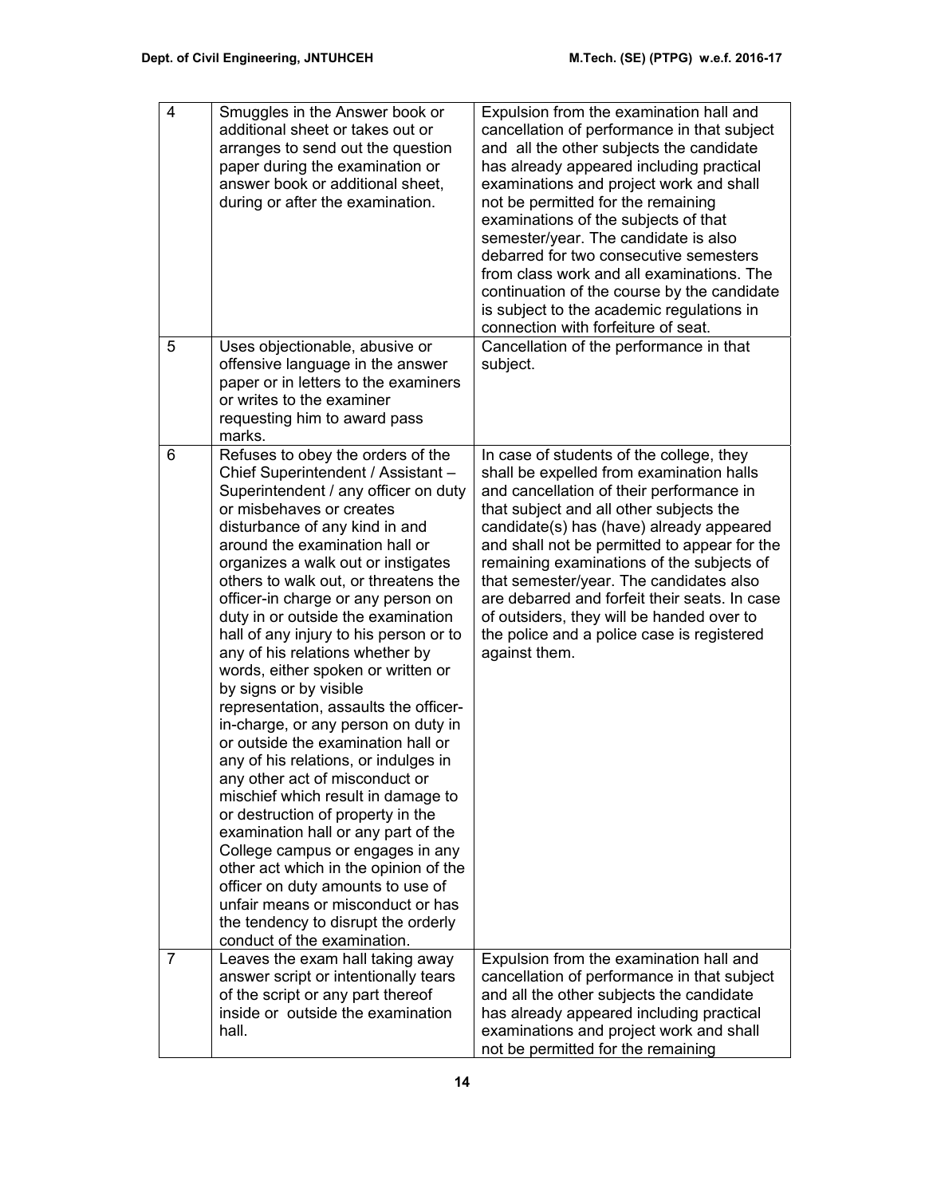| 4 | Smuggles in the Answer book or additional sheet or takes out or arranges to send out the question paper during the examination or answer book or additional sheet, during or after the examination. | Expulsion from the examination hall and cancellation of performance in that subject and all the other subjects the candidate has already appeared including practical examinations and project work and shall not be permitted for the remaining examinations of the subjects of that semester/year. The candidate is also debarred for two consecutive semesters from class work and all examinations. The continuation of the course by the candidate is subject to the academic regulations in connection with forfeiture of seat. |
|---|---|---|
| 5 | Uses objectionable, abusive or offensive language in the answer paper or in letters to the examiners or writes to the examiner requesting him to award pass marks. | Cancellation of the performance in that subject. |
| 6 | Refuses to obey the orders of the Chief Superintendent / Assistant – Superintendent / any officer on duty or misbehaves or creates disturbance of any kind in and around the examination hall or organizes a walk out or instigates others to walk out, or threatens the officer-in charge or any person on duty in or outside the examination hall of any injury to his person or to any of his relations whether by words, either spoken or written or by signs or by visible representation, assaults the officer-in-charge, or any person on duty in or outside the examination hall or any of his relations, or indulges in any other act of misconduct or mischief which result in damage to or destruction of property in the examination hall or any part of the College campus or engages in any other act which in the opinion of the officer on duty amounts to use of unfair means or misconduct or has the tendency to disrupt the orderly conduct of the examination. | In case of students of the college, they shall be expelled from examination halls and cancellation of their performance in that subject and all other subjects the candidate(s) has (have) already appeared and shall not be permitted to appear for the remaining examinations of the subjects of that semester/year. The candidates also are debarred and forfeit their seats. In case of outsiders, they will be handed over to the police and a police case is registered against them. |
| 7 | Leaves the exam hall taking away answer script or intentionally tears of the script or any part thereof inside or outside the examination hall. | Expulsion from the examination hall and cancellation of performance in that subject and all the other subjects the candidate has already appeared including practical examinations and project work and shall not be permitted for the remaining |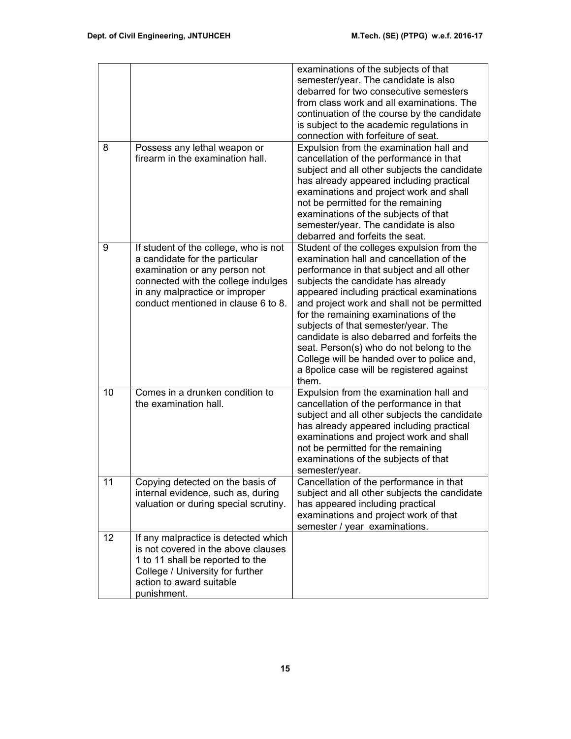|  |  |  |
|---|---|---|
|  |  | examinations of the subjects of that semester/year. The candidate is also debarred for two consecutive semesters from class work and all examinations. The continuation of the course by the candidate is subject to the academic regulations in connection with forfeiture of seat. |
| 8 | Possess any lethal weapon or firearm in the examination hall. | Expulsion from the examination hall and cancellation of the performance in that subject and all other subjects the candidate has already appeared including practical examinations and project work and shall not be permitted for the remaining examinations of the subjects of that semester/year. The candidate is also debarred and forfeits the seat. |
| 9 | If student of the college, who is not a candidate for the particular examination or any person not connected with the college indulges in any malpractice or improper conduct mentioned in clause 6 to 8. | Student of the colleges expulsion from the examination hall and cancellation of the performance in that subject and all other subjects the candidate has already appeared including practical examinations and project work and shall not be permitted for the remaining examinations of the subjects of that semester/year. The candidate is also debarred and forfeits the seat. Person(s) who do not belong to the College will be handed over to police and, a 8police case will be registered against them. |
| 10 | Comes in a drunken condition to the examination hall. | Expulsion from the examination hall and cancellation of the performance in that subject and all other subjects the candidate has already appeared including practical examinations and project work and shall not be permitted for the remaining examinations of the subjects of that semester/year. |
| 11 | Copying detected on the basis of internal evidence, such as, during valuation or during special scrutiny. | Cancellation of the performance in that subject and all other subjects the candidate has appeared including practical examinations and project work of that semester / year examinations. |
| 12 | If any malpractice is detected which is not covered in the above clauses 1 to 11 shall be reported to the College / University for further action to award suitable punishment. |  |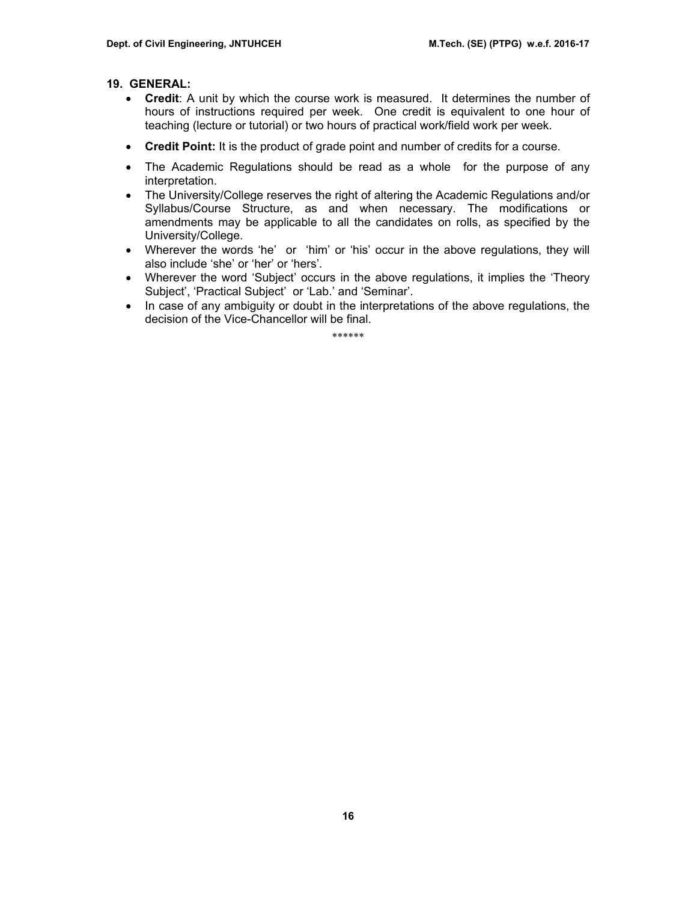## 19. GENERAL:

- **Credit**: A unit by which the course work is measured. It determines the number of hours of instructions required per week. One credit is equivalent to one hour of teaching (lecture or tutorial) or two hours of practical work/field work per week.
- **Credit Point:** It is the product of grade point and number of credits for a course.
- The Academic Regulations should be read as a whole for the purpose of any interpretation.
- The University/College reserves the right of altering the Academic Regulations and/or Syllabus/Course Structure, as and when necessary. The modifications or amendments may be applicable to all the candidates on rolls, as specified by the University/College.
- Wherever the words 'he' or 'him' or 'his' occur in the above regulations, they will also include 'she' or 'her' or 'hers'.
- Wherever the word 'Subject' occurs in the above regulations, it implies the 'Theory Subject', 'Practical Subject' or 'Lab.' and 'Seminar'.
- In case of any ambiguity or doubt in the interpretations of the above regulations, the decision of the Vice-Chancellor will be final.

******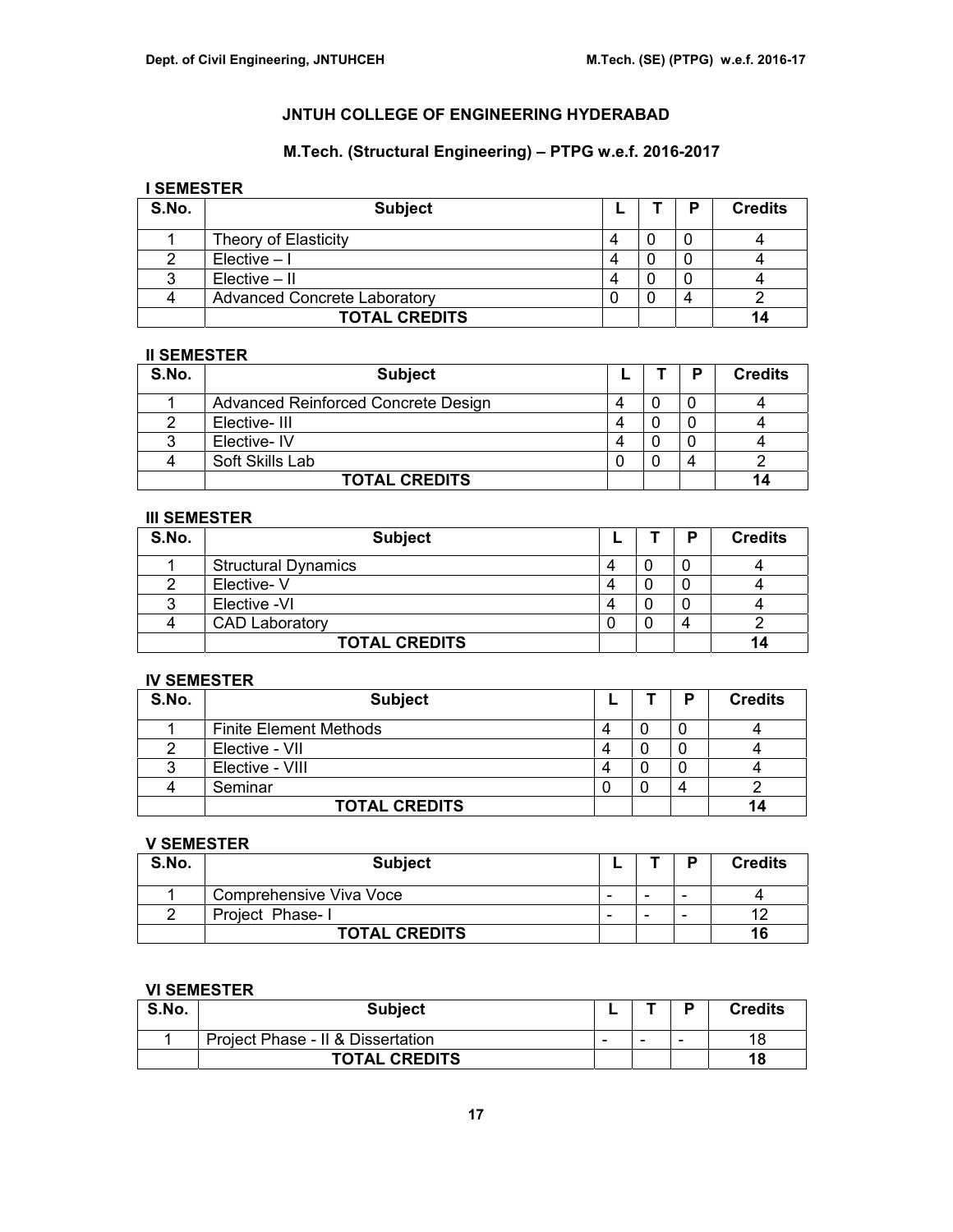# JNTUH COLLEGE OF ENGINEERING HYDERABAD

## M.Tech. (Structural Engineering) – PTPG w.e.f. 2016-2017

**I SEMESTER**

| S.No. | Subject | L | T | P | Credits |
|---|---|---|---|---|---|
| 1 | Theory of Elasticity | 4 | 0 | 0 | 4 |
| 2 | Elective – I | 4 | 0 | 0 | 4 |
| 3 | Elective – II | 4 | 0 | 0 | 4 |
| 4 | Advanced Concrete Laboratory | 0 | 0 | 4 | 2 |
| | **TOTAL CREDITS** | | | | **14** |

**II SEMESTER**

| S.No. | Subject | L | T | P | Credits |
|---|---|---|---|---|---|
| 1 | Advanced Reinforced Concrete Design | 4 | 0 | 0 | 4 |
| 2 | Elective- III | 4 | 0 | 0 | 4 |
| 3 | Elective- IV | 4 | 0 | 0 | 4 |
| 4 | Soft Skills Lab | 0 | 0 | 4 | 2 |
| | **TOTAL CREDITS** | | | | **14** |

**III SEMESTER**

| S.No. | Subject | L | T | P | Credits |
|---|---|---|---|---|---|
| 1 | Structural Dynamics | 4 | 0 | 0 | 4 |
| 2 | Elective- V | 4 | 0 | 0 | 4 |
| 3 | Elective -VI | 4 | 0 | 0 | 4 |
| 4 | CAD Laboratory | 0 | 0 | 4 | 2 |
| | **TOTAL CREDITS** | | | | **14** |

**IV SEMESTER**

| S.No. | Subject | L | T | P | Credits |
|---|---|---|---|---|---|
| 1 | Finite Element Methods | 4 | 0 | 0 | 4 |
| 2 | Elective - VII | 4 | 0 | 0 | 4 |
| 3 | Elective - VIII | 4 | 0 | 0 | 4 |
| 4 | Seminar | 0 | 0 | 4 | 2 |
| | **TOTAL CREDITS** | | | | **14** |

**V SEMESTER**

| S.No. | Subject | L | T | P | Credits |
|---|---|---|---|---|---|
| 1 | Comprehensive Viva Voce | - | - | - | 4 |
| 2 | Project Phase- I | - | - | - | 12 |
| | **TOTAL CREDITS** | | | | **16** |

**VI SEMESTER**

| S.No. | Subject | L | T | P | Credits |
|---|---|---|---|---|---|
| 1 | Project Phase - II & Dissertation | - | - | - | 18 |
| | **TOTAL CREDITS** | | | | **18** |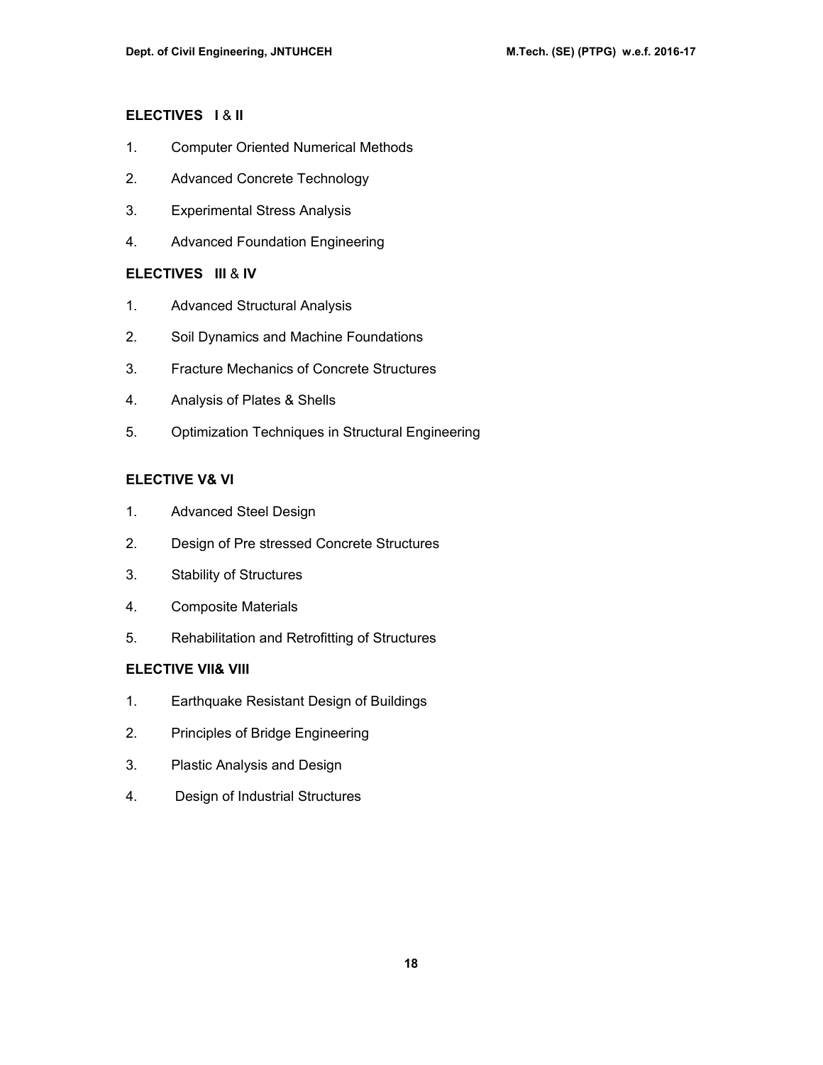**ELECTIVES I & II**

1. Computer Oriented Numerical Methods
2. Advanced Concrete Technology
3. Experimental Stress Analysis
4. Advanced Foundation Engineering

**ELECTIVES III & IV**

1. Advanced Structural Analysis
2. Soil Dynamics and Machine Foundations
3. Fracture Mechanics of Concrete Structures
4. Analysis of Plates & Shells
5. Optimization Techniques in Structural Engineering

**ELECTIVE V& VI**

1. Advanced Steel Design
2. Design of Pre stressed Concrete Structures
3. Stability of Structures
4. Composite Materials
5. Rehabilitation and Retrofitting of Structures

**ELECTIVE VII& VIII**

1. Earthquake Resistant Design of Buildings
2. Principles of Bridge Engineering
3. Plastic Analysis and Design
4. Design of Industrial Structures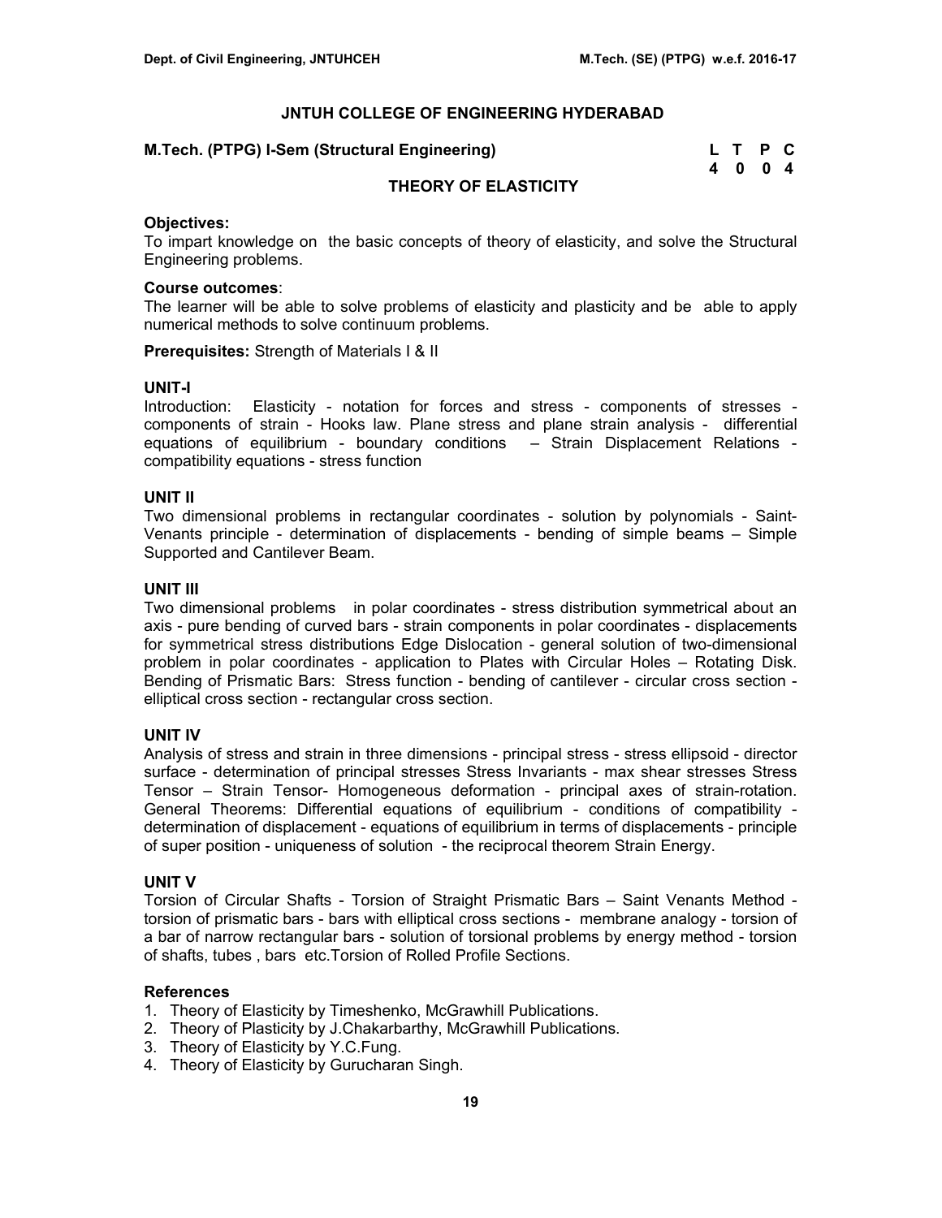# JNTUH COLLEGE OF ENGINEERING HYDERABAD

**M.Tech. (PTPG) I-Sem (Structural Engineering)**

| L | T | P | C |
|---|---|---|---|
| 4 | 0 | 0 | 4 |

## THEORY OF ELASTICITY

**Objectives:**
To impart knowledge on the basic concepts of theory of elasticity, and solve the Structural Engineering problems.

**Course outcomes**:
The learner will be able to solve problems of elasticity and plasticity and be able to apply numerical methods to solve continuum problems.

**Prerequisites:** Strength of Materials I & II

### UNIT-I

Introduction: Elasticity - notation for forces and stress - components of stresses - components of strain - Hooks law. Plane stress and plane strain analysis - differential equations of equilibrium - boundary conditions – Strain Displacement Relations - compatibility equations - stress function

### UNIT II

Two dimensional problems in rectangular coordinates - solution by polynomials - Saint-Venants principle - determination of displacements - bending of simple beams – Simple Supported and Cantilever Beam.

### UNIT III

Two dimensional problems in polar coordinates - stress distribution symmetrical about an axis - pure bending of curved bars - strain components in polar coordinates - displacements for symmetrical stress distributions Edge Dislocation - general solution of two-dimensional problem in polar coordinates - application to Plates with Circular Holes – Rotating Disk. Bending of Prismatic Bars: Stress function - bending of cantilever - circular cross section - elliptical cross section - rectangular cross section.

### UNIT IV

Analysis of stress and strain in three dimensions - principal stress - stress ellipsoid - director surface - determination of principal stresses Stress Invariants - max shear stresses Stress Tensor – Strain Tensor- Homogeneous deformation - principal axes of strain-rotation. General Theorems: Differential equations of equilibrium - conditions of compatibility - determination of displacement - equations of equilibrium in terms of displacements - principle of super position - uniqueness of solution - the reciprocal theorem Strain Energy.

### UNIT V

Torsion of Circular Shafts - Torsion of Straight Prismatic Bars – Saint Venants Method - torsion of prismatic bars - bars with elliptical cross sections - membrane analogy - torsion of a bar of narrow rectangular bars - solution of torsional problems by energy method - torsion of shafts, tubes , bars etc.Torsion of Rolled Profile Sections.

### References

1. Theory of Elasticity by Timeshenko, McGrawhill Publications.
2. Theory of Plasticity by J.Chakarbarthy, McGrawhill Publications.
3. Theory of Elasticity by Y.C.Fung.
4. Theory of Elasticity by Gurucharan Singh.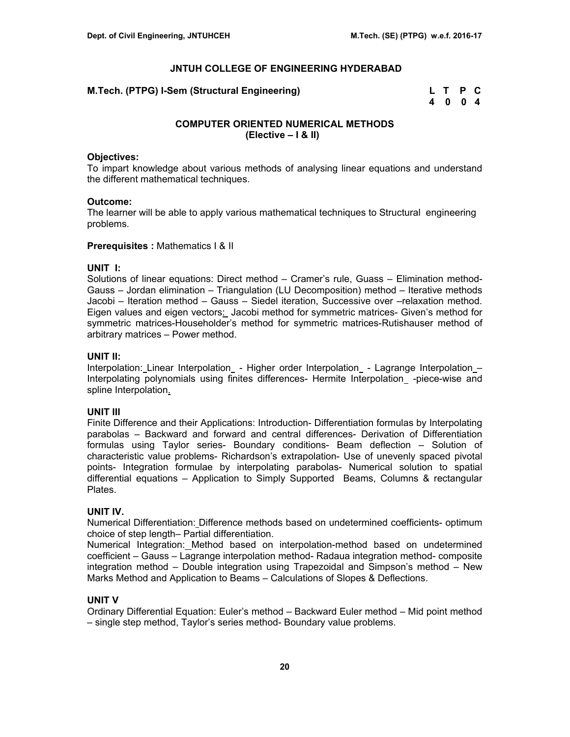# JNTUH COLLEGE OF ENGINEERING HYDERABAD

**M.Tech. (PTPG) I-Sem (Structural Engineering)**

| L | T | P | C |
|---|---|---|---|
| 4 | 0 | 0 | 4 |

## COMPUTER ORIENTED NUMERICAL METHODS
### (Elective – I & II)

**Objectives:**
To impart knowledge about various methods of analysing linear equations and understand the different mathematical techniques.

**Outcome:**
The learner will be able to apply various mathematical techniques to Structural engineering problems.

**Prerequisites :** Mathematics I & II

**UNIT I:**
Solutions of linear equations: Direct method – Cramer's rule, Guass – Elimination method- Gauss – Jordan elimination – Triangulation (LU Decomposition) method – Iterative methods Jacobi – Iteration method – Gauss – Siedel iteration, Successive over –relaxation method. Eigen values and eigen vectors: Jacobi method for symmetric matrices- Given's method for symmetric matrices-Householder's method for symmetric matrices-Rutishauser method of arbitrary matrices – Power method.

**UNIT II:**
Interpolation: Linear Interpolation - Higher order Interpolation - Lagrange Interpolation – Interpolating polynomials using finites differences- Hermite Interpolation -piece-wise and spline Interpolation.

**UNIT III**
Finite Difference and their Applications: Introduction- Differentiation formulas by Interpolating parabolas – Backward and forward and central differences- Derivation of Differentiation formulas using Taylor series- Boundary conditions- Beam deflection – Solution of characteristic value problems- Richardson's extrapolation- Use of unevenly spaced pivotal points- Integration formulae by interpolating parabolas- Numerical solution to spatial differential equations – Application to Simply Supported Beams, Columns & rectangular Plates.

**UNIT IV.**
Numerical Differentiation: Difference methods based on undetermined coefficients- optimum choice of step length– Partial differentiation.

Numerical Integration: Method based on interpolation-method based on undetermined coefficient – Gauss – Lagrange interpolation method- Radaua integration method- composite integration method – Double integration using Trapezoidal and Simpson's method – New Marks Method and Application to Beams – Calculations of Slopes & Deflections.

**UNIT V**
Ordinary Differential Equation: Euler's method – Backward Euler method – Mid point method – single step method, Taylor's series method- Boundary value problems.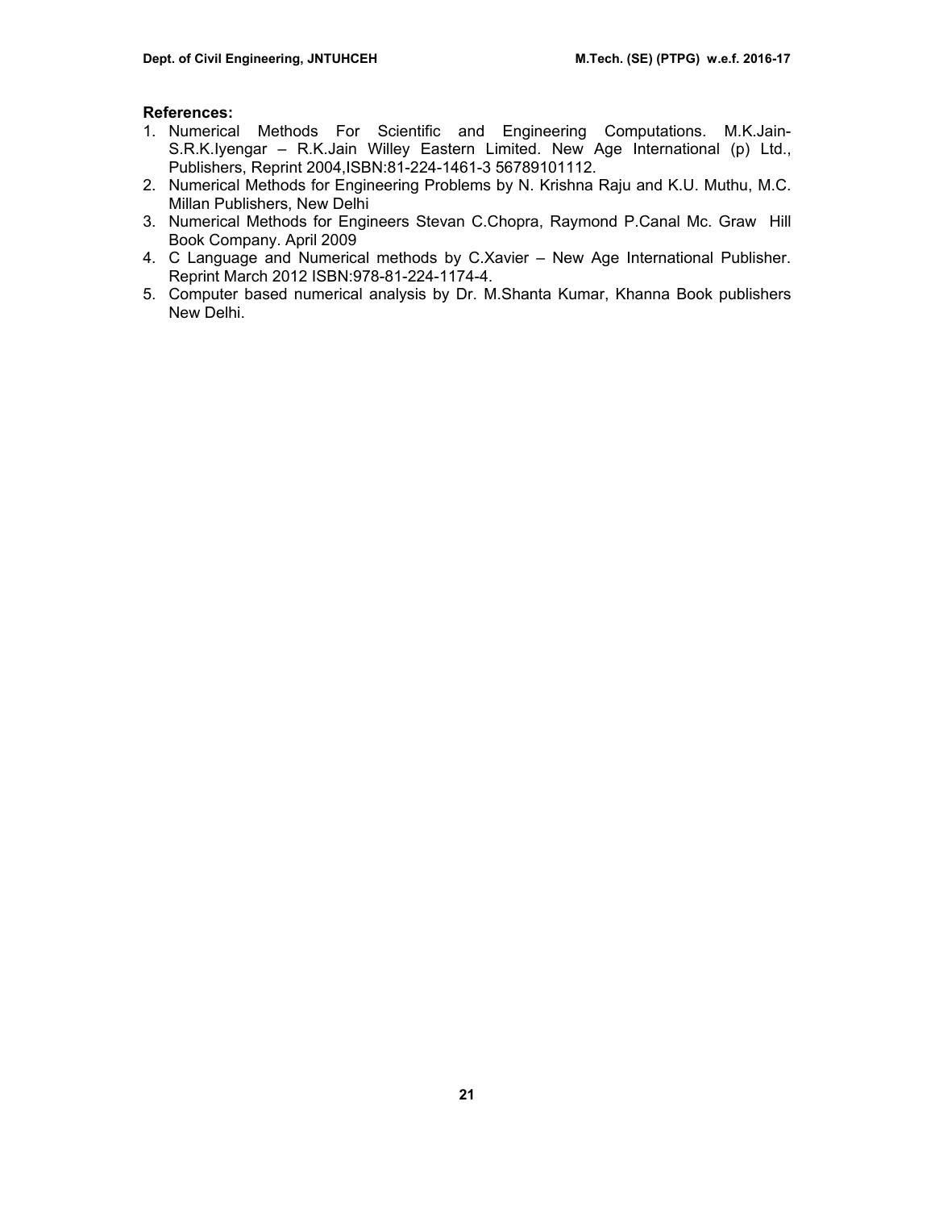**References:**

1. Numerical Methods For Scientific and Engineering Computations. M.K.Jain-S.R.K.Iyengar – R.K.Jain Willey Eastern Limited. New Age International (p) Ltd., Publishers, Reprint 2004,ISBN:81-224-1461-3 56789101112.
2. Numerical Methods for Engineering Problems by N. Krishna Raju and K.U. Muthu, M.C. Millan Publishers, New Delhi
3. Numerical Methods for Engineers Stevan C.Chopra, Raymond P.Canal Mc. Graw Hill Book Company. April 2009
4. C Language and Numerical methods by C.Xavier – New Age International Publisher. Reprint March 2012 ISBN:978-81-224-1174-4.
5. Computer based numerical analysis by Dr. M.Shanta Kumar, Khanna Book publishers New Delhi.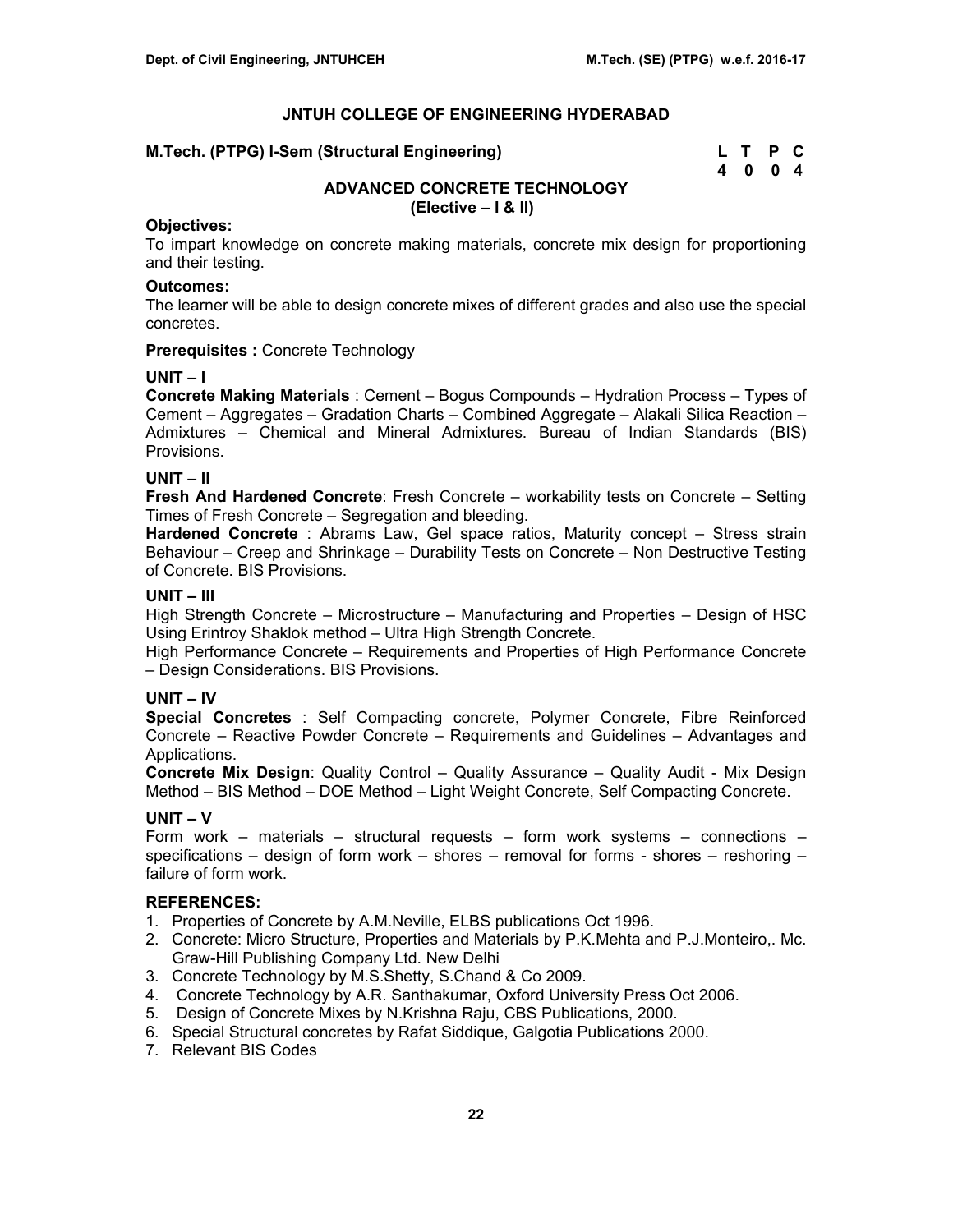# JNTUH COLLEGE OF ENGINEERING HYDERABAD

**M.Tech. (PTPG) I-Sem (Structural Engineering)**

| L | T | P | C |
|---|---|---|---|
| 4 | 0 | 0 | 4 |

## ADVANCED CONCRETE TECHNOLOGY
**(Elective – I & II)**

**Objectives:**
To impart knowledge on concrete making materials, concrete mix design for proportioning and their testing.

**Outcomes:**
The learner will be able to design concrete mixes of different grades and also use the special concretes.

**Prerequisites :** Concrete Technology

**UNIT – I**
**Concrete Making Materials** : Cement – Bogus Compounds – Hydration Process – Types of Cement – Aggregates – Gradation Charts – Combined Aggregate – Alakali Silica Reaction – Admixtures – Chemical and Mineral Admixtures. Bureau of Indian Standards (BIS) Provisions.

**UNIT – II**
**Fresh And Hardened Concrete**: Fresh Concrete – workability tests on Concrete – Setting Times of Fresh Concrete – Segregation and bleeding.
**Hardened Concrete** : Abrams Law, Gel space ratios, Maturity concept – Stress strain Behaviour – Creep and Shrinkage – Durability Tests on Concrete – Non Destructive Testing of Concrete. BIS Provisions.

**UNIT – III**
High Strength Concrete – Microstructure – Manufacturing and Properties – Design of HSC Using Erintroy Shaklok method – Ultra High Strength Concrete.
High Performance Concrete – Requirements and Properties of High Performance Concrete – Design Considerations. BIS Provisions.

**UNIT – IV**
**Special Concretes** : Self Compacting concrete, Polymer Concrete, Fibre Reinforced Concrete – Reactive Powder Concrete – Requirements and Guidelines – Advantages and Applications.
**Concrete Mix Design**: Quality Control – Quality Assurance – Quality Audit - Mix Design Method – BIS Method – DOE Method – Light Weight Concrete, Self Compacting Concrete.

**UNIT – V**
Form work – materials – structural requests – form work systems – connections – specifications – design of form work – shores – removal for forms - shores – reshoring – failure of form work.

**REFERENCES:**
1. Properties of Concrete by A.M.Neville, ELBS publications Oct 1996.
2. Concrete: Micro Structure, Properties and Materials by P.K.Mehta and P.J.Monteiro,. Mc. Graw-Hill Publishing Company Ltd. New Delhi
3. Concrete Technology by M.S.Shetty, S.Chand & Co 2009.
4. Concrete Technology by A.R. Santhakumar, Oxford University Press Oct 2006.
5. Design of Concrete Mixes by N.Krishna Raju, CBS Publications, 2000.
6. Special Structural concretes by Rafat Siddique, Galgotia Publications 2000.
7. Relevant BIS Codes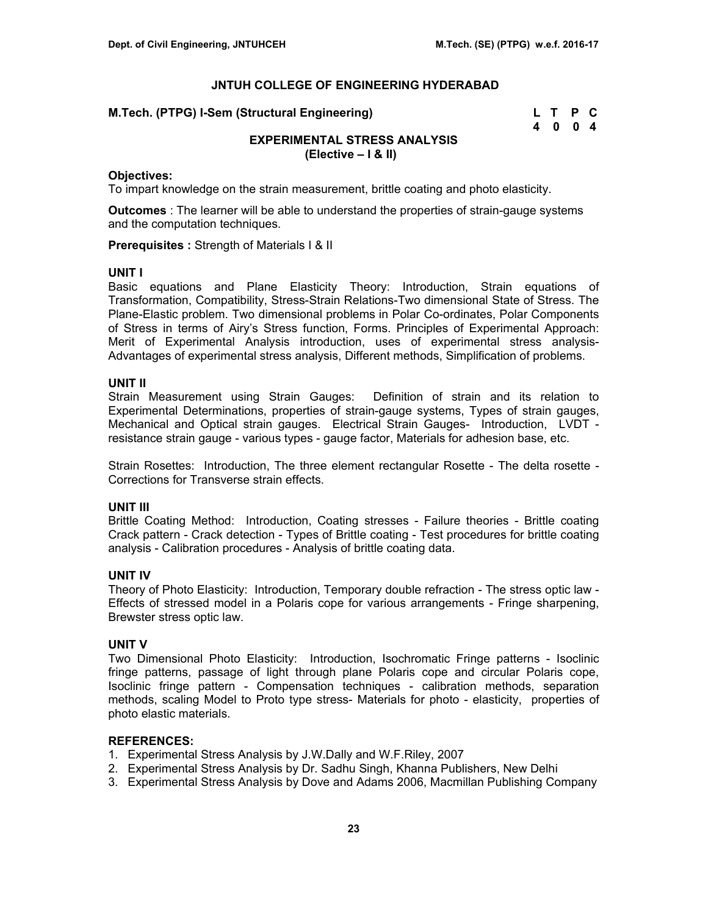# JNTUH COLLEGE OF ENGINEERING HYDERABAD

**M.Tech. (PTPG) I-Sem (Structural Engineering)**

| L | T | P | C |
|---|---|---|---|
| 4 | 0 | 0 | 4 |

## EXPERIMENTAL STRESS ANALYSIS
### (Elective – I & II)

**Objectives:**
To impart knowledge on the strain measurement, brittle coating and photo elasticity.

**Outcomes** : The learner will be able to understand the properties of strain-gauge systems and the computation techniques.

**Prerequisites :** Strength of Materials I & II

**UNIT I**
Basic equations and Plane Elasticity Theory: Introduction, Strain equations of Transformation, Compatibility, Stress-Strain Relations-Two dimensional State of Stress. The Plane-Elastic problem. Two dimensional problems in Polar Co-ordinates, Polar Components of Stress in terms of Airy's Stress function, Forms. Principles of Experimental Approach: Merit of Experimental Analysis introduction, uses of experimental stress analysis- Advantages of experimental stress analysis, Different methods, Simplification of problems.

**UNIT II**
Strain Measurement using Strain Gauges: Definition of strain and its relation to Experimental Determinations, properties of strain-gauge systems, Types of strain gauges, Mechanical and Optical strain gauges. Electrical Strain Gauges- Introduction, LVDT - resistance strain gauge - various types - gauge factor, Materials for adhesion base, etc.

Strain Rosettes: Introduction, The three element rectangular Rosette - The delta rosette - Corrections for Transverse strain effects.

**UNIT III**
Brittle Coating Method: Introduction, Coating stresses - Failure theories - Brittle coating Crack pattern - Crack detection - Types of Brittle coating - Test procedures for brittle coating analysis - Calibration procedures - Analysis of brittle coating data.

**UNIT IV**
Theory of Photo Elasticity: Introduction, Temporary double refraction - The stress optic law - Effects of stressed model in a Polaris cope for various arrangements - Fringe sharpening, Brewster stress optic law.

**UNIT V**
Two Dimensional Photo Elasticity: Introduction, Isochromatic Fringe patterns - Isoclinic fringe patterns, passage of light through plane Polaris cope and circular Polaris cope, Isoclinic fringe pattern - Compensation techniques - calibration methods, separation methods, scaling Model to Proto type stress- Materials for photo - elasticity, properties of photo elastic materials.

**REFERENCES:**
1. Experimental Stress Analysis by J.W.Dally and W.F.Riley, 2007
2. Experimental Stress Analysis by Dr. Sadhu Singh, Khanna Publishers, New Delhi
3. Experimental Stress Analysis by Dove and Adams 2006, Macmillan Publishing Company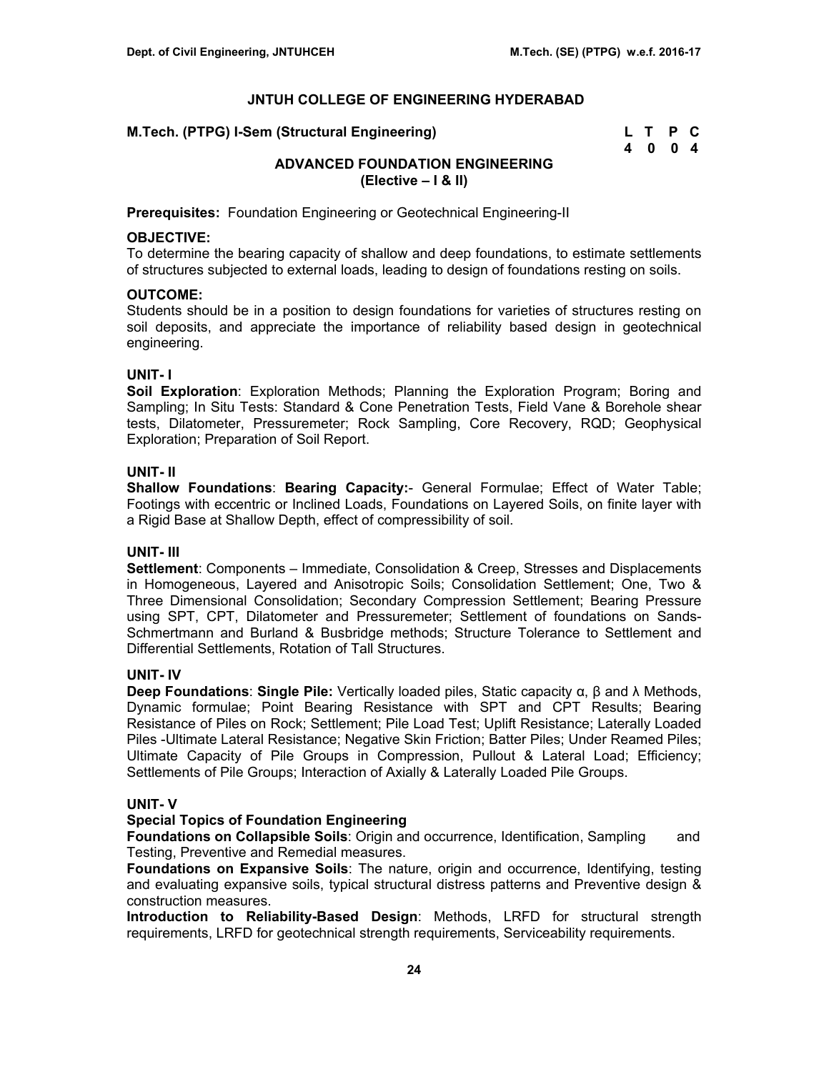## JNTUH COLLEGE OF ENGINEERING HYDERABAD

**M.Tech. (PTPG) I-Sem (Structural Engineering)**

| L | T | P | C |
|---|---|---|---|
| 4 | 0 | 0 | 4 |

### ADVANCED FOUNDATION ENGINEERING
**(Elective – I & II)**

**Prerequisites:** Foundation Engineering or Geotechnical Engineering-II

**OBJECTIVE:**
To determine the bearing capacity of shallow and deep foundations, to estimate settlements of structures subjected to external loads, leading to design of foundations resting on soils.

**OUTCOME:**
Students should be in a position to design foundations for varieties of structures resting on soil deposits, and appreciate the importance of reliability based design in geotechnical engineering.

**UNIT- I**
**Soil Exploration**: Exploration Methods; Planning the Exploration Program; Boring and Sampling; In Situ Tests: Standard & Cone Penetration Tests, Field Vane & Borehole shear tests, Dilatometer, Pressuremeter; Rock Sampling, Core Recovery, RQD; Geophysical Exploration; Preparation of Soil Report.

**UNIT- II**
**Shallow Foundations**: **Bearing Capacity:**- General Formulae; Effect of Water Table; Footings with eccentric or Inclined Loads, Foundations on Layered Soils, on finite layer with a Rigid Base at Shallow Depth, effect of compressibility of soil.

**UNIT- III**
**Settlement**: Components – Immediate, Consolidation & Creep, Stresses and Displacements in Homogeneous, Layered and Anisotropic Soils; Consolidation Settlement; One, Two & Three Dimensional Consolidation; Secondary Compression Settlement; Bearing Pressure using SPT, CPT, Dilatometer and Pressuremeter; Settlement of foundations on Sands-Schmertmann and Burland & Busbridge methods; Structure Tolerance to Settlement and Differential Settlements, Rotation of Tall Structures.

**UNIT- IV**
**Deep Foundations**: **Single Pile:** Vertically loaded piles, Static capacity α, β and λ Methods, Dynamic formulae; Point Bearing Resistance with SPT and CPT Results; Bearing Resistance of Piles on Rock; Settlement; Pile Load Test; Uplift Resistance; Laterally Loaded Piles -Ultimate Lateral Resistance; Negative Skin Friction; Batter Piles; Under Reamed Piles; Ultimate Capacity of Pile Groups in Compression, Pullout & Lateral Load; Efficiency; Settlements of Pile Groups; Interaction of Axially & Laterally Loaded Pile Groups.

**UNIT- V**
**Special Topics of Foundation Engineering**
**Foundations on Collapsible Soils**: Origin and occurrence, Identification, Sampling and Testing, Preventive and Remedial measures.
**Foundations on Expansive Soils**: The nature, origin and occurrence, Identifying, testing and evaluating expansive soils, typical structural distress patterns and Preventive design & construction measures.
**Introduction to Reliability-Based Design**: Methods, LRFD for structural strength requirements, LRFD for geotechnical strength requirements, Serviceability requirements.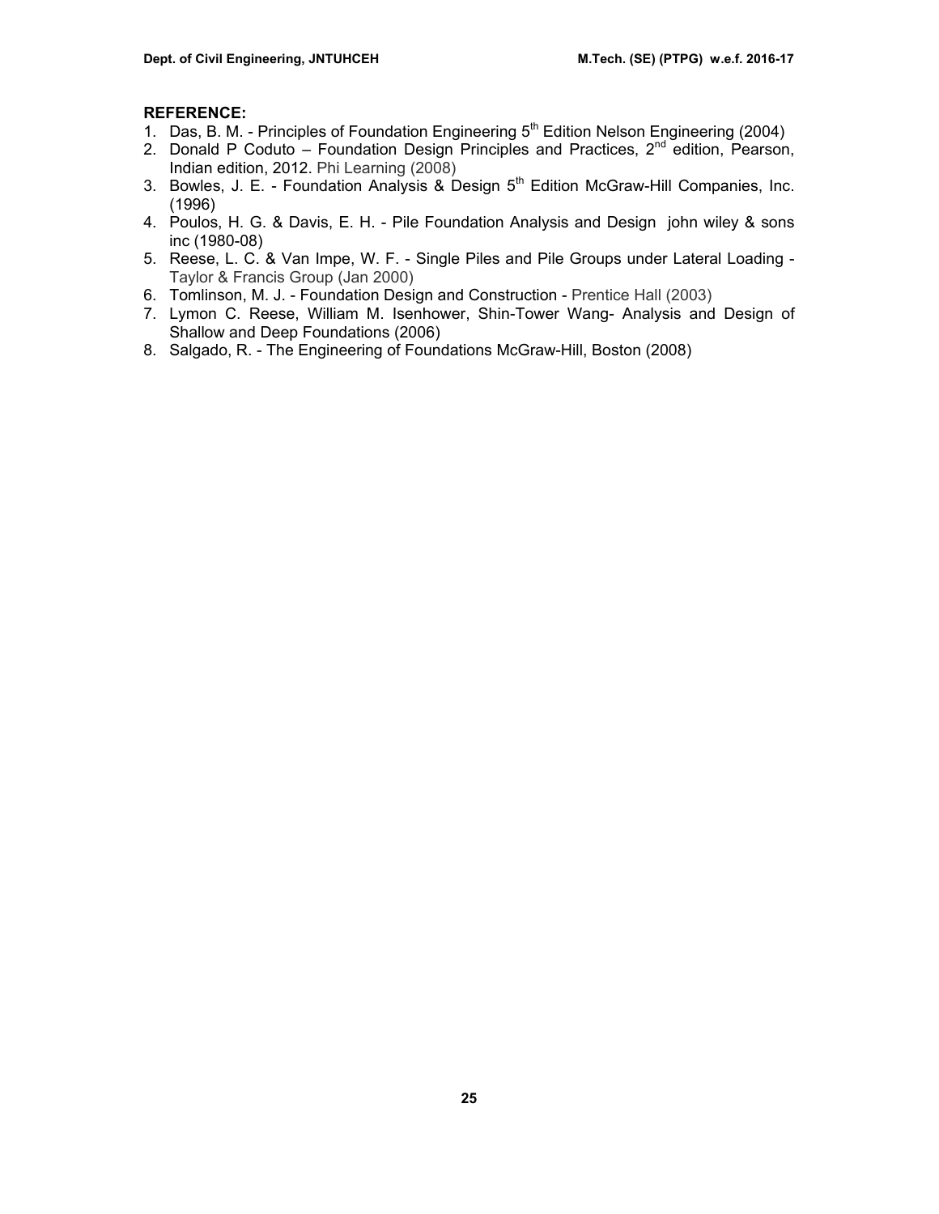**REFERENCE:**

1. Das, B. M. - Principles of Foundation Engineering 5th Edition Nelson Engineering (2004)
2. Donald P Coduto – Foundation Design Principles and Practices, 2nd edition, Pearson, Indian edition, 2012. Phi Learning (2008)
3. Bowles, J. E. - Foundation Analysis & Design 5th Edition McGraw-Hill Companies, Inc. (1996)
4. Poulos, H. G. & Davis, E. H. - Pile Foundation Analysis and Design john wiley & sons inc (1980-08)
5. Reese, L. C. & Van Impe, W. F. - Single Piles and Pile Groups under Lateral Loading - Taylor & Francis Group (Jan 2000)
6. Tomlinson, M. J. - Foundation Design and Construction - Prentice Hall (2003)
7. Lymon C. Reese, William M. Isenhower, Shin-Tower Wang- Analysis and Design of Shallow and Deep Foundations (2006)
8. Salgado, R. - The Engineering of Foundations McGraw-Hill, Boston (2008)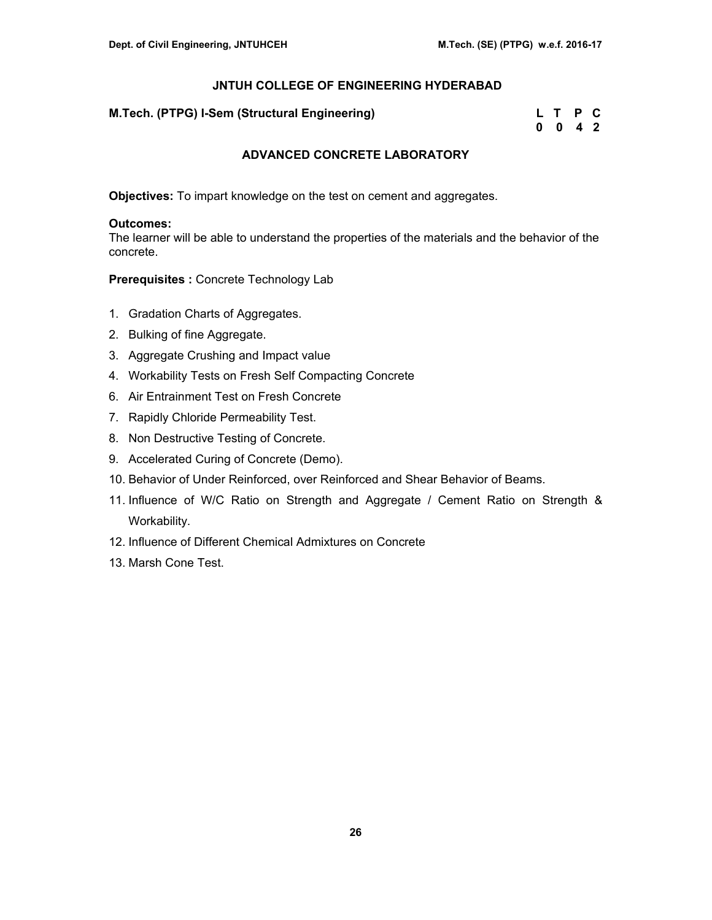## JNTUH COLLEGE OF ENGINEERING HYDERABAD

**M.Tech. (PTPG) I-Sem (Structural Engineering)**

| L | T | P | C |
|---|---|---|---|
| 0 | 0 | 4 | 2 |

### ADVANCED CONCRETE LABORATORY

**Objectives:** To impart knowledge on the test on cement and aggregates.

**Outcomes:**
The learner will be able to understand the properties of the materials and the behavior of the concrete.

**Prerequisites :** Concrete Technology Lab

1. Gradation Charts of Aggregates.
2. Bulking of fine Aggregate.
3. Aggregate Crushing and Impact value
4. Workability Tests on Fresh Self Compacting Concrete
6. Air Entrainment Test on Fresh Concrete
7. Rapidly Chloride Permeability Test.
8. Non Destructive Testing of Concrete.
9. Accelerated Curing of Concrete (Demo).
10. Behavior of Under Reinforced, over Reinforced and Shear Behavior of Beams.
11. Influence of W/C Ratio on Strength and Aggregate / Cement Ratio on Strength & Workability.
12. Influence of Different Chemical Admixtures on Concrete
13. Marsh Cone Test.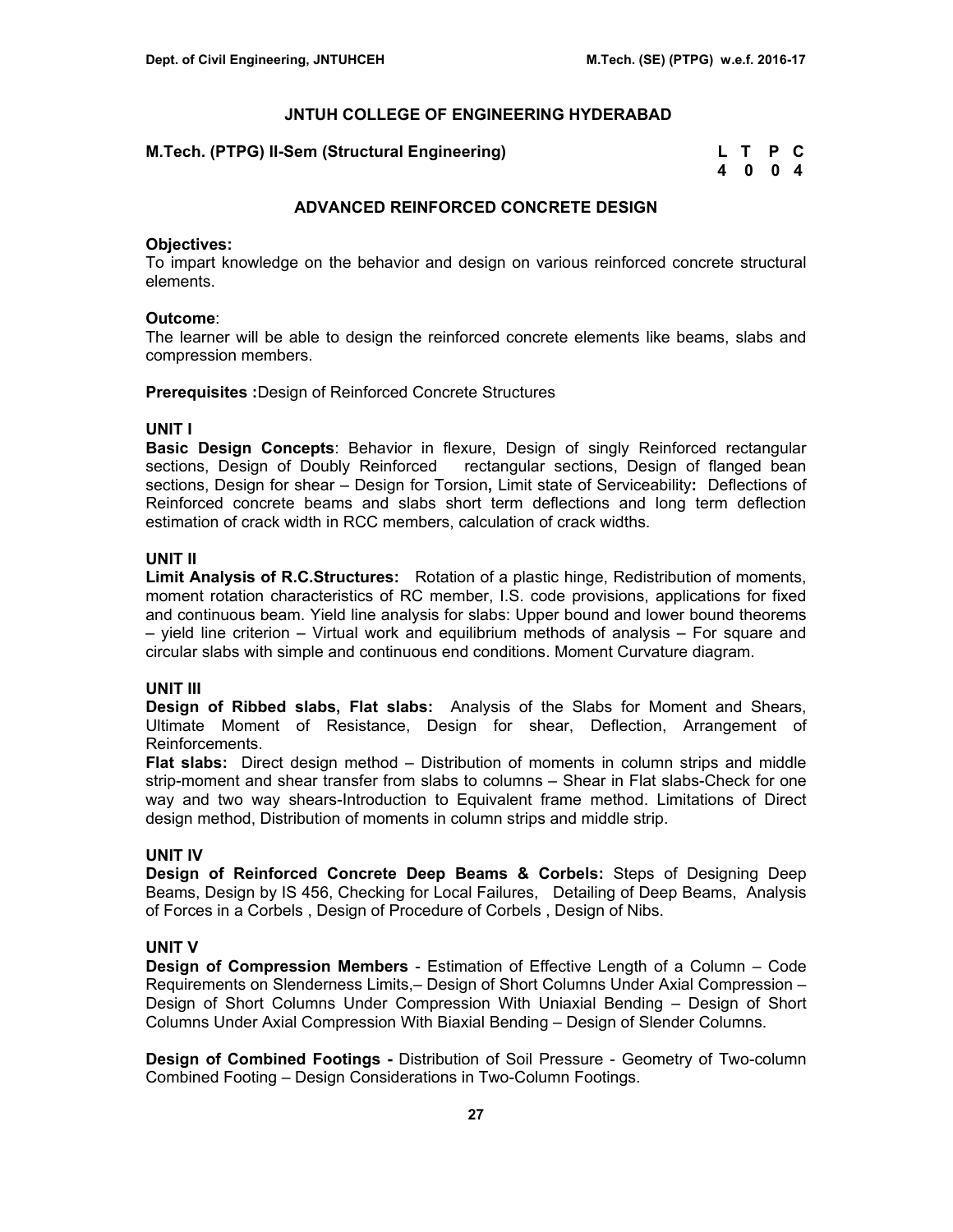## JNTUH COLLEGE OF ENGINEERING HYDERABAD

**M.Tech. (PTPG) II-Sem (Structural Engineering)**

| L | T | P | C |
|---|---|---|---|
| 4 | 0 | 0 | 4 |

## ADVANCED REINFORCED CONCRETE DESIGN

**Objectives:**
To impart knowledge on the behavior and design on various reinforced concrete structural elements.

**Outcome**:
The learner will be able to design the reinforced concrete elements like beams, slabs and compression members.

**Prerequisites :**Design of Reinforced Concrete Structures

### UNIT I

**Basic Design Concepts**: Behavior in flexure, Design of singly Reinforced rectangular sections, Design of Doubly Reinforced rectangular sections, Design of flanged bean sections, Design for shear – Design for Torsion**,** Limit state of Serviceability**:** Deflections of Reinforced concrete beams and slabs short term deflections and long term deflection estimation of crack width in RCC members, calculation of crack widths.

### UNIT II

**Limit Analysis of R.C.Structures:** Rotation of a plastic hinge, Redistribution of moments, moment rotation characteristics of RC member, I.S. code provisions, applications for fixed and continuous beam. Yield line analysis for slabs: Upper bound and lower bound theorems – yield line criterion – Virtual work and equilibrium methods of analysis – For square and circular slabs with simple and continuous end conditions. Moment Curvature diagram.

### UNIT III

**Design of Ribbed slabs, Flat slabs:** Analysis of the Slabs for Moment and Shears, Ultimate Moment of Resistance, Design for shear, Deflection, Arrangement of Reinforcements.

**Flat slabs:** Direct design method – Distribution of moments in column strips and middle strip-moment and shear transfer from slabs to columns – Shear in Flat slabs-Check for one way and two way shears-Introduction to Equivalent frame method. Limitations of Direct design method, Distribution of moments in column strips and middle strip.

### UNIT IV

**Design of Reinforced Concrete Deep Beams & Corbels:** Steps of Designing Deep Beams, Design by IS 456, Checking for Local Failures, Detailing of Deep Beams, Analysis of Forces in a Corbels , Design of Procedure of Corbels , Design of Nibs.

### UNIT V

**Design of Compression Members** - Estimation of Effective Length of a Column – Code Requirements on Slenderness Limits,– Design of Short Columns Under Axial Compression – Design of Short Columns Under Compression With Uniaxial Bending – Design of Short Columns Under Axial Compression With Biaxial Bending – Design of Slender Columns.

**Design of Combined Footings -** Distribution of Soil Pressure - Geometry of Two-column Combined Footing – Design Considerations in Two-Column Footings.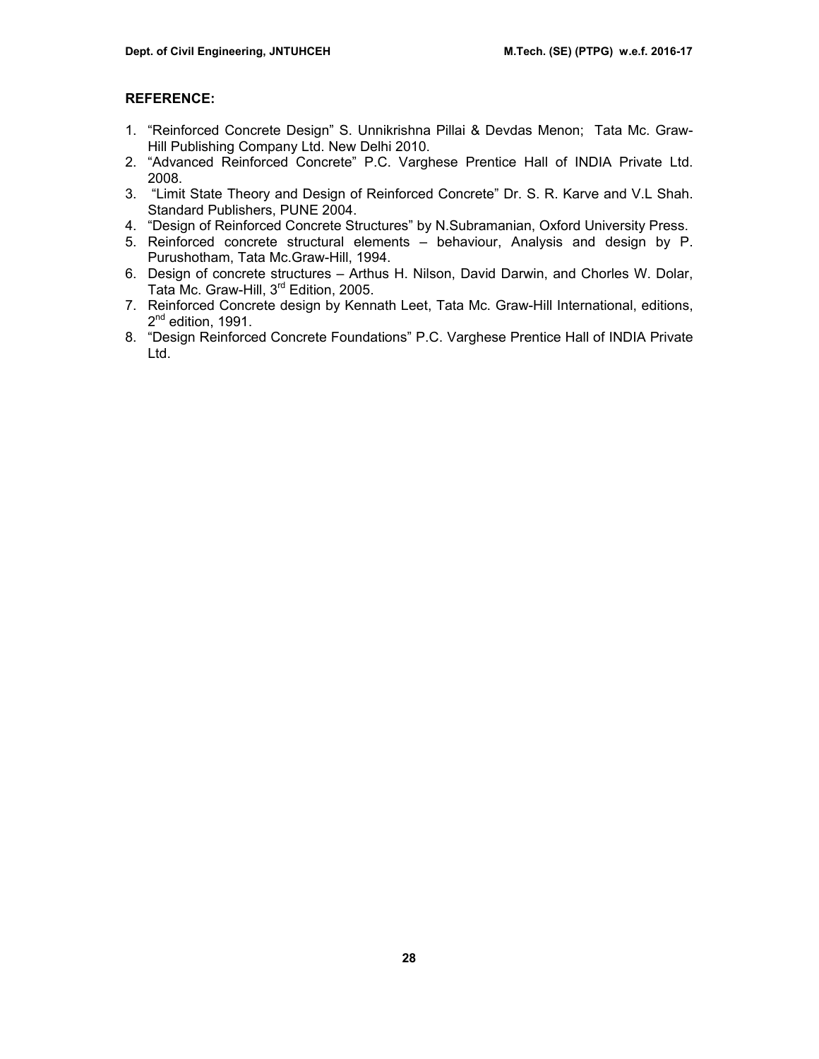**REFERENCE:**

1. "Reinforced Concrete Design" S. Unnikrishna Pillai & Devdas Menon; Tata Mc. Graw-Hill Publishing Company Ltd. New Delhi 2010.
2. "Advanced Reinforced Concrete" P.C. Varghese Prentice Hall of INDIA Private Ltd. 2008.
3. "Limit State Theory and Design of Reinforced Concrete" Dr. S. R. Karve and V.L Shah. Standard Publishers, PUNE 2004.
4. "Design of Reinforced Concrete Structures" by N.Subramanian, Oxford University Press.
5. Reinforced concrete structural elements – behaviour, Analysis and design by P. Purushotham, Tata Mc.Graw-Hill, 1994.
6. Design of concrete structures – Arthus H. Nilson, David Darwin, and Chorles W. Dolar, Tata Mc. Graw-Hill, 3rd Edition, 2005.
7. Reinforced Concrete design by Kennath Leet, Tata Mc. Graw-Hill International, editions, 2nd edition, 1991.
8. "Design Reinforced Concrete Foundations" P.C. Varghese Prentice Hall of INDIA Private Ltd.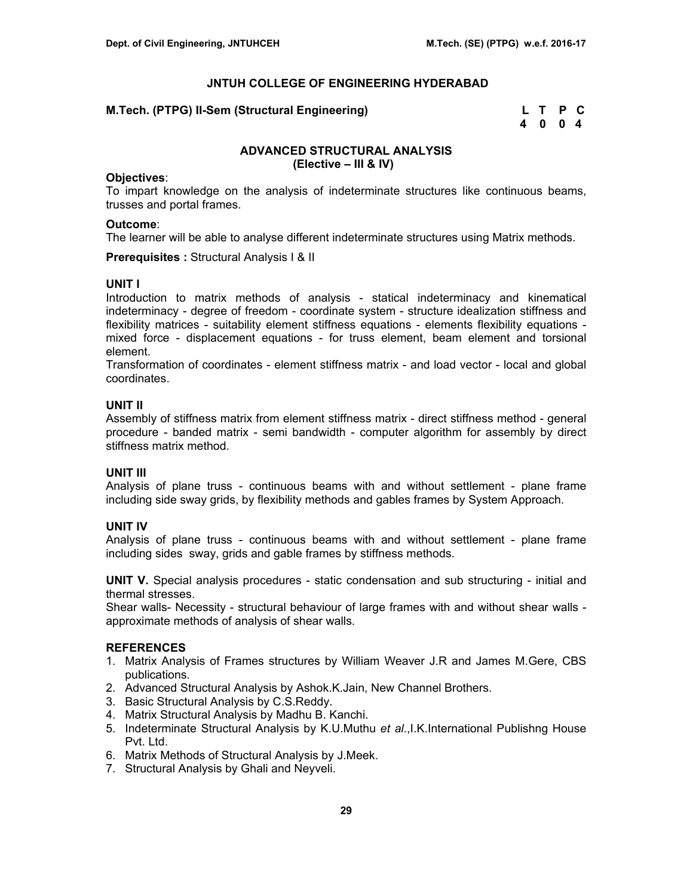## JNTUH COLLEGE OF ENGINEERING HYDERABAD

**M.Tech. (PTPG) II-Sem (Structural Engineering)**

| L | T | P | C |
|---|---|---|---|
| 4 | 0 | 0 | 4 |

### ADVANCED STRUCTURAL ANALYSIS
### (Elective – III & IV)

**Objectives**:
To impart knowledge on the analysis of indeterminate structures like continuous beams, trusses and portal frames.

**Outcome**:
The learner will be able to analyse different indeterminate structures using Matrix methods.

**Prerequisites :** Structural Analysis I & II

**UNIT I**
Introduction to matrix methods of analysis - statical indeterminacy and kinematical indeterminacy - degree of freedom - coordinate system - structure idealization stiffness and flexibility matrices - suitability element stiffness equations - elements flexibility equations - mixed force - displacement equations - for truss element, beam element and torsional element.
Transformation of coordinates - element stiffness matrix - and load vector - local and global coordinates.

**UNIT II**
Assembly of stiffness matrix from element stiffness matrix - direct stiffness method - general procedure - banded matrix - semi bandwidth - computer algorithm for assembly by direct stiffness matrix method.

**UNIT III**
Analysis of plane truss - continuous beams with and without settlement - plane frame including side sway grids, by flexibility methods and gables frames by System Approach.

**UNIT IV**
Analysis of plane truss - continuous beams with and without settlement - plane frame including sides sway, grids and gable frames by stiffness methods.

**UNIT V.** Special analysis procedures - static condensation and sub structuring - initial and thermal stresses.
Shear walls- Necessity - structural behaviour of large frames with and without shear walls - approximate methods of analysis of shear walls.

**REFERENCES**
1. Matrix Analysis of Frames structures by William Weaver J.R and James M.Gere, CBS publications.
2. Advanced Structural Analysis by Ashok.K.Jain, New Channel Brothers.
3. Basic Structural Analysis by C.S.Reddy.
4. Matrix Structural Analysis by Madhu B. Kanchi.
5. Indeterminate Structural Analysis by K.U.Muthu *et al*.,I.K.International Publishng House Pvt. Ltd.
6. Matrix Methods of Structural Analysis by J.Meek.
7. Structural Analysis by Ghali and Neyveli.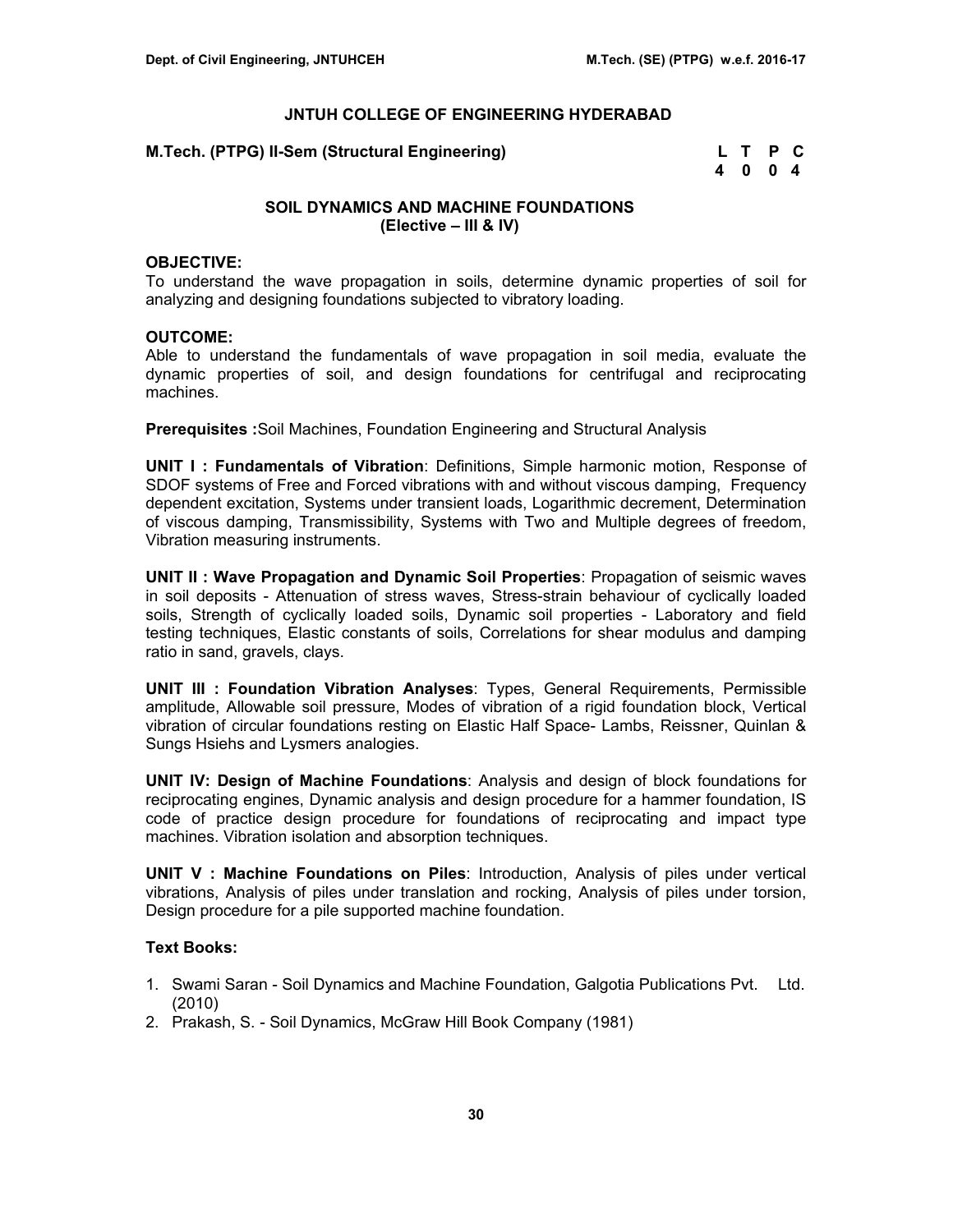## JNTUH COLLEGE OF ENGINEERING HYDERABAD

**M.Tech. (PTPG) II-Sem (Structural Engineering)**

| L | T | P | C |
|---|---|---|---|
| 4 | 0 | 0 | 4 |

### SOIL DYNAMICS AND MACHINE FOUNDATIONS
### (Elective – III & IV)

**OBJECTIVE:**
To understand the wave propagation in soils, determine dynamic properties of soil for analyzing and designing foundations subjected to vibratory loading.

**OUTCOME:**
Able to understand the fundamentals of wave propagation in soil media, evaluate the dynamic properties of soil, and design foundations for centrifugal and reciprocating machines.

**Prerequisites :**Soil Machines, Foundation Engineering and Structural Analysis

**UNIT I : Fundamentals of Vibration**: Definitions, Simple harmonic motion, Response of SDOF systems of Free and Forced vibrations with and without viscous damping, Frequency dependent excitation, Systems under transient loads, Logarithmic decrement, Determination of viscous damping, Transmissibility, Systems with Two and Multiple degrees of freedom, Vibration measuring instruments.

**UNIT II : Wave Propagation and Dynamic Soil Properties**: Propagation of seismic waves in soil deposits - Attenuation of stress waves, Stress-strain behaviour of cyclically loaded soils, Strength of cyclically loaded soils, Dynamic soil properties - Laboratory and field testing techniques, Elastic constants of soils, Correlations for shear modulus and damping ratio in sand, gravels, clays.

**UNIT III : Foundation Vibration Analyses**: Types, General Requirements, Permissible amplitude, Allowable soil pressure, Modes of vibration of a rigid foundation block, Vertical vibration of circular foundations resting on Elastic Half Space- Lambs, Reissner, Quinlan & Sungs Hsiehs and Lysmers analogies.

**UNIT IV: Design of Machine Foundations**: Analysis and design of block foundations for reciprocating engines, Dynamic analysis and design procedure for a hammer foundation, IS code of practice design procedure for foundations of reciprocating and impact type machines. Vibration isolation and absorption techniques.

**UNIT V : Machine Foundations on Piles**: Introduction, Analysis of piles under vertical vibrations, Analysis of piles under translation and rocking, Analysis of piles under torsion, Design procedure for a pile supported machine foundation.

**Text Books:**

1. Swami Saran - Soil Dynamics and Machine Foundation, Galgotia Publications Pvt. Ltd. (2010)
2. Prakash, S. - Soil Dynamics, McGraw Hill Book Company (1981)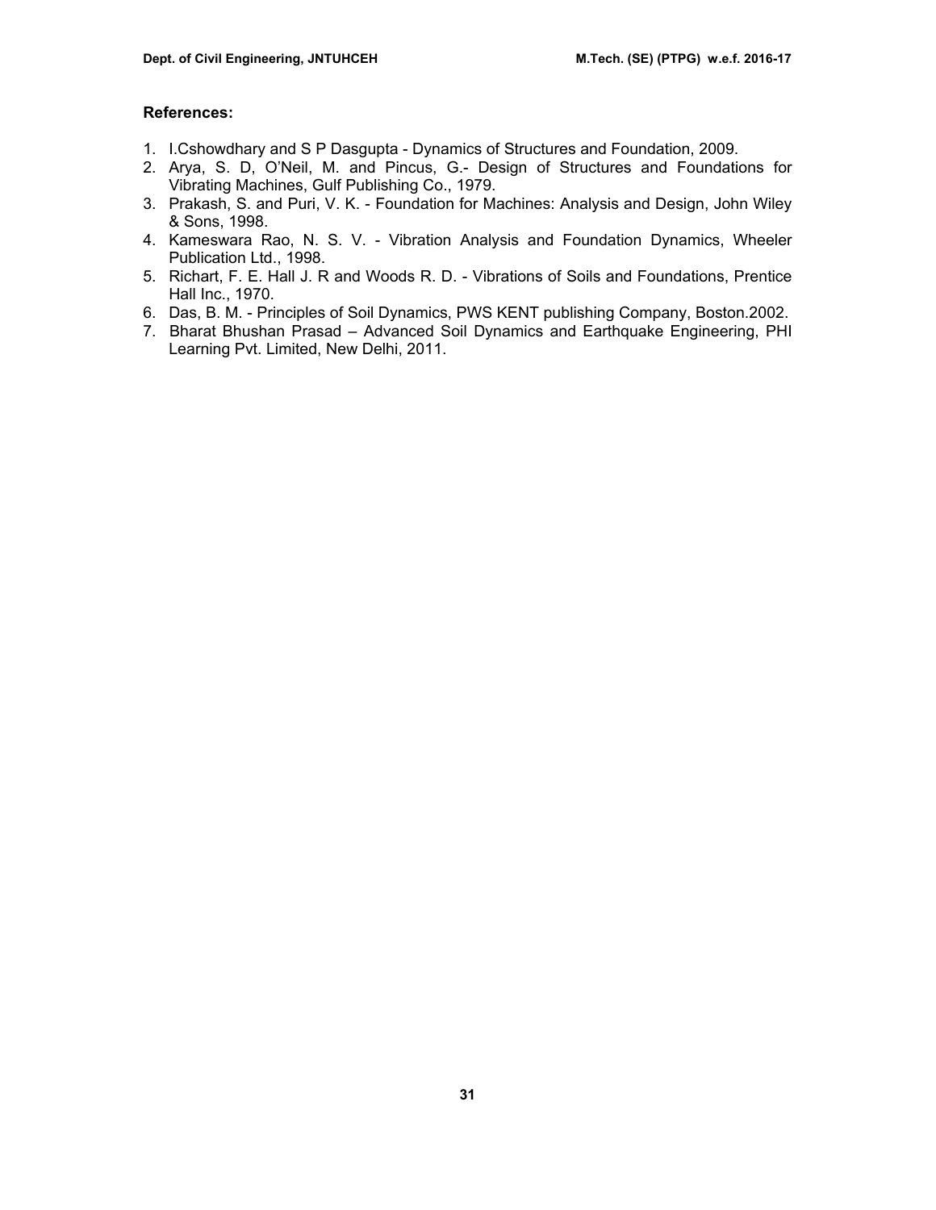**References:**

1. I.Cshowdhary and S P Dasgupta - Dynamics of Structures and Foundation, 2009.
2. Arya, S. D, O'Neil, M. and Pincus, G.- Design of Structures and Foundations for Vibrating Machines, Gulf Publishing Co., 1979.
3. Prakash, S. and Puri, V. K. - Foundation for Machines: Analysis and Design, John Wiley & Sons, 1998.
4. Kameswara Rao, N. S. V. - Vibration Analysis and Foundation Dynamics, Wheeler Publication Ltd., 1998.
5. Richart, F. E. Hall J. R and Woods R. D. - Vibrations of Soils and Foundations, Prentice Hall Inc., 1970.
6. Das, B. M. - Principles of Soil Dynamics, PWS KENT publishing Company, Boston.2002.
7. Bharat Bhushan Prasad – Advanced Soil Dynamics and Earthquake Engineering, PHI Learning Pvt. Limited, New Delhi, 2011.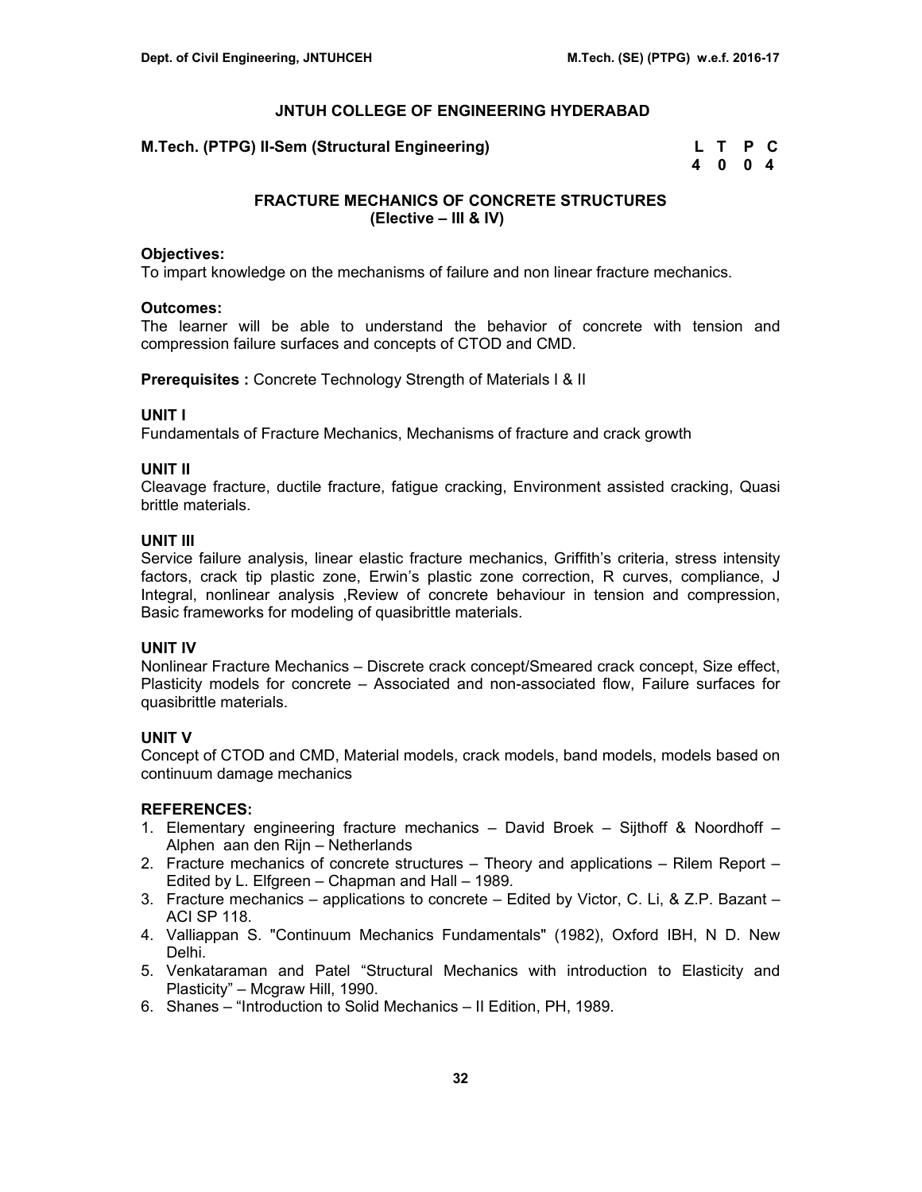# JNTUH COLLEGE OF ENGINEERING HYDERABAD

**M.Tech. (PTPG) II-Sem (Structural Engineering)**

| L | T | P | C |
|---|---|---|---|
| 4 | 0 | 0 | 4 |

## FRACTURE MECHANICS OF CONCRETE STRUCTURES
## (Elective – III & IV)

**Objectives:**
To impart knowledge on the mechanisms of failure and non linear fracture mechanics.

**Outcomes:**
The learner will be able to understand the behavior of concrete with tension and compression failure surfaces and concepts of CTOD and CMD.

**Prerequisites :** Concrete Technology Strength of Materials I & II

**UNIT I**
Fundamentals of Fracture Mechanics, Mechanisms of fracture and crack growth

**UNIT II**
Cleavage fracture, ductile fracture, fatigue cracking, Environment assisted cracking, Quasi brittle materials.

**UNIT III**
Service failure analysis, linear elastic fracture mechanics, Griffith's criteria, stress intensity factors, crack tip plastic zone, Erwin's plastic zone correction, R curves, compliance, J Integral, nonlinear analysis ,Review of concrete behaviour in tension and compression, Basic frameworks for modeling of quasibrittle materials.

**UNIT IV**
Nonlinear Fracture Mechanics – Discrete crack concept/Smeared crack concept, Size effect, Plasticity models for concrete – Associated and non-associated flow, Failure surfaces for quasibrittle materials.

**UNIT V**
Concept of CTOD and CMD, Material models, crack models, band models, models based on continuum damage mechanics

**REFERENCES:**

1. Elementary engineering fracture mechanics – David Broek – Sijthoff & Noordhoff – Alphen aan den Rijn – Netherlands
2. Fracture mechanics of concrete structures – Theory and applications – Rilem Report – Edited by L. Elfgreen – Chapman and Hall – 1989.
3. Fracture mechanics – applications to concrete – Edited by Victor, C. Li, & Z.P. Bazant – ACI SP 118.
4. Valliappan S. "Continuum Mechanics Fundamentals" (1982), Oxford IBH, N D. New Delhi.
5. Venkataraman and Patel "Structural Mechanics with introduction to Elasticity and Plasticity" – Mcgraw Hill, 1990.
6. Shanes – "Introduction to Solid Mechanics – II Edition, PH, 1989.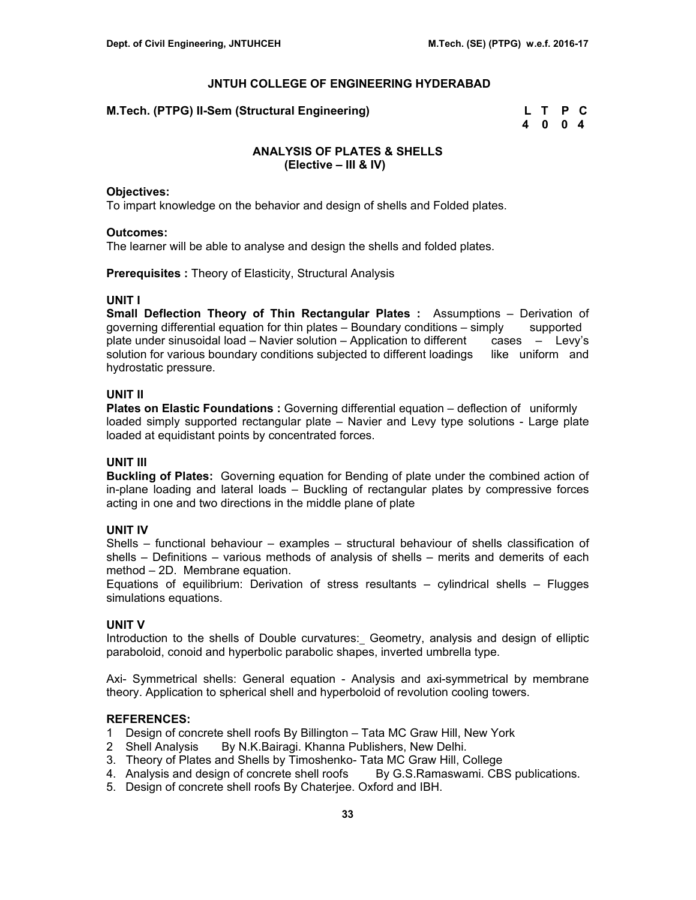# JNTUH COLLEGE OF ENGINEERING HYDERABAD

**M.Tech. (PTPG) II-Sem (Structural Engineering)**

| L | T | P | C |
|---|---|---|---|
| 4 | 0 | 0 | 4 |

## ANALYSIS OF PLATES & SHELLS
### (Elective – III & IV)

**Objectives:**
To impart knowledge on the behavior and design of shells and Folded plates.

**Outcomes:**
The learner will be able to analyse and design the shells and folded plates.

**Prerequisites :** Theory of Elasticity, Structural Analysis

**UNIT I**
**Small Deflection Theory of Thin Rectangular Plates :** Assumptions – Derivation of governing differential equation for thin plates – Boundary conditions – simply supported plate under sinusoidal load – Navier solution – Application to different cases – Levy's solution for various boundary conditions subjected to different loadings like uniform and hydrostatic pressure.

**UNIT II**
**Plates on Elastic Foundations :** Governing differential equation – deflection of uniformly loaded simply supported rectangular plate – Navier and Levy type solutions - Large plate loaded at equidistant points by concentrated forces.

**UNIT III**
**Buckling of Plates:** Governing equation for Bending of plate under the combined action of in-plane loading and lateral loads – Buckling of rectangular plates by compressive forces acting in one and two directions in the middle plane of plate

**UNIT IV**
Shells – functional behaviour – examples – structural behaviour of shells classification of shells – Definitions – various methods of analysis of shells – merits and demerits of each method – 2D. Membrane equation.
Equations of equilibrium: Derivation of stress resultants – cylindrical shells – Flugges simulations equations.

**UNIT V**
Introduction to the shells of Double curvatures:_ Geometry, analysis and design of elliptic paraboloid, conoid and hyperbolic parabolic shapes, inverted umbrella type.

Axi- Symmetrical shells: General equation - Analysis and axi-symmetrical by membrane theory. Application to spherical shell and hyperboloid of revolution cooling towers.

**REFERENCES:**
1 Design of concrete shell roofs By Billington – Tata MC Graw Hill, New York
2 Shell Analysis By N.K.Bairagi. Khanna Publishers, New Delhi.
3. Theory of Plates and Shells by Timoshenko- Tata MC Graw Hill, College
4. Analysis and design of concrete shell roofs By G.S.Ramaswami. CBS publications.
5. Design of concrete shell roofs By Chaterjee. Oxford and IBH.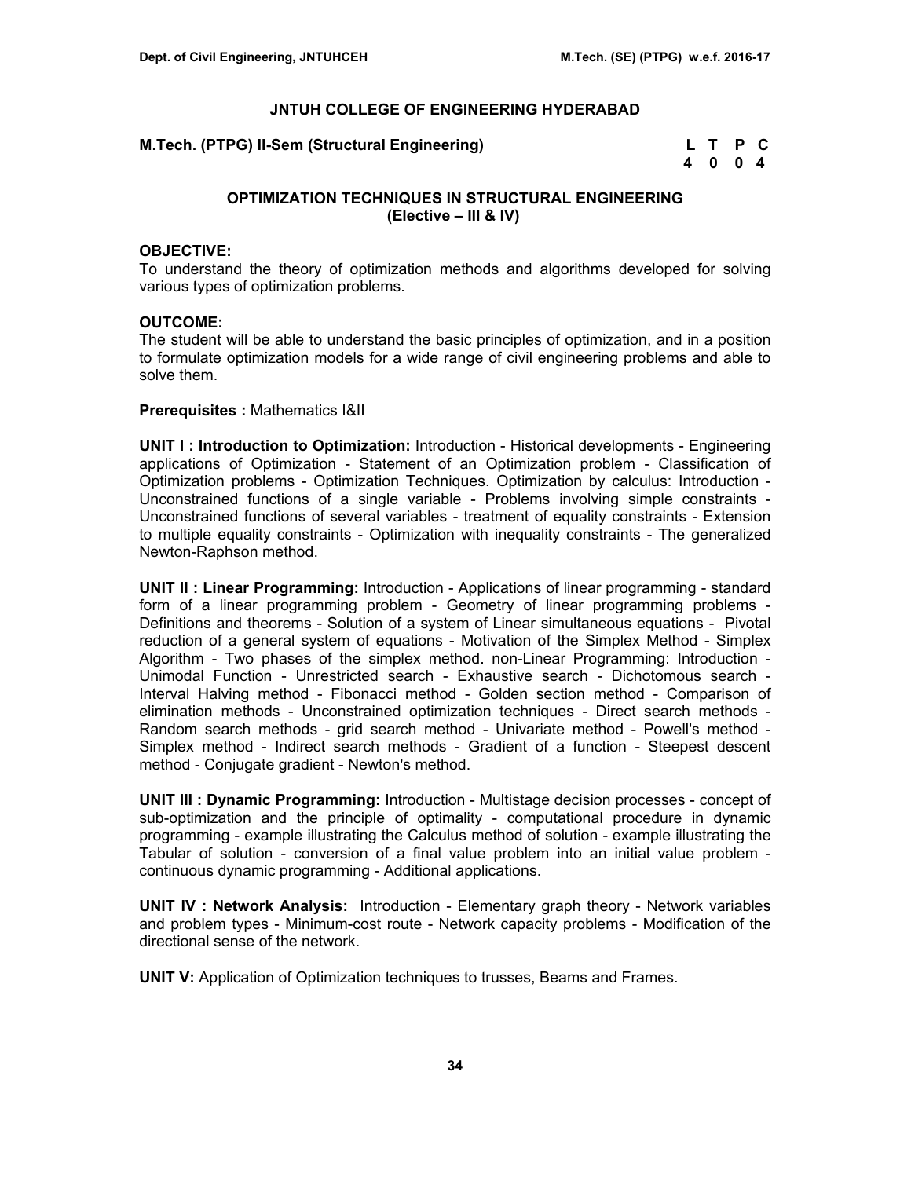## JNTUH COLLEGE OF ENGINEERING HYDERABAD

**M.Tech. (PTPG) II-Sem (Structural Engineering)**

| L | T | P | C |
|---|---|---|---|
| 4 | 0 | 0 | 4 |

### OPTIMIZATION TECHNIQUES IN STRUCTURAL ENGINEERING
### (Elective – III & IV)

**OBJECTIVE:**
To understand the theory of optimization methods and algorithms developed for solving various types of optimization problems.

**OUTCOME:**
The student will be able to understand the basic principles of optimization, and in a position to formulate optimization models for a wide range of civil engineering problems and able to solve them.

**Prerequisites :** Mathematics I&II

**UNIT I : Introduction to Optimization:** Introduction - Historical developments - Engineering applications of Optimization - Statement of an Optimization problem - Classification of Optimization problems - Optimization Techniques. Optimization by calculus: Introduction - Unconstrained functions of a single variable - Problems involving simple constraints - Unconstrained functions of several variables - treatment of equality constraints - Extension to multiple equality constraints - Optimization with inequality constraints - The generalized Newton-Raphson method.

**UNIT II : Linear Programming:** Introduction - Applications of linear programming - standard form of a linear programming problem - Geometry of linear programming problems - Definitions and theorems - Solution of a system of Linear simultaneous equations - Pivotal reduction of a general system of equations - Motivation of the Simplex Method - Simplex Algorithm - Two phases of the simplex method. non-Linear Programming: Introduction - Unimodal Function - Unrestricted search - Exhaustive search - Dichotomous search - Interval Halving method - Fibonacci method - Golden section method - Comparison of elimination methods - Unconstrained optimization techniques - Direct search methods - Random search methods - grid search method - Univariate method - Powell's method - Simplex method - Indirect search methods - Gradient of a function - Steepest descent method - Conjugate gradient - Newton's method.

**UNIT III : Dynamic Programming:** Introduction - Multistage decision processes - concept of sub-optimization and the principle of optimality - computational procedure in dynamic programming - example illustrating the Calculus method of solution - example illustrating the Tabular of solution - conversion of a final value problem into an initial value problem - continuous dynamic programming - Additional applications.

**UNIT IV : Network Analysis:** Introduction - Elementary graph theory - Network variables and problem types - Minimum-cost route - Network capacity problems - Modification of the directional sense of the network.

**UNIT V:** Application of Optimization techniques to trusses, Beams and Frames.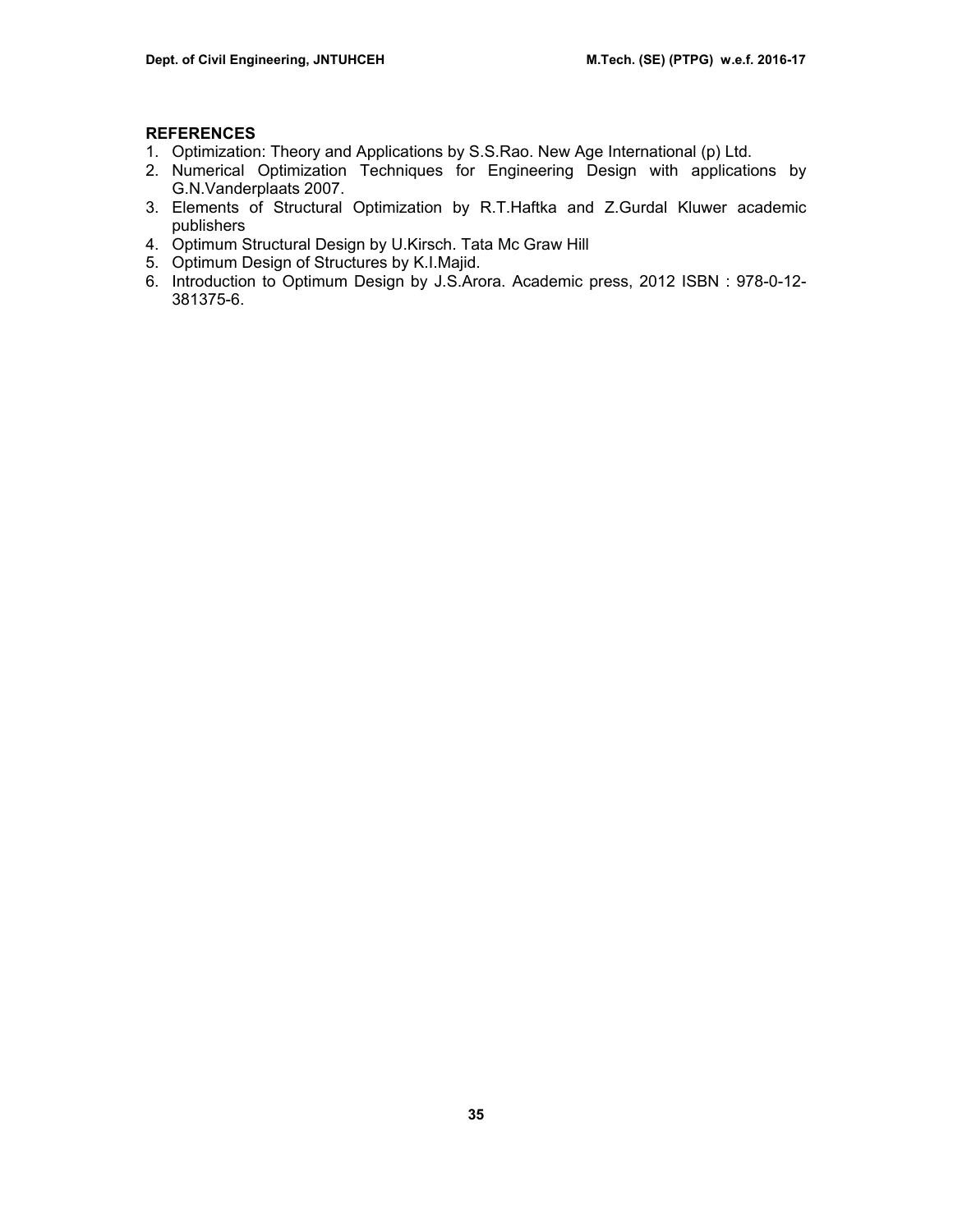**REFERENCES**

1. Optimization: Theory and Applications by S.S.Rao. New Age International (p) Ltd.
2. Numerical Optimization Techniques for Engineering Design with applications by G.N.Vanderplaats 2007.
3. Elements of Structural Optimization by R.T.Haftka and Z.Gurdal Kluwer academic publishers
4. Optimum Structural Design by U.Kirsch. Tata Mc Graw Hill
5. Optimum Design of Structures by K.I.Majid.
6. Introduction to Optimum Design by J.S.Arora. Academic press, 2012 ISBN : 978-0-12-381375-6.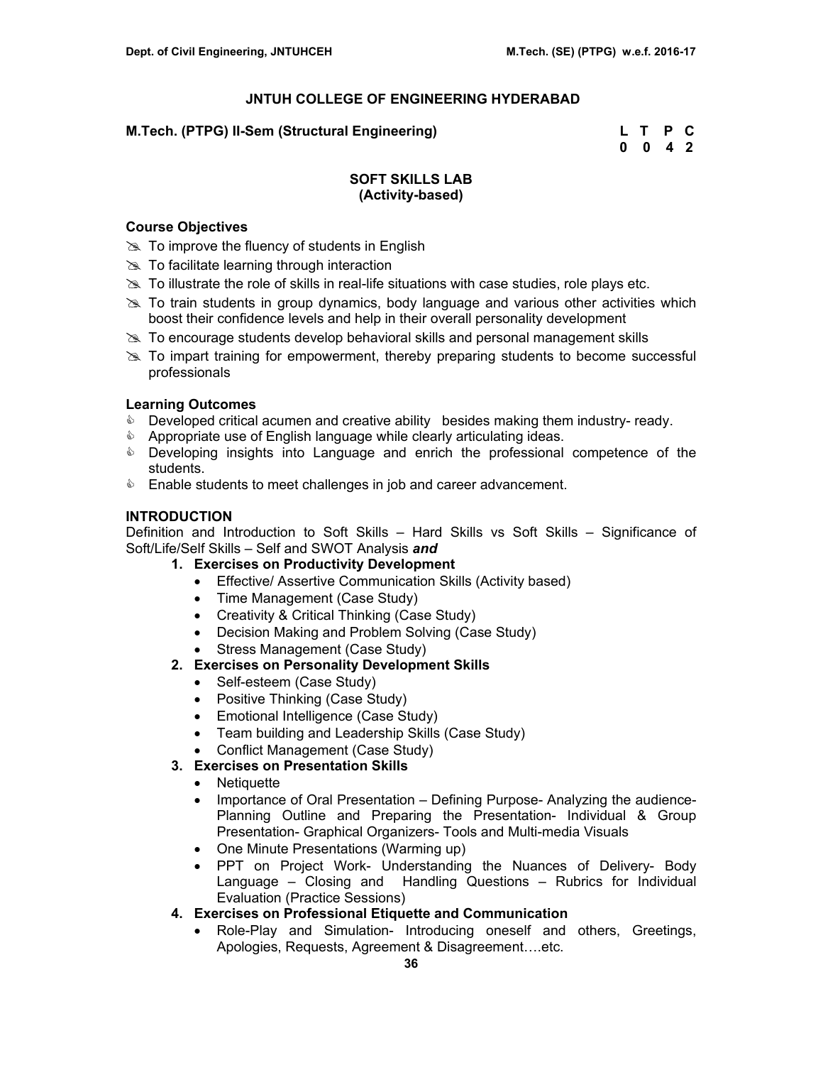# JNTUH COLLEGE OF ENGINEERING HYDERABAD

**M.Tech. (PTPG) II-Sem (Structural Engineering)**

| L | T | P | C |
|---|---|---|---|
| 0 | 0 | 4 | 2 |

## SOFT SKILLS LAB
### (Activity-based)

**Course Objectives**

- To improve the fluency of students in English
- To facilitate learning through interaction
- To illustrate the role of skills in real-life situations with case studies, role plays etc.
- To train students in group dynamics, body language and various other activities which boost their confidence levels and help in their overall personality development
- To encourage students develop behavioral skills and personal management skills
- To impart training for empowerment, thereby preparing students to become successful professionals

**Learning Outcomes**

- Developed critical acumen and creative ability besides making them industry- ready.
- Appropriate use of English language while clearly articulating ideas.
- Developing insights into Language and enrich the professional competence of the students.
- Enable students to meet challenges in job and career advancement.

**INTRODUCTION**

Definition and Introduction to Soft Skills – Hard Skills vs Soft Skills – Significance of Soft/Life/Self Skills – Self and SWOT Analysis ***and***

1. **Exercises on Productivity Development**
   - Effective/ Assertive Communication Skills (Activity based)
   - Time Management (Case Study)
   - Creativity & Critical Thinking (Case Study)
   - Decision Making and Problem Solving (Case Study)
   - Stress Management (Case Study)
2. **Exercises on Personality Development Skills**
   - Self-esteem (Case Study)
   - Positive Thinking (Case Study)
   - Emotional Intelligence (Case Study)
   - Team building and Leadership Skills (Case Study)
   - Conflict Management (Case Study)
3. **Exercises on Presentation Skills**
   - Netiquette
   - Importance of Oral Presentation – Defining Purpose- Analyzing the audience- Planning Outline and Preparing the Presentation- Individual & Group Presentation- Graphical Organizers- Tools and Multi-media Visuals
   - One Minute Presentations (Warming up)
   - PPT on Project Work- Understanding the Nuances of Delivery- Body Language – Closing and Handling Questions – Rubrics for Individual Evaluation (Practice Sessions)
4. **Exercises on Professional Etiquette and Communication**
   - Role-Play and Simulation- Introducing oneself and others, Greetings, Apologies, Requests, Agreement & Disagreement….etc.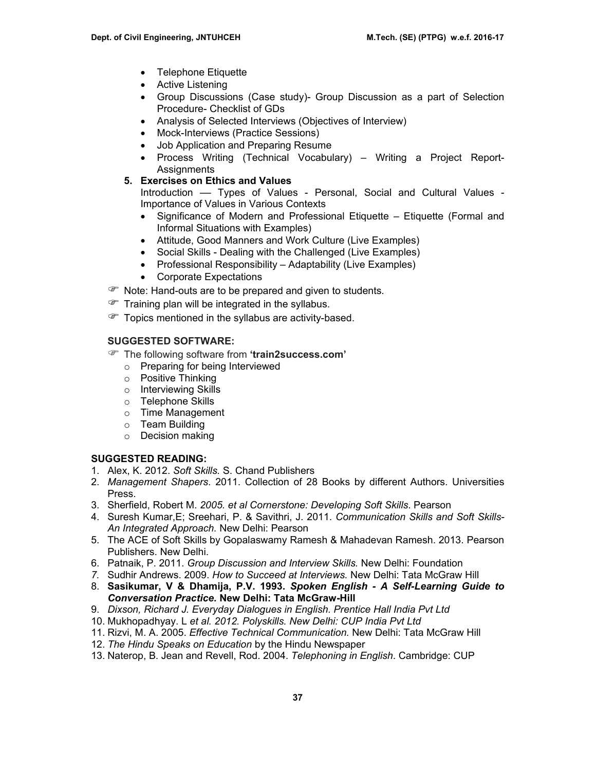- Telephone Etiquette
- Active Listening
- Group Discussions (Case study)- Group Discussion as a part of Selection Procedure- Checklist of GDs
- Analysis of Selected Interviews (Objectives of Interview)
- Mock-Interviews (Practice Sessions)
- Job Application and Preparing Resume
- Process Writing (Technical Vocabulary) – Writing a Project Report- Assignments

**5. Exercises on Ethics and Values**

Introduction –– Types of Values - Personal, Social and Cultural Values - Importance of Values in Various Contexts

- Significance of Modern and Professional Etiquette – Etiquette (Formal and Informal Situations with Examples)
- Attitude, Good Manners and Work Culture (Live Examples)
- Social Skills - Dealing with the Challenged (Live Examples)
- Professional Responsibility – Adaptability (Live Examples)
- Corporate Expectations

☞ Note: Hand-outs are to be prepared and given to students.

☞ Training plan will be integrated in the syllabus.

☞ Topics mentioned in the syllabus are activity-based.

**SUGGESTED SOFTWARE:**

☞ The following software from **'train2success.com'**

- Preparing for being Interviewed
- Positive Thinking
- Interviewing Skills
- Telephone Skills
- Time Management
- Team Building
- Decision making

**SUGGESTED READING:**

1. Alex, K. 2012. *Soft Skills.* S. Chand Publishers
2. *Management Shapers*. 2011. Collection of 28 Books by different Authors. Universities Press.
3. Sherfield, Robert M. *2005. et al Cornerstone: Developing Soft Skills*. Pearson
4. Suresh Kumar,E; Sreehari, P. & Savithri, J. 2011. *Communication Skills and Soft Skills- An Integrated Approach.* New Delhi: Pearson
5. The ACE of Soft Skills by Gopalaswamy Ramesh & Mahadevan Ramesh. 2013. Pearson Publishers. New Delhi.
6. Patnaik, P. 2011. *Group Discussion and Interview Skills.* New Delhi: Foundation
7. Sudhir Andrews. 2009. *How to Succeed at Interviews.* New Delhi: Tata McGraw Hill
8. **Sasikumar, V & Dhamija, P.V. 1993.** ***Spoken English - A Self-Learning Guide to Conversation Practice.*** **New Delhi: Tata McGraw-Hill**
9. *Dixson, Richard J. Everyday Dialogues in English. Prentice Hall India Pvt Ltd*
10. Mukhopadhyay. L *et al. 2012. Polyskills. New Delhi: CUP India Pvt Ltd*
11. Rizvi, M. A. 2005. *Effective Technical Communication.* New Delhi: Tata McGraw Hill
12. *The Hindu Speaks on Education* by the Hindu Newspaper
13. Naterop, B. Jean and Revell, Rod. 2004. *Telephoning in English*. Cambridge: CUP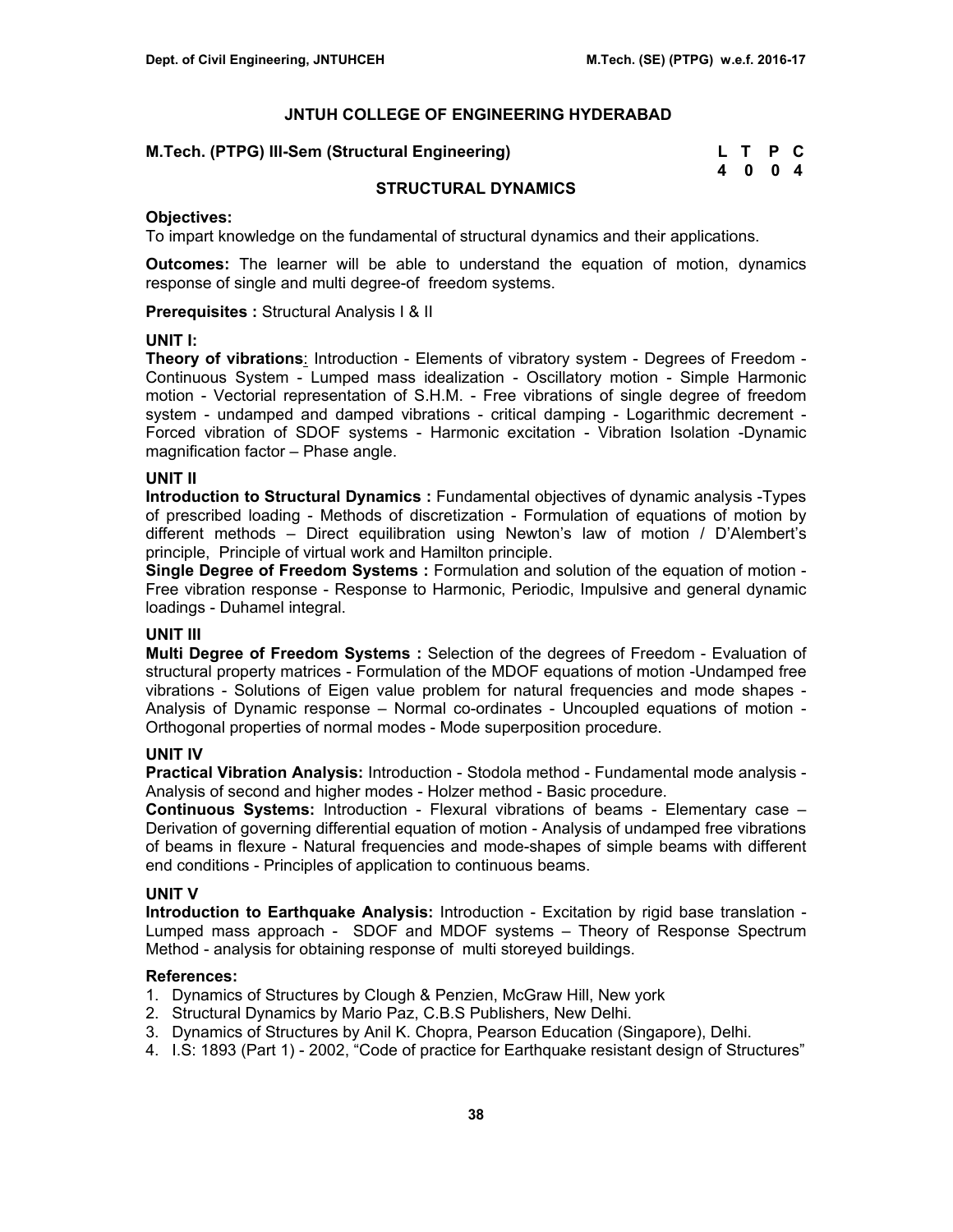## JNTUH COLLEGE OF ENGINEERING HYDERABAD

**M.Tech. (PTPG) III-Sem (Structural Engineering)**

| L | T | P | C |
|---|---|---|---|
| 4 | 0 | 0 | 4 |

### STRUCTURAL DYNAMICS

**Objectives:**
To impart knowledge on the fundamental of structural dynamics and their applications.

**Outcomes:** The learner will be able to understand the equation of motion, dynamics response of single and multi degree-of freedom systems.

**Prerequisites :** Structural Analysis I & II

**UNIT I:**
**Theory of vibrations**: Introduction - Elements of vibratory system - Degrees of Freedom - Continuous System - Lumped mass idealization - Oscillatory motion - Simple Harmonic motion - Vectorial representation of S.H.M. - Free vibrations of single degree of freedom system - undamped and damped vibrations - critical damping - Logarithmic decrement - Forced vibration of SDOF systems - Harmonic excitation - Vibration Isolation -Dynamic magnification factor – Phase angle.

**UNIT II**
**Introduction to Structural Dynamics :** Fundamental objectives of dynamic analysis -Types of prescribed loading - Methods of discretization - Formulation of equations of motion by different methods – Direct equilibration using Newton's law of motion / D'Alembert's principle, Principle of virtual work and Hamilton principle.
**Single Degree of Freedom Systems :** Formulation and solution of the equation of motion - Free vibration response - Response to Harmonic, Periodic, Impulsive and general dynamic loadings - Duhamel integral.

**UNIT III**
**Multi Degree of Freedom Systems :** Selection of the degrees of Freedom - Evaluation of structural property matrices - Formulation of the MDOF equations of motion -Undamped free vibrations - Solutions of Eigen value problem for natural frequencies and mode shapes - Analysis of Dynamic response – Normal co-ordinates - Uncoupled equations of motion - Orthogonal properties of normal modes - Mode superposition procedure.

**UNIT IV**
**Practical Vibration Analysis:** Introduction - Stodola method - Fundamental mode analysis - Analysis of second and higher modes - Holzer method - Basic procedure.
**Continuous Systems:** Introduction - Flexural vibrations of beams - Elementary case – Derivation of governing differential equation of motion - Analysis of undamped free vibrations of beams in flexure - Natural frequencies and mode-shapes of simple beams with different end conditions - Principles of application to continuous beams.

**UNIT V**
**Introduction to Earthquake Analysis:** Introduction - Excitation by rigid base translation - Lumped mass approach - SDOF and MDOF systems – Theory of Response Spectrum Method - analysis for obtaining response of multi storeyed buildings.

**References:**
1. Dynamics of Structures by Clough & Penzien, McGraw Hill, New york
2. Structural Dynamics by Mario Paz, C.B.S Publishers, New Delhi.
3. Dynamics of Structures by Anil K. Chopra, Pearson Education (Singapore), Delhi.
4. I.S: 1893 (Part 1) - 2002, "Code of practice for Earthquake resistant design of Structures"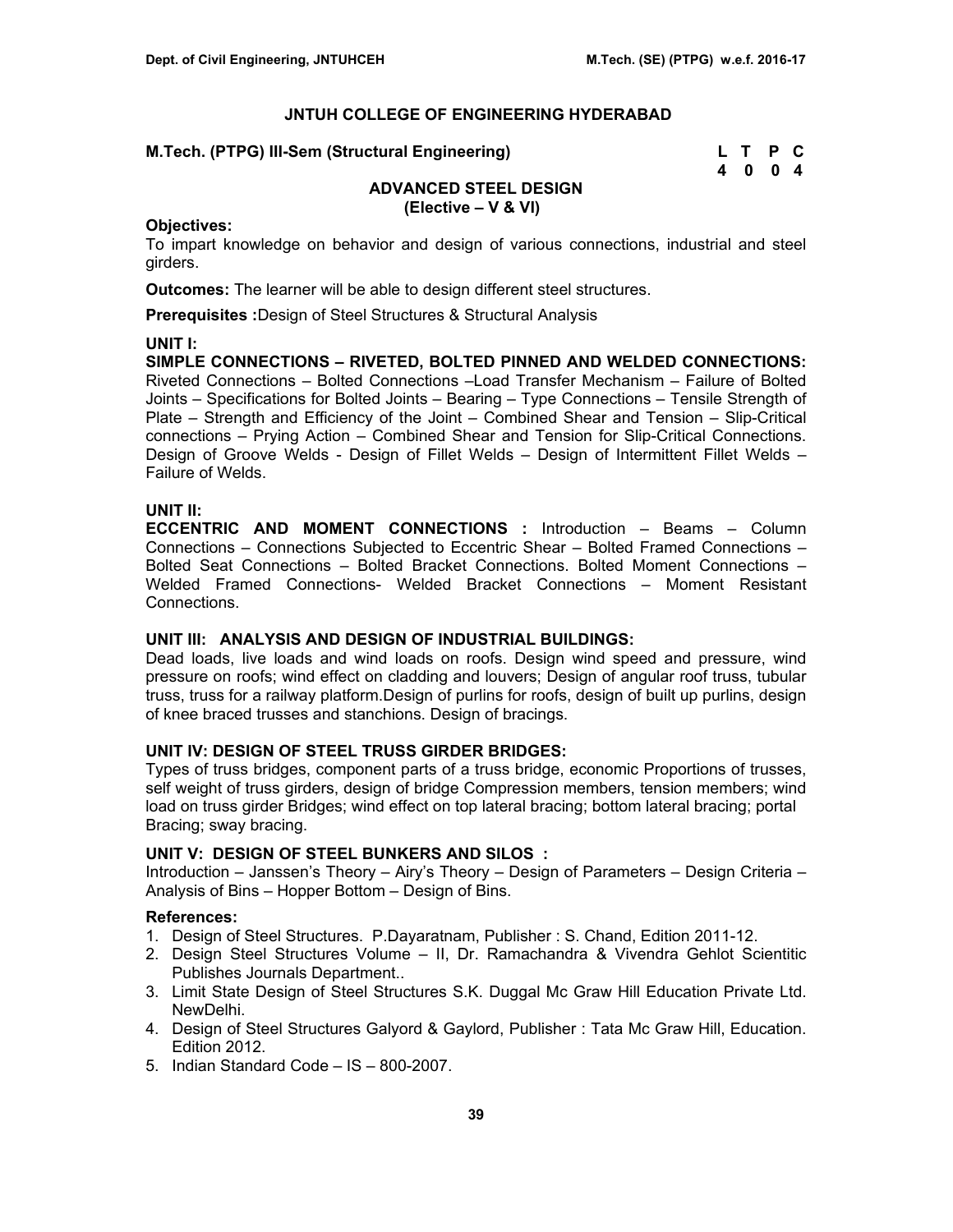## JNTUH COLLEGE OF ENGINEERING HYDERABAD

**M.Tech. (PTPG) III-Sem (Structural Engineering)**

| L | T | P | C |
|---|---|---|---|
| 4 | 0 | 0 | 4 |

### ADVANCED STEEL DESIGN
### (Elective – V & VI)

**Objectives:**
To impart knowledge on behavior and design of various connections, industrial and steel girders.

**Outcomes:** The learner will be able to design different steel structures.

**Prerequisites :**Design of Steel Structures & Structural Analysis

**UNIT I:**
**SIMPLE CONNECTIONS – RIVETED, BOLTED PINNED AND WELDED CONNECTIONS:** Riveted Connections – Bolted Connections –Load Transfer Mechanism – Failure of Bolted Joints – Specifications for Bolted Joints – Bearing – Type Connections – Tensile Strength of Plate – Strength and Efficiency of the Joint – Combined Shear and Tension – Slip-Critical connections – Prying Action – Combined Shear and Tension for Slip-Critical Connections. Design of Groove Welds - Design of Fillet Welds – Design of Intermittent Fillet Welds – Failure of Welds.

**UNIT II:**
**ECCENTRIC AND MOMENT CONNECTIONS :** Introduction – Beams – Column Connections – Connections Subjected to Eccentric Shear – Bolted Framed Connections – Bolted Seat Connections – Bolted Bracket Connections. Bolted Moment Connections – Welded Framed Connections- Welded Bracket Connections – Moment Resistant Connections.

**UNIT III: ANALYSIS AND DESIGN OF INDUSTRIAL BUILDINGS:**
Dead loads, live loads and wind loads on roofs. Design wind speed and pressure, wind pressure on roofs; wind effect on cladding and louvers; Design of angular roof truss, tubular truss, truss for a railway platform.Design of purlins for roofs, design of built up purlins, design of knee braced trusses and stanchions. Design of bracings.

**UNIT IV: DESIGN OF STEEL TRUSS GIRDER BRIDGES:**
Types of truss bridges, component parts of a truss bridge, economic Proportions of trusses, self weight of truss girders, design of bridge Compression members, tension members; wind load on truss girder Bridges; wind effect on top lateral bracing; bottom lateral bracing; portal Bracing; sway bracing.

**UNIT V: DESIGN OF STEEL BUNKERS AND SILOS :**
Introduction – Janssen's Theory – Airy's Theory – Design of Parameters – Design Criteria – Analysis of Bins – Hopper Bottom – Design of Bins.

**References:**
1. Design of Steel Structures. P.Dayaratnam, Publisher : S. Chand, Edition 2011-12.
2. Design Steel Structures Volume – II, Dr. Ramachandra & Vivendra Gehlot Scientitic Publishes Journals Department..
3. Limit State Design of Steel Structures S.K. Duggal Mc Graw Hill Education Private Ltd. NewDelhi.
4. Design of Steel Structures Galyord & Gaylord, Publisher : Tata Mc Graw Hill, Education. Edition 2012.
5. Indian Standard Code – IS – 800-2007.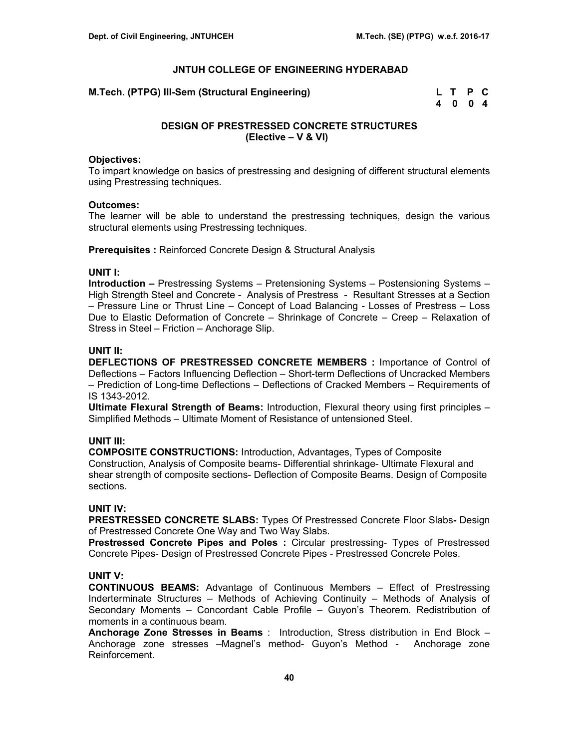## JNTUH COLLEGE OF ENGINEERING HYDERABAD

**M.Tech. (PTPG) III-Sem (Structural Engineering)**

| L | T | P | C |
|---|---|---|---|
| 4 | 0 | 0 | 4 |

### DESIGN OF PRESTRESSED CONCRETE STRUCTURES
### (Elective – V & VI)

**Objectives:**
To impart knowledge on basics of prestressing and designing of different structural elements using Prestressing techniques.

**Outcomes:**
The learner will be able to understand the prestressing techniques, design the various structural elements using Prestressing techniques.

**Prerequisites :** Reinforced Concrete Design & Structural Analysis

**UNIT I:**
**Introduction –** Prestressing Systems – Pretensioning Systems – Postensioning Systems – High Strength Steel and Concrete - Analysis of Prestress - Resultant Stresses at a Section – Pressure Line or Thrust Line – Concept of Load Balancing - Losses of Prestress – Loss Due to Elastic Deformation of Concrete – Shrinkage of Concrete – Creep – Relaxation of Stress in Steel – Friction – Anchorage Slip.

**UNIT II:**
**DEFLECTIONS OF PRESTRESSED CONCRETE MEMBERS :** Importance of Control of Deflections – Factors Influencing Deflection – Short-term Deflections of Uncracked Members – Prediction of Long-time Deflections – Deflections of Cracked Members – Requirements of IS 1343-2012.
**Ultimate Flexural Strength of Beams:** Introduction, Flexural theory using first principles – Simplified Methods – Ultimate Moment of Resistance of untensioned Steel.

**UNIT III:**
**COMPOSITE CONSTRUCTIONS:** Introduction, Advantages, Types of Composite Construction, Analysis of Composite beams- Differential shrinkage- Ultimate Flexural and shear strength of composite sections- Deflection of Composite Beams. Design of Composite sections.

**UNIT IV:**
**PRESTRESSED CONCRETE SLABS:** Types Of Prestressed Concrete Floor Slabs**-** Design of Prestressed Concrete One Way and Two Way Slabs.
**Prestressed Concrete Pipes and Poles :** Circular prestressing- Types of Prestressed Concrete Pipes- Design of Prestressed Concrete Pipes - Prestressed Concrete Poles.

**UNIT V:**
**CONTINUOUS BEAMS:** Advantage of Continuous Members – Effect of Prestressing Inderterminate Structures – Methods of Achieving Continuity – Methods of Analysis of Secondary Moments – Concordant Cable Profile – Guyon's Theorem. Redistribution of moments in a continuous beam.
**Anchorage Zone Stresses in Beams** : Introduction, Stress distribution in End Block – Anchorage zone stresses –Magnel's method- Guyon's Method - Anchorage zone Reinforcement.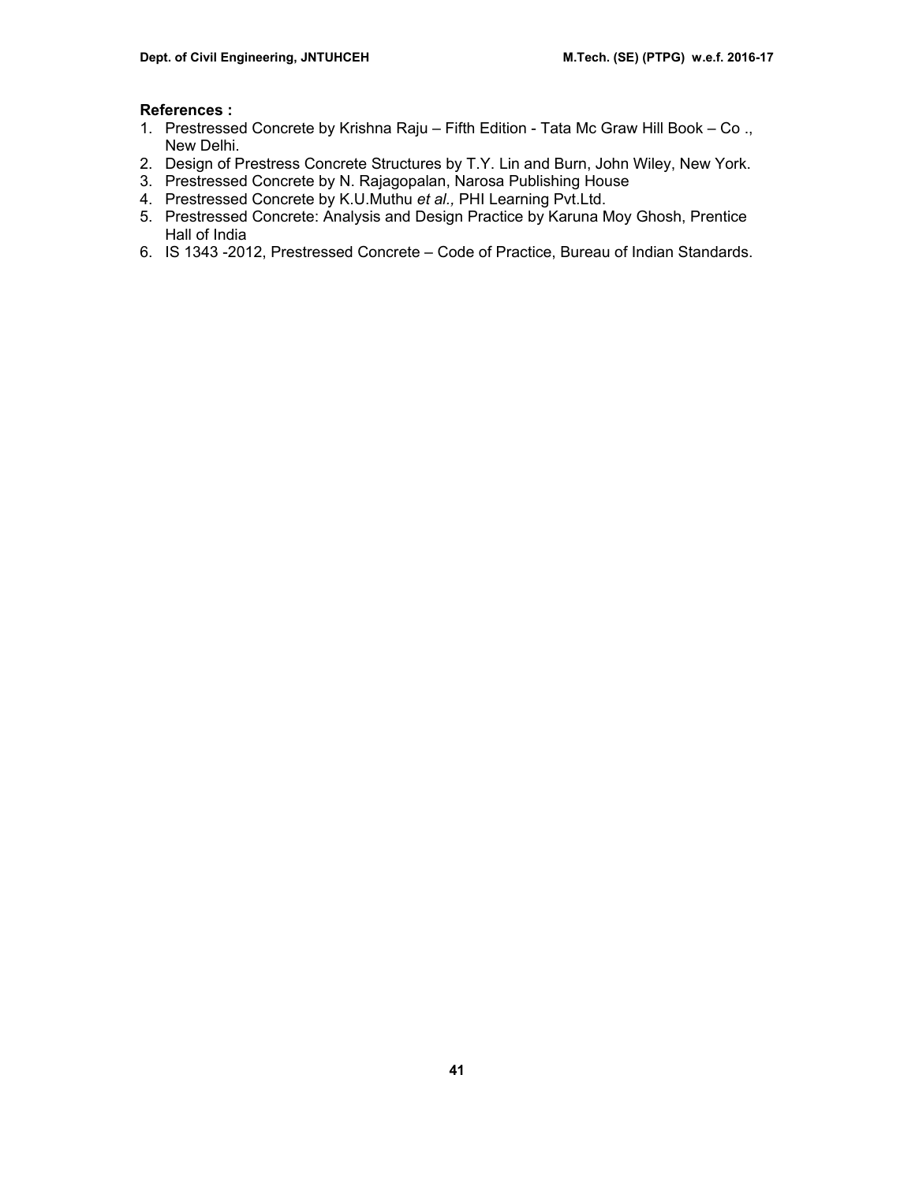**References :**

1. Prestressed Concrete by Krishna Raju – Fifth Edition - Tata Mc Graw Hill Book – Co ., New Delhi.
2. Design of Prestress Concrete Structures by T.Y. Lin and Burn, John Wiley, New York.
3. Prestressed Concrete by N. Rajagopalan, Narosa Publishing House
4. Prestressed Concrete by K.U.Muthu *et al.,* PHI Learning Pvt.Ltd.
5. Prestressed Concrete: Analysis and Design Practice by Karuna Moy Ghosh, Prentice Hall of India
6. IS 1343 -2012, Prestressed Concrete – Code of Practice, Bureau of Indian Standards.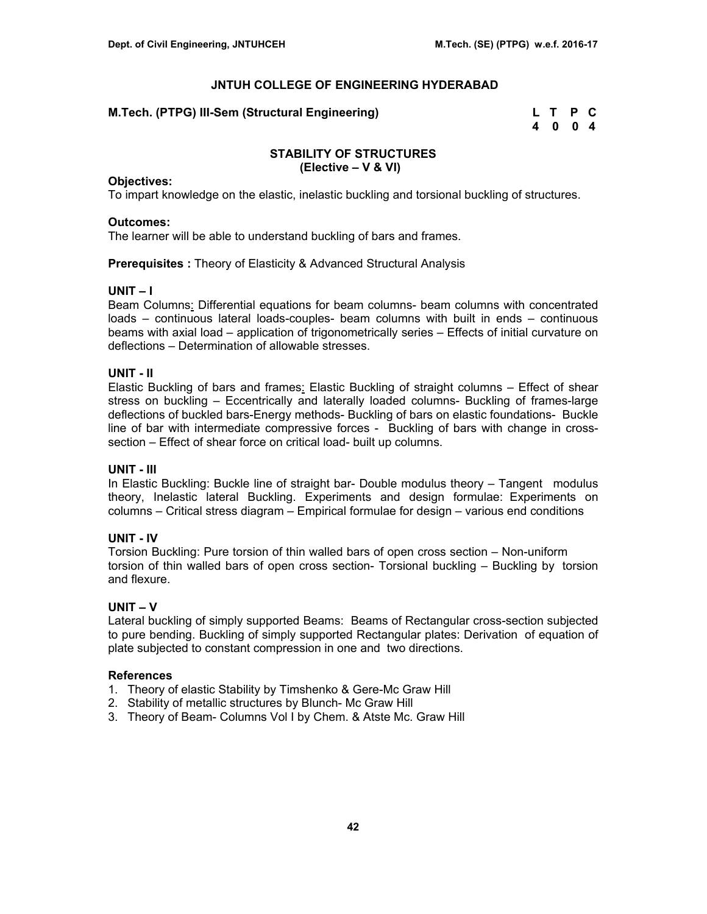# JNTUH COLLEGE OF ENGINEERING HYDERABAD

**M.Tech. (PTPG) III-Sem (Structural Engineering)**

| L | T | P | C |
|---|---|---|---|
| 4 | 0 | 0 | 4 |

## STABILITY OF STRUCTURES
## (Elective – V & VI)

**Objectives:**
To impart knowledge on the elastic, inelastic buckling and torsional buckling of structures.

**Outcomes:**
The learner will be able to understand buckling of bars and frames.

**Prerequisites :** Theory of Elasticity & Advanced Structural Analysis

### UNIT – I

Beam Columns: Differential equations for beam columns- beam columns with concentrated loads – continuous lateral loads-couples- beam columns with built in ends – continuous beams with axial load – application of trigonometrically series – Effects of initial curvature on deflections – Determination of allowable stresses.

### UNIT - II

Elastic Buckling of bars and frames: Elastic Buckling of straight columns – Effect of shear stress on buckling – Eccentrically and laterally loaded columns- Buckling of frames-large deflections of buckled bars-Energy methods- Buckling of bars on elastic foundations- Buckle line of bar with intermediate compressive forces - Buckling of bars with change in cross-section – Effect of shear force on critical load- built up columns.

### UNIT - III

In Elastic Buckling: Buckle line of straight bar- Double modulus theory – Tangent modulus theory, Inelastic lateral Buckling. Experiments and design formulae: Experiments on columns – Critical stress diagram – Empirical formulae for design – various end conditions

### UNIT - IV

Torsion Buckling: Pure torsion of thin walled bars of open cross section – Non-uniform torsion of thin walled bars of open cross section- Torsional buckling – Buckling by torsion and flexure.

### UNIT – V

Lateral buckling of simply supported Beams: Beams of Rectangular cross-section subjected to pure bending. Buckling of simply supported Rectangular plates: Derivation of equation of plate subjected to constant compression in one and two directions.

**References**

1. Theory of elastic Stability by Timshenko & Gere-Mc Graw Hill
2. Stability of metallic structures by Blunch- Mc Graw Hill
3. Theory of Beam- Columns Vol I by Chem. & Atste Mc. Graw Hill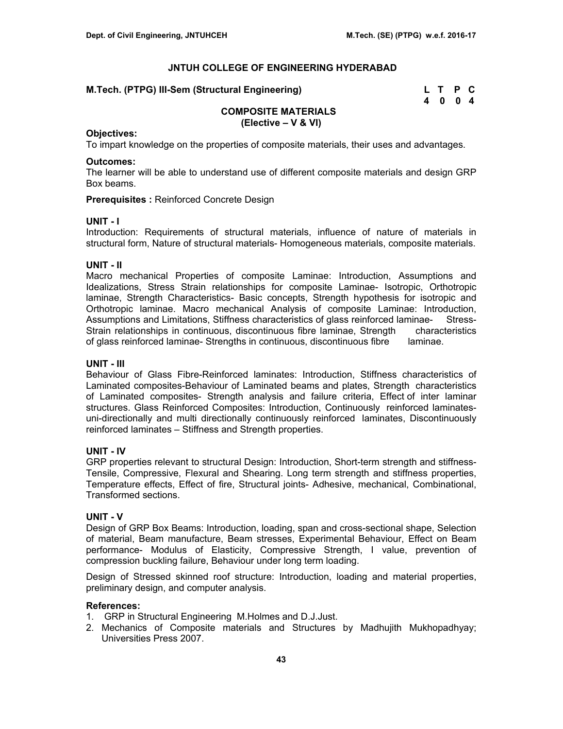# JNTUH COLLEGE OF ENGINEERING HYDERABAD

**M.Tech. (PTPG) III-Sem (Structural Engineering)**

| L | T | P | C |
|---|---|---|---|
| 4 | 0 | 0 | 4 |

## COMPOSITE MATERIALS
## (Elective – V & VI)

**Objectives:**
To impart knowledge on the properties of composite materials, their uses and advantages.

**Outcomes:**
The learner will be able to understand use of different composite materials and design GRP Box beams.

**Prerequisites :** Reinforced Concrete Design

### UNIT - I

Introduction: Requirements of structural materials, influence of nature of materials in structural form, Nature of structural materials- Homogeneous materials, composite materials.

### UNIT - II

Macro mechanical Properties of composite Laminae: Introduction, Assumptions and Idealizations, Stress Strain relationships for composite Laminae- Isotropic, Orthotropic laminae, Strength Characteristics- Basic concepts, Strength hypothesis for isotropic and Orthotropic laminae. Macro mechanical Analysis of composite Laminae: Introduction, Assumptions and Limitations, Stiffness characteristics of glass reinforced laminae- Stress-Strain relationships in continuous, discontinuous fibre laminae, Strength characteristics of glass reinforced laminae- Strengths in continuous, discontinuous fibre laminae.

### UNIT - III

Behaviour of Glass Fibre-Reinforced laminates: Introduction, Stiffness characteristics of Laminated composites-Behaviour of Laminated beams and plates, Strength characteristics of Laminated composites- Strength analysis and failure criteria, Effect of inter laminar structures. Glass Reinforced Composites: Introduction, Continuously reinforced laminates-uni-directionally and multi directionally continuously reinforced laminates, Discontinuously reinforced laminates – Stiffness and Strength properties.

### UNIT - IV

GRP properties relevant to structural Design: Introduction, Short-term strength and stiffness-Tensile, Compressive, Flexural and Shearing. Long term strength and stiffness properties, Temperature effects, Effect of fire, Structural joints- Adhesive, mechanical, Combinational, Transformed sections.

### UNIT - V

Design of GRP Box Beams: Introduction, loading, span and cross-sectional shape, Selection of material, Beam manufacture, Beam stresses, Experimental Behaviour, Effect on Beam performance- Modulus of Elasticity, Compressive Strength, I value, prevention of compression buckling failure, Behaviour under long term loading.

Design of Stressed skinned roof structure: Introduction, loading and material properties, preliminary design, and computer analysis.

**References:**

1. GRP in Structural Engineering M.Holmes and D.J.Just.
2. Mechanics of Composite materials and Structures by Madhujith Mukhopadhyay; Universities Press 2007.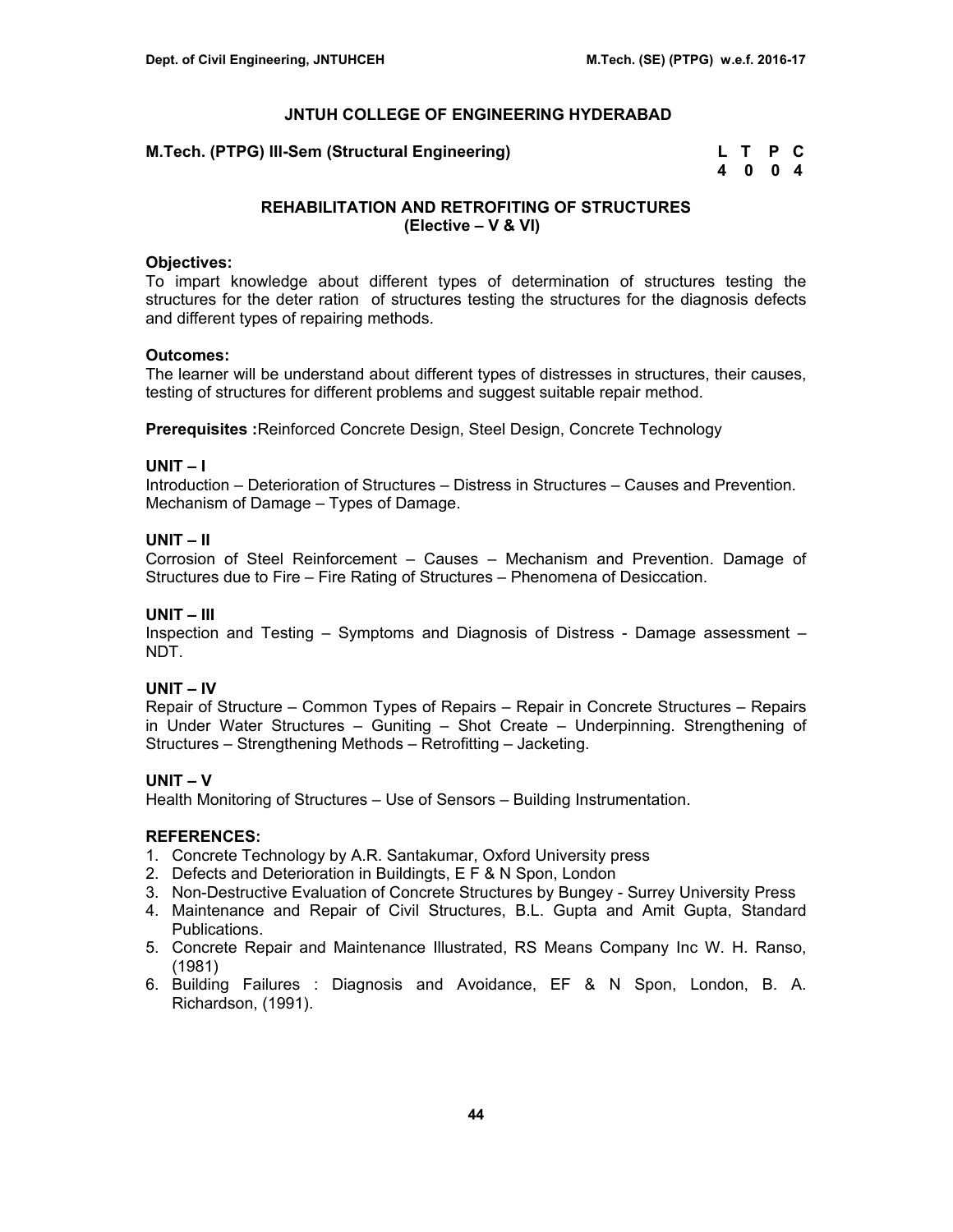# JNTUH COLLEGE OF ENGINEERING HYDERABAD

**M.Tech. (PTPG) III-Sem (Structural Engineering)**

| L | T | P | C |
|---|---|---|---|
| 4 | 0 | 0 | 4 |

## REHABILITATION AND RETROFITING OF STRUCTURES (Elective – V & VI)

**Objectives:**
To impart knowledge about different types of determination of structures testing the structures for the deter ration of structures testing the structures for the diagnosis defects and different types of repairing methods.

**Outcomes:**
The learner will be understand about different types of distresses in structures, their causes, testing of structures for different problems and suggest suitable repair method.

**Prerequisites :**Reinforced Concrete Design, Steel Design, Concrete Technology

### UNIT – I

Introduction – Deterioration of Structures – Distress in Structures – Causes and Prevention. Mechanism of Damage – Types of Damage.

### UNIT – II

Corrosion of Steel Reinforcement – Causes – Mechanism and Prevention. Damage of Structures due to Fire – Fire Rating of Structures – Phenomena of Desiccation.

### UNIT – III

Inspection and Testing – Symptoms and Diagnosis of Distress - Damage assessment – NDT.

### UNIT – IV

Repair of Structure – Common Types of Repairs – Repair in Concrete Structures – Repairs in Under Water Structures – Guniting – Shot Create – Underpinning. Strengthening of Structures – Strengthening Methods – Retrofitting – Jacketing.

### UNIT – V

Health Monitoring of Structures – Use of Sensors – Building Instrumentation.

**REFERENCES:**

1. Concrete Technology by A.R. Santakumar, Oxford University press
2. Defects and Deterioration in Buildingts, E F & N Spon, London
3. Non-Destructive Evaluation of Concrete Structures by Bungey - Surrey University Press
4. Maintenance and Repair of Civil Structures, B.L. Gupta and Amit Gupta, Standard Publications.
5. Concrete Repair and Maintenance Illustrated, RS Means Company Inc W. H. Ranso, (1981)
6. Building Failures : Diagnosis and Avoidance, EF & N Spon, London, B. A. Richardson, (1991).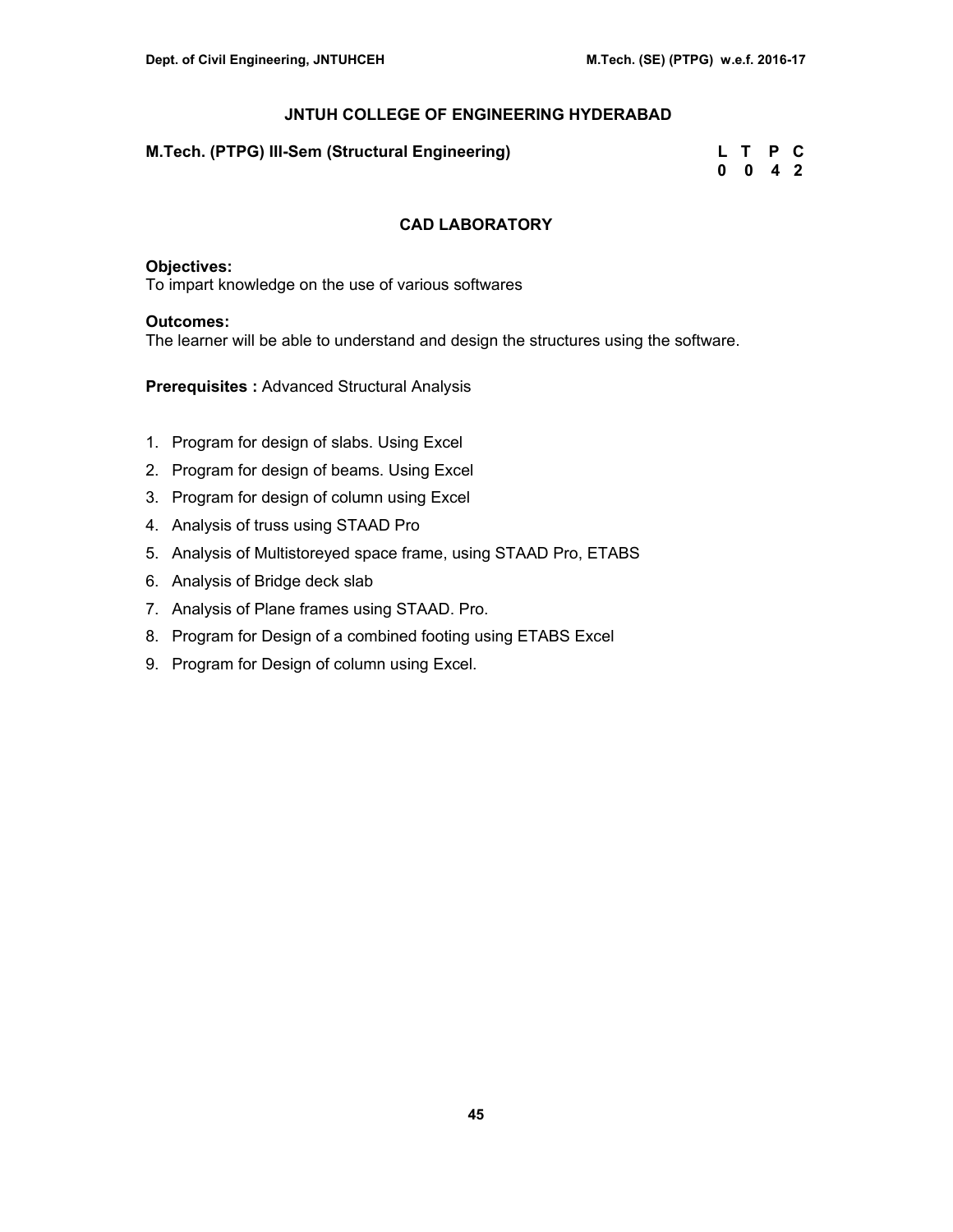# JNTUH COLLEGE OF ENGINEERING HYDERABAD

**M.Tech. (PTPG) III-Sem (Structural Engineering)**

| L | T | P | C |
|---|---|---|---|
| 0 | 0 | 4 | 2 |

## CAD LABORATORY

**Objectives:**
To impart knowledge on the use of various softwares

**Outcomes:**
The learner will be able to understand and design the structures using the software.

**Prerequisites :** Advanced Structural Analysis

1. Program for design of slabs. Using Excel
2. Program for design of beams. Using Excel
3. Program for design of column using Excel
4. Analysis of truss using STAAD Pro
5. Analysis of Multistoreyed space frame, using STAAD Pro, ETABS
6. Analysis of Bridge deck slab
7. Analysis of Plane frames using STAAD. Pro.
8. Program for Design of a combined footing using ETABS Excel
9. Program for Design of column using Excel.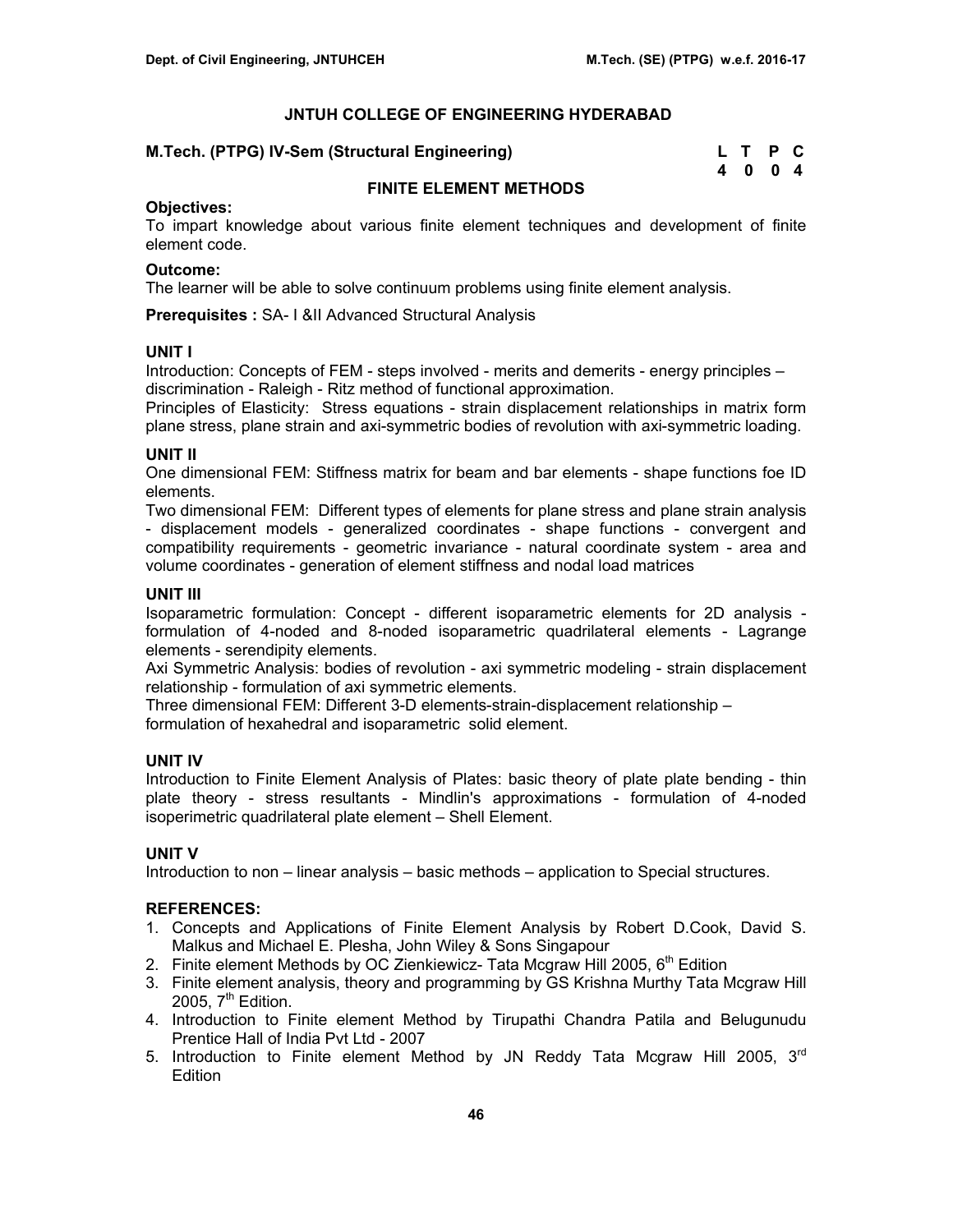# JNTUH COLLEGE OF ENGINEERING HYDERABAD

**M.Tech. (PTPG) IV-Sem (Structural Engineering)**

| L | T | P | C |
|---|---|---|---|
| 4 | 0 | 0 | 4 |

## FINITE ELEMENT METHODS

**Objectives:**
To impart knowledge about various finite element techniques and development of finite element code.

**Outcome:**
The learner will be able to solve continuum problems using finite element analysis.

**Prerequisites :** SA- I &II Advanced Structural Analysis

### UNIT I

Introduction: Concepts of FEM - steps involved - merits and demerits - energy principles – discrimination - Raleigh - Ritz method of functional approximation.

Principles of Elasticity: Stress equations - strain displacement relationships in matrix form plane stress, plane strain and axi-symmetric bodies of revolution with axi-symmetric loading.

### UNIT II

One dimensional FEM: Stiffness matrix for beam and bar elements - shape functions foe ID elements.

Two dimensional FEM: Different types of elements for plane stress and plane strain analysis - displacement models - generalized coordinates - shape functions - convergent and compatibility requirements - geometric invariance - natural coordinate system - area and volume coordinates - generation of element stiffness and nodal load matrices

### UNIT III

Isoparametric formulation: Concept - different isoparametric elements for 2D analysis - formulation of 4-noded and 8-noded isoparametric quadrilateral elements - Lagrange elements - serendipity elements.

Axi Symmetric Analysis: bodies of revolution - axi symmetric modeling - strain displacement relationship - formulation of axi symmetric elements.

Three dimensional FEM: Different 3-D elements-strain-displacement relationship – formulation of hexahedral and isoparametric solid element.

### UNIT IV

Introduction to Finite Element Analysis of Plates: basic theory of plate plate bending - thin plate theory - stress resultants - Mindlin's approximations - formulation of 4-noded isoperimetric quadrilateral plate element – Shell Element.

### UNIT V

Introduction to non – linear analysis – basic methods – application to Special structures.

### REFERENCES:

1. Concepts and Applications of Finite Element Analysis by Robert D.Cook, David S. Malkus and Michael E. Plesha, John Wiley & Sons Singapour
2. Finite element Methods by OC Zienkiewicz- Tata Mcgraw Hill 2005, 6th Edition
3. Finite element analysis, theory and programming by GS Krishna Murthy Tata Mcgraw Hill 2005, 7th Edition.
4. Introduction to Finite element Method by Tirupathi Chandra Patila and Belugunudu Prentice Hall of India Pvt Ltd - 2007
5. Introduction to Finite element Method by JN Reddy Tata Mcgraw Hill 2005, 3rd Edition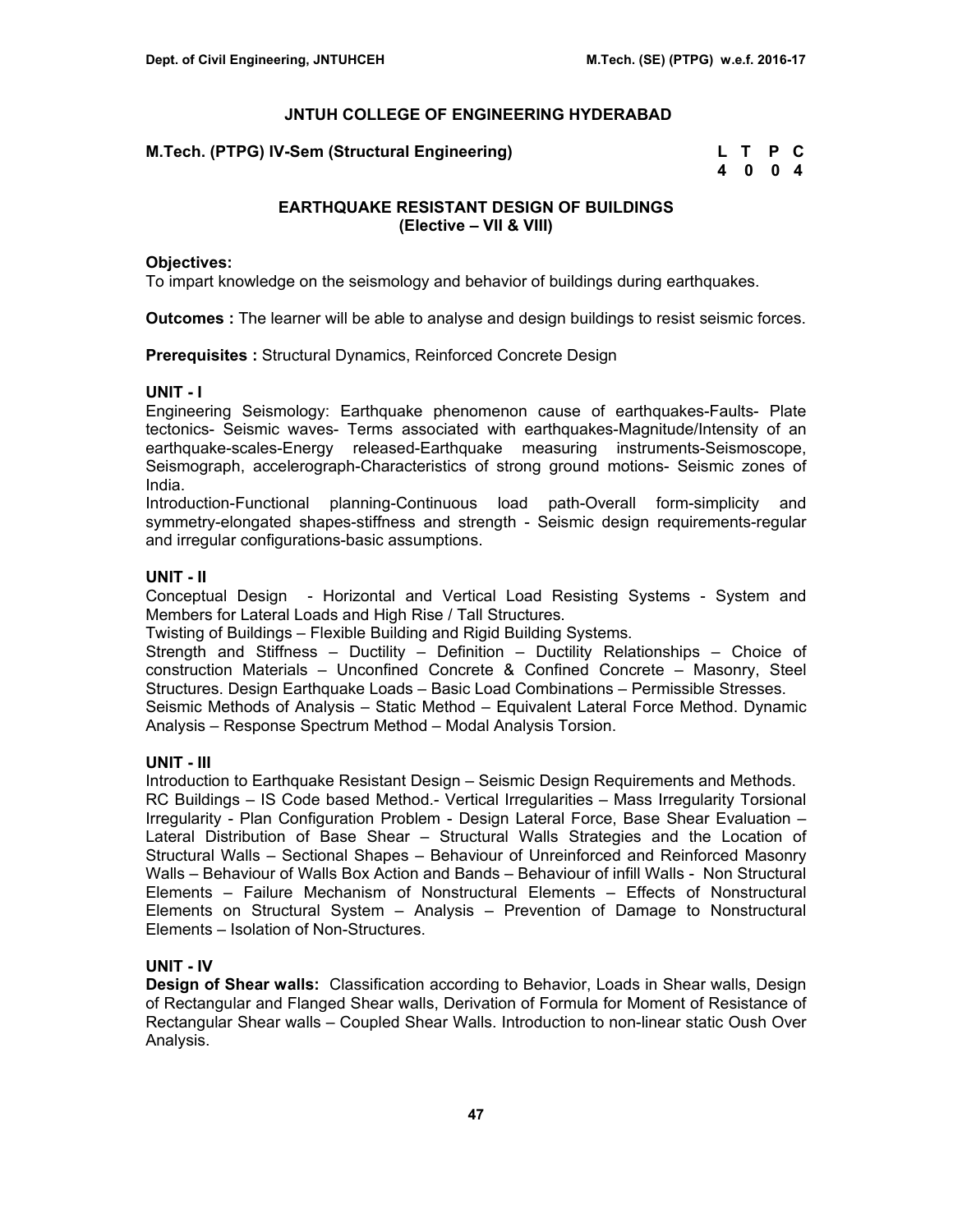# JNTUH COLLEGE OF ENGINEERING HYDERABAD

**M.Tech. (PTPG) IV-Sem (Structural Engineering)**

| L | T | P | C |
|---|---|---|---|
| 4 | 0 | 0 | 4 |

## EARTHQUAKE RESISTANT DESIGN OF BUILDINGS (Elective – VII & VIII)

**Objectives:**
To impart knowledge on the seismology and behavior of buildings during earthquakes.

**Outcomes :** The learner will be able to analyse and design buildings to resist seismic forces.

**Prerequisites :** Structural Dynamics, Reinforced Concrete Design

### UNIT - I

Engineering Seismology: Earthquake phenomenon cause of earthquakes-Faults- Plate tectonics- Seismic waves- Terms associated with earthquakes-Magnitude/Intensity of an earthquake-scales-Energy released-Earthquake measuring instruments-Seismoscope, Seismograph, accelerograph-Characteristics of strong ground motions- Seismic zones of India.

Introduction-Functional planning-Continuous load path-Overall form-simplicity and symmetry-elongated shapes-stiffness and strength - Seismic design requirements-regular and irregular configurations-basic assumptions.

### UNIT - II

Conceptual Design - Horizontal and Vertical Load Resisting Systems - System and Members for Lateral Loads and High Rise / Tall Structures.

Twisting of Buildings – Flexible Building and Rigid Building Systems.

Strength and Stiffness – Ductility – Definition – Ductility Relationships – Choice of construction Materials – Unconfined Concrete & Confined Concrete – Masonry, Steel Structures. Design Earthquake Loads – Basic Load Combinations – Permissible Stresses.

Seismic Methods of Analysis – Static Method – Equivalent Lateral Force Method. Dynamic Analysis – Response Spectrum Method – Modal Analysis Torsion.

### UNIT - III

Introduction to Earthquake Resistant Design – Seismic Design Requirements and Methods.

RC Buildings – IS Code based Method.- Vertical Irregularities – Mass Irregularity Torsional Irregularity - Plan Configuration Problem - Design Lateral Force, Base Shear Evaluation – Lateral Distribution of Base Shear – Structural Walls Strategies and the Location of Structural Walls – Sectional Shapes – Behaviour of Unreinforced and Reinforced Masonry Walls – Behaviour of Walls Box Action and Bands – Behaviour of infill Walls - Non Structural Elements – Failure Mechanism of Nonstructural Elements – Effects of Nonstructural Elements on Structural System – Analysis – Prevention of Damage to Nonstructural Elements – Isolation of Non-Structures.

### UNIT - IV

**Design of Shear walls:** Classification according to Behavior, Loads in Shear walls, Design of Rectangular and Flanged Shear walls, Derivation of Formula for Moment of Resistance of Rectangular Shear walls – Coupled Shear Walls. Introduction to non-linear static Oush Over Analysis.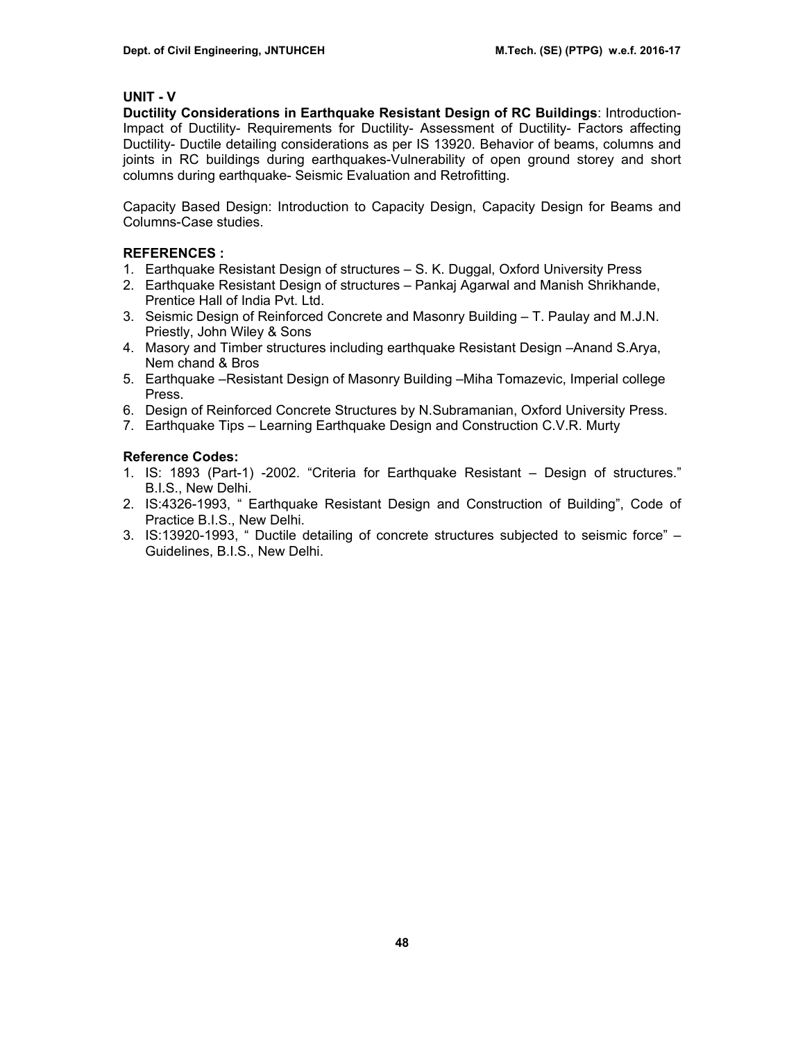## UNIT - V

**Ductility Considerations in Earthquake Resistant Design of RC Buildings**: Introduction- Impact of Ductility- Requirements for Ductility- Assessment of Ductility- Factors affecting Ductility- Ductile detailing considerations as per IS 13920. Behavior of beams, columns and joints in RC buildings during earthquakes-Vulnerability of open ground storey and short columns during earthquake- Seismic Evaluation and Retrofitting.

Capacity Based Design: Introduction to Capacity Design, Capacity Design for Beams and Columns-Case studies.

### REFERENCES :

1. Earthquake Resistant Design of structures – S. K. Duggal, Oxford University Press
2. Earthquake Resistant Design of structures – Pankaj Agarwal and Manish Shrikhande, Prentice Hall of India Pvt. Ltd.
3. Seismic Design of Reinforced Concrete and Masonry Building – T. Paulay and M.J.N. Priestly, John Wiley & Sons
4. Masory and Timber structures including earthquake Resistant Design –Anand S.Arya, Nem chand & Bros
5. Earthquake –Resistant Design of Masonry Building –Miha Tomazevic, Imperial college Press.
6. Design of Reinforced Concrete Structures by N.Subramanian, Oxford University Press.
7. Earthquake Tips – Learning Earthquake Design and Construction C.V.R. Murty

### Reference Codes:

1. IS: 1893 (Part-1) -2002. “Criteria for Earthquake Resistant – Design of structures.” B.I.S., New Delhi.
2. IS:4326-1993, “ Earthquake Resistant Design and Construction of Building”, Code of Practice B.I.S., New Delhi.
3. IS:13920-1993, “ Ductile detailing of concrete structures subjected to seismic force” – Guidelines, B.I.S., New Delhi.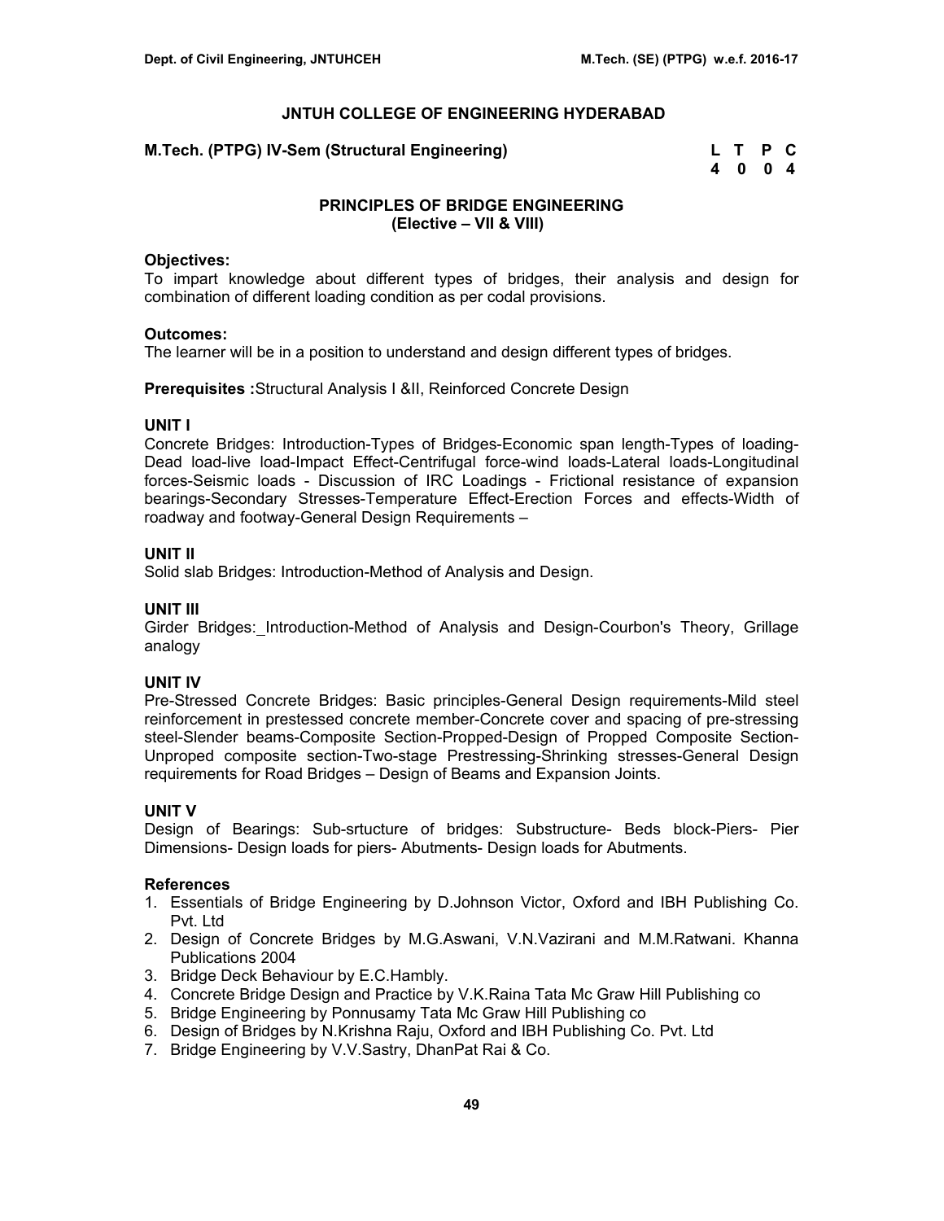## JNTUH COLLEGE OF ENGINEERING HYDERABAD

**M.Tech. (PTPG) IV-Sem (Structural Engineering)**

| L | T | P | C |
|---|---|---|---|
| 4 | 0 | 0 | 4 |

### PRINCIPLES OF BRIDGE ENGINEERING
### (Elective – VII & VIII)

**Objectives:**
To impart knowledge about different types of bridges, their analysis and design for combination of different loading condition as per codal provisions.

**Outcomes:**
The learner will be in a position to understand and design different types of bridges.

**Prerequisites :**Structural Analysis I &II, Reinforced Concrete Design

**UNIT I**
Concrete Bridges: Introduction-Types of Bridges-Economic span length-Types of loading-Dead load-live load-Impact Effect-Centrifugal force-wind loads-Lateral loads-Longitudinal forces-Seismic loads - Discussion of IRC Loadings - Frictional resistance of expansion bearings-Secondary Stresses-Temperature Effect-Erection Forces and effects-Width of roadway and footway-General Design Requirements –

**UNIT II**
Solid slab Bridges: Introduction-Method of Analysis and Design.

**UNIT III**
Girder Bridges:_Introduction-Method of Analysis and Design-Courbon's Theory, Grillage analogy

**UNIT IV**
Pre-Stressed Concrete Bridges: Basic principles-General Design requirements-Mild steel reinforcement in prestessed concrete member-Concrete cover and spacing of pre-stressing steel-Slender beams-Composite Section-Propped-Design of Propped Composite Section-Unproped composite section-Two-stage Prestressing-Shrinking stresses-General Design requirements for Road Bridges – Design of Beams and Expansion Joints.

**UNIT V**
Design of Bearings: Sub-srtucture of bridges: Substructure- Beds block-Piers- Pier Dimensions- Design loads for piers- Abutments- Design loads for Abutments.

**References**
1. Essentials of Bridge Engineering by D.Johnson Victor, Oxford and IBH Publishing Co. Pvt. Ltd
2. Design of Concrete Bridges by M.G.Aswani, V.N.Vazirani and M.M.Ratwani. Khanna Publications 2004
3. Bridge Deck Behaviour by E.C.Hambly.
4. Concrete Bridge Design and Practice by V.K.Raina Tata Mc Graw Hill Publishing co
5. Bridge Engineering by Ponnusamy Tata Mc Graw Hill Publishing co
6. Design of Bridges by N.Krishna Raju, Oxford and IBH Publishing Co. Pvt. Ltd
7. Bridge Engineering by V.V.Sastry, DhanPat Rai & Co.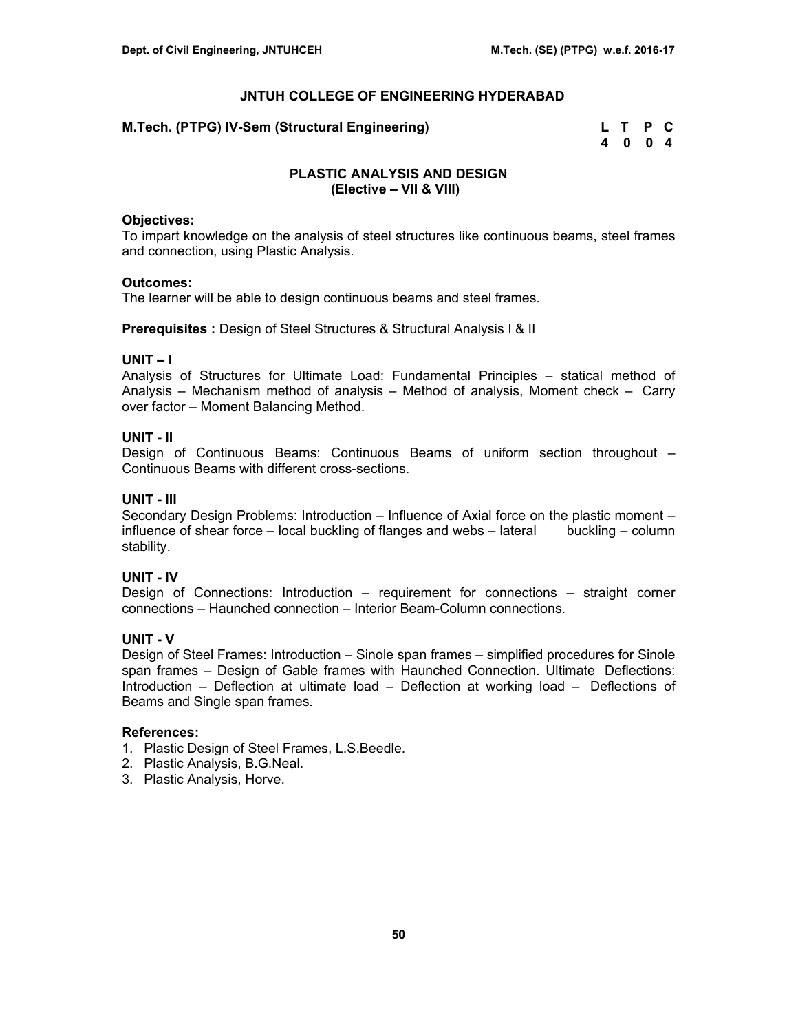# JNTUH COLLEGE OF ENGINEERING HYDERABAD

**M.Tech. (PTPG) IV-Sem (Structural Engineering)**

| L | T | P | C |
|---|---|---|---|
| 4 | 0 | 0 | 4 |

## PLASTIC ANALYSIS AND DESIGN
### (Elective – VII & VIII)

**Objectives:**
To impart knowledge on the analysis of steel structures like continuous beams, steel frames and connection, using Plastic Analysis.

**Outcomes:**
The learner will be able to design continuous beams and steel frames.

**Prerequisites :** Design of Steel Structures & Structural Analysis I & II

**UNIT – I**
Analysis of Structures for Ultimate Load: Fundamental Principles – statical method of Analysis – Mechanism method of analysis – Method of analysis, Moment check – Carry over factor – Moment Balancing Method.

**UNIT - II**
Design of Continuous Beams: Continuous Beams of uniform section throughout – Continuous Beams with different cross-sections.

**UNIT - III**
Secondary Design Problems: Introduction – Influence of Axial force on the plastic moment – influence of shear force – local buckling of flanges and webs – lateral buckling – column stability.

**UNIT - IV**
Design of Connections: Introduction – requirement for connections – straight corner connections – Haunched connection – Interior Beam-Column connections.

**UNIT - V**
Design of Steel Frames: Introduction – Sinole span frames – simplified procedures for Sinole span frames – Design of Gable frames with Haunched Connection. Ultimate Deflections: Introduction – Deflection at ultimate load – Deflection at working load – Deflections of Beams and Single span frames.

**References:**
1. Plastic Design of Steel Frames, L.S.Beedle.
2. Plastic Analysis, B.G.Neal.
3. Plastic Analysis, Horve.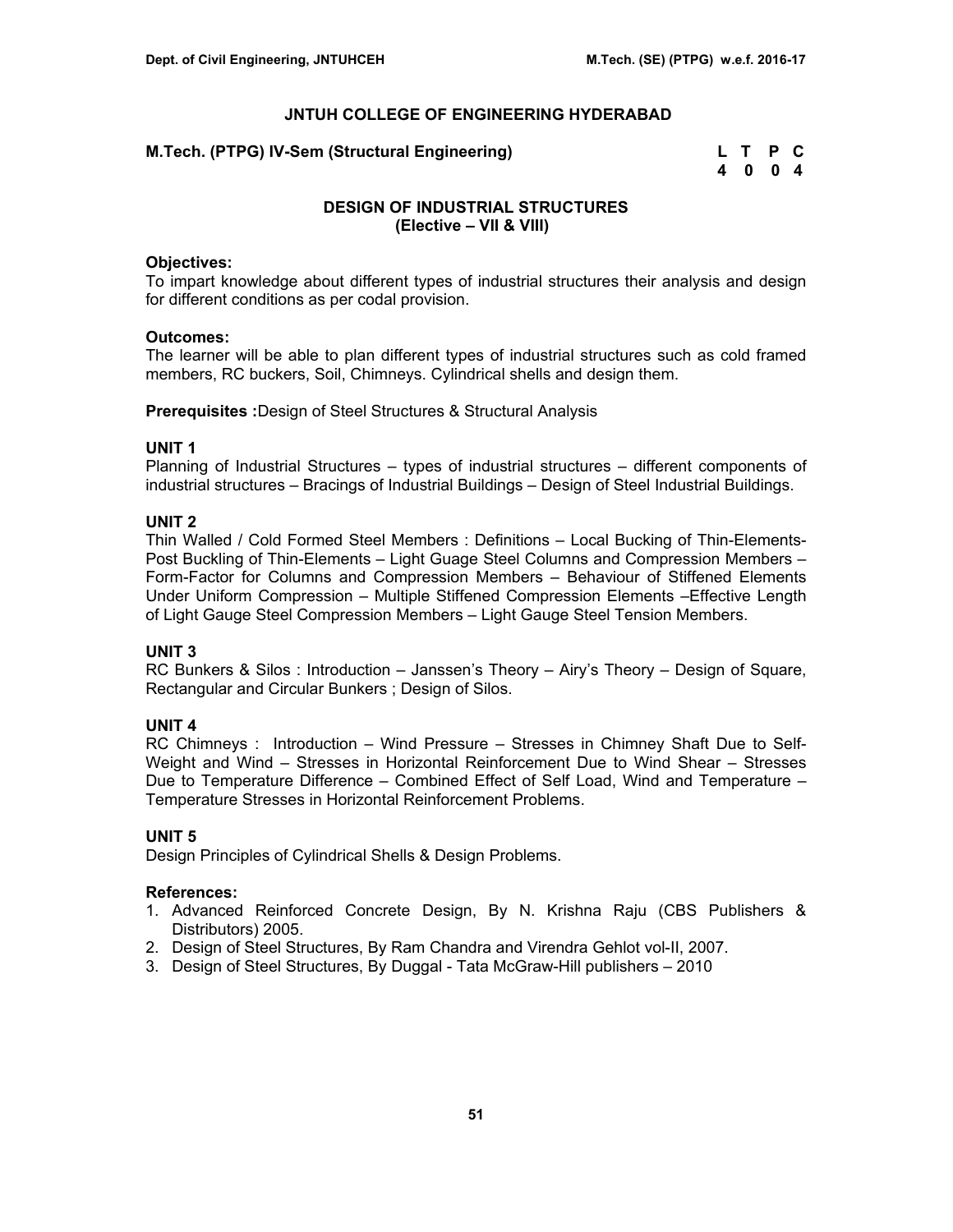# JNTUH COLLEGE OF ENGINEERING HYDERABAD

**M.Tech. (PTPG) IV-Sem (Structural Engineering)**

| L | T | P | C |
|---|---|---|---|
| 4 | 0 | 0 | 4 |

## DESIGN OF INDUSTRIAL STRUCTURES
### (Elective – VII & VIII)

**Objectives:**
To impart knowledge about different types of industrial structures their analysis and design for different conditions as per codal provision.

**Outcomes:**
The learner will be able to plan different types of industrial structures such as cold framed members, RC buckers, Soil, Chimneys. Cylindrical shells and design them.

**Prerequisites :**Design of Steel Structures & Structural Analysis

**UNIT 1**
Planning of Industrial Structures – types of industrial structures – different components of industrial structures – Bracings of Industrial Buildings – Design of Steel Industrial Buildings.

**UNIT 2**
Thin Walled / Cold Formed Steel Members : Definitions – Local Bucking of Thin-Elements-Post Buckling of Thin-Elements – Light Guage Steel Columns and Compression Members – Form-Factor for Columns and Compression Members – Behaviour of Stiffened Elements Under Uniform Compression – Multiple Stiffened Compression Elements –Effective Length of Light Gauge Steel Compression Members – Light Gauge Steel Tension Members.

**UNIT 3**
RC Bunkers & Silos : Introduction – Janssen's Theory – Airy's Theory – Design of Square, Rectangular and Circular Bunkers ; Design of Silos.

**UNIT 4**
RC Chimneys : Introduction – Wind Pressure – Stresses in Chimney Shaft Due to Self-Weight and Wind – Stresses in Horizontal Reinforcement Due to Wind Shear – Stresses Due to Temperature Difference – Combined Effect of Self Load, Wind and Temperature – Temperature Stresses in Horizontal Reinforcement Problems.

**UNIT 5**
Design Principles of Cylindrical Shells & Design Problems.

**References:**
1. Advanced Reinforced Concrete Design, By N. Krishna Raju (CBS Publishers & Distributors) 2005.
2. Design of Steel Structures, By Ram Chandra and Virendra Gehlot vol-II, 2007.
3. Design of Steel Structures, By Duggal - Tata McGraw-Hill publishers – 2010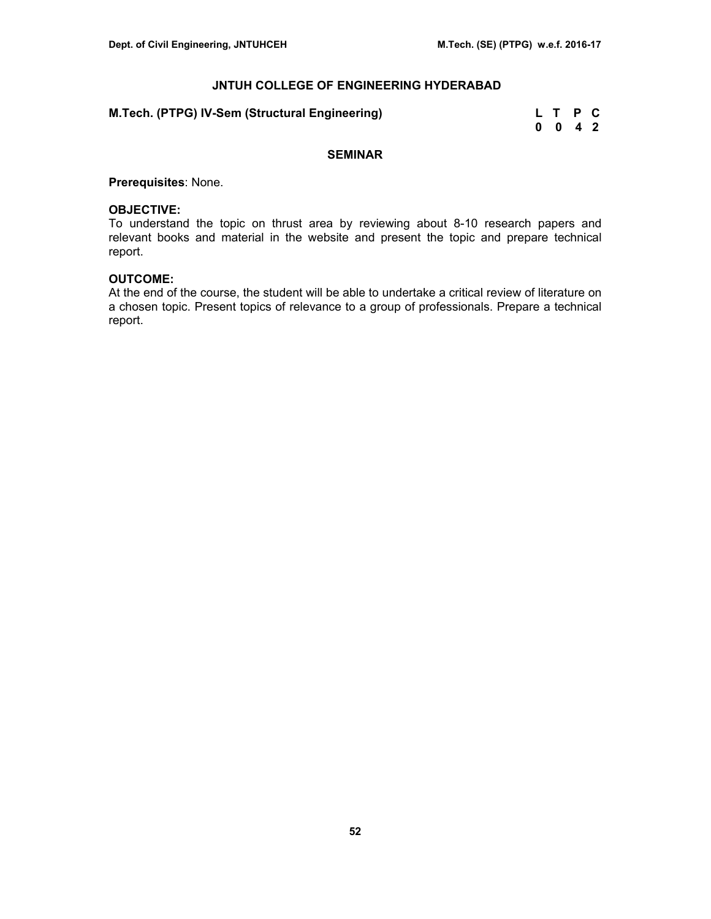# JNTUH COLLEGE OF ENGINEERING HYDERABAD

**M.Tech. (PTPG) IV-Sem (Structural Engineering)**

| L | T | P | C |
|---|---|---|---|
| 0 | 0 | 4 | 2 |

## SEMINAR

**Prerequisites**: None.

**OBJECTIVE:**
To understand the topic on thrust area by reviewing about 8-10 research papers and relevant books and material in the website and present the topic and prepare technical report.

**OUTCOME:**
At the end of the course, the student will be able to undertake a critical review of literature on a chosen topic. Present topics of relevance to a group of professionals. Prepare a technical report.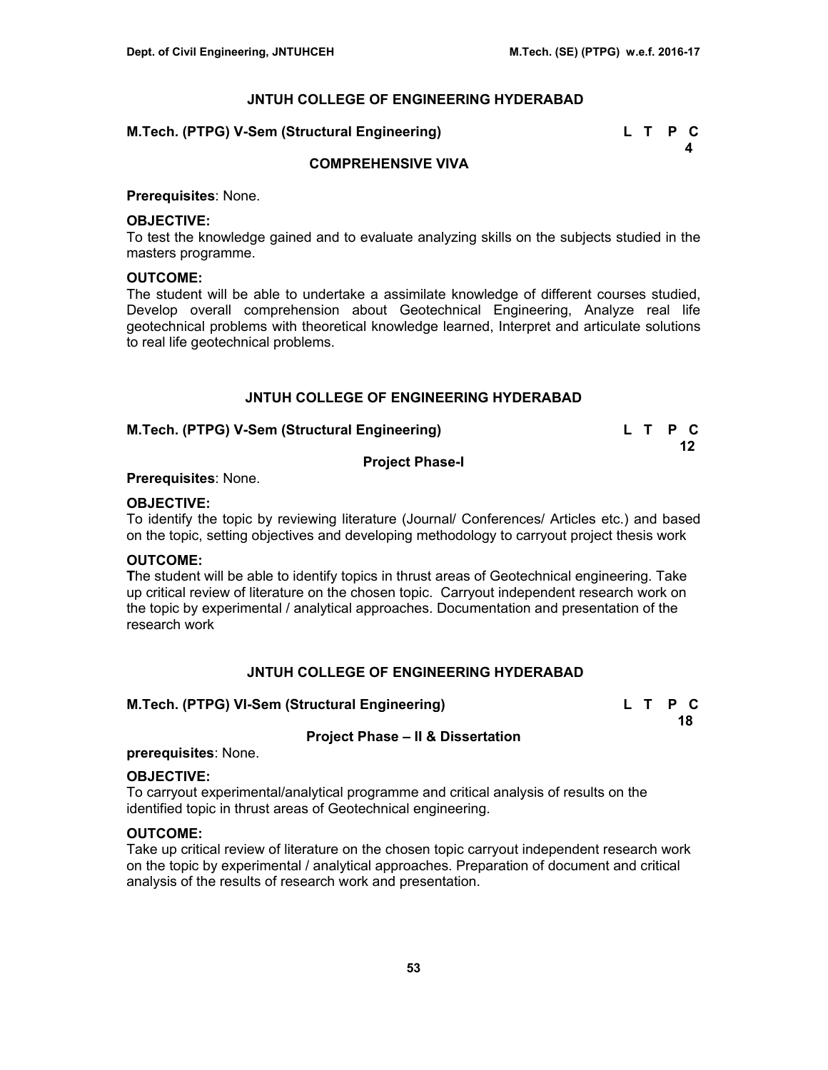## JNTUH COLLEGE OF ENGINEERING HYDERABAD

**M.Tech. (PTPG) V-Sem (Structural Engineering)**

| L | T | P | C |
|---|---|---|---|
| | | | 4 |

### COMPREHENSIVE VIVA

**Prerequisites**: None.

**OBJECTIVE:**
To test the knowledge gained and to evaluate analyzing skills on the subjects studied in the masters programme.

**OUTCOME:**
The student will be able to undertake a assimilate knowledge of different courses studied, Develop overall comprehension about Geotechnical Engineering, Analyze real life geotechnical problems with theoretical knowledge learned, Interpret and articulate solutions to real life geotechnical problems.

## JNTUH COLLEGE OF ENGINEERING HYDERABAD

**M.Tech. (PTPG) V-Sem (Structural Engineering)**

| L | T | P | C |
|---|---|---|---|
| | | | 12 |

### Project Phase-I

**Prerequisites**: None.

**OBJECTIVE:**
To identify the topic by reviewing literature (Journal/ Conferences/ Articles etc.) and based on the topic, setting objectives and developing methodology to carryout project thesis work

**OUTCOME:**
**T**he student will be able to identify topics in thrust areas of Geotechnical engineering. Take up critical review of literature on the chosen topic. Carryout independent research work on the topic by experimental / analytical approaches. Documentation and presentation of the research work

## JNTUH COLLEGE OF ENGINEERING HYDERABAD

**M.Tech. (PTPG) VI-Sem (Structural Engineering)**

| L | T | P | C |
|---|---|---|---|
| | | | 18 |

### Project Phase – II & Dissertation

**prerequisites**: None.

**OBJECTIVE:**
To carryout experimental/analytical programme and critical analysis of results on the identified topic in thrust areas of Geotechnical engineering.

**OUTCOME:**
Take up critical review of literature on the chosen topic carryout independent research work on the topic by experimental / analytical approaches. Preparation of document and critical analysis of the results of research work and presentation.